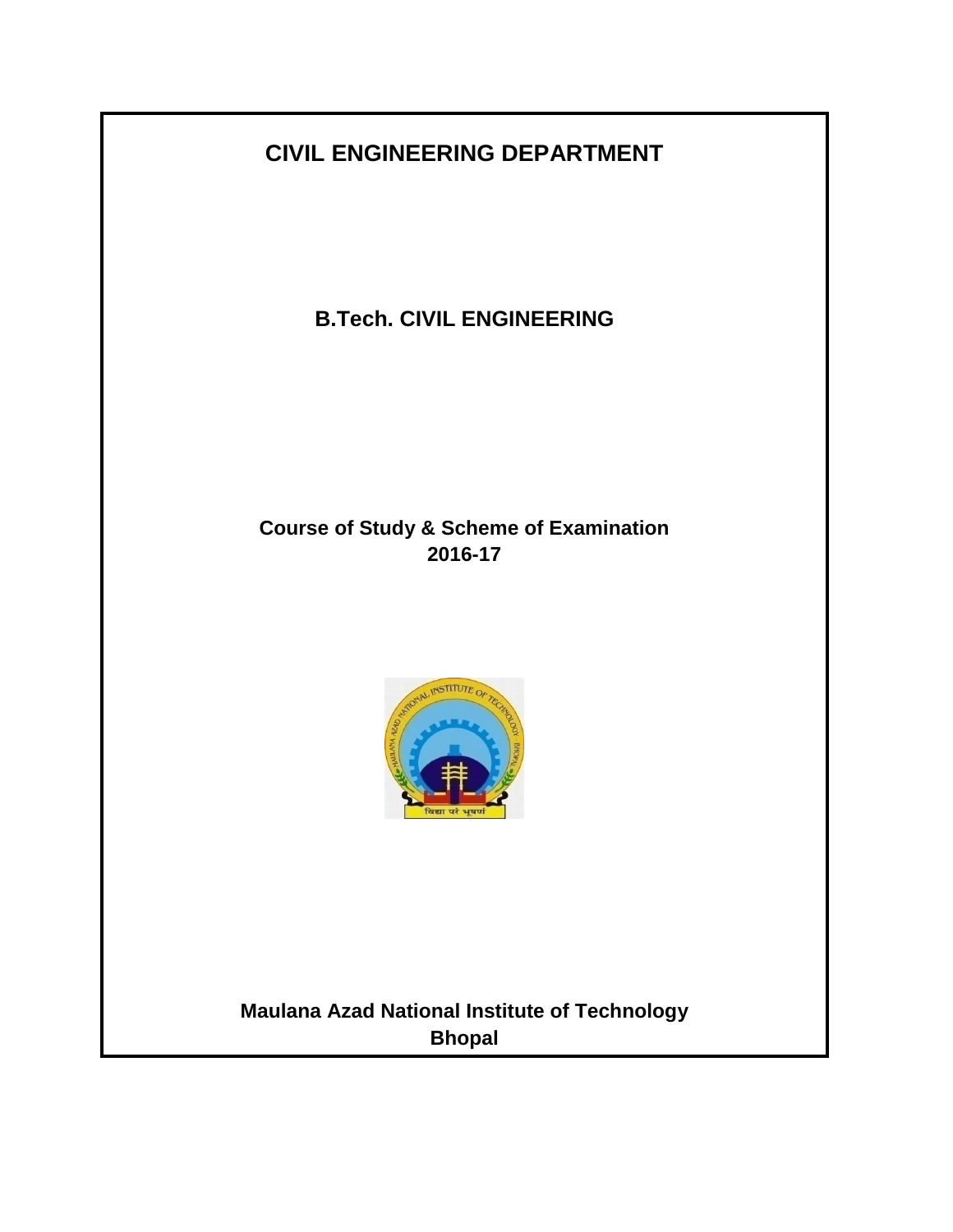# CIVIL ENGINEERING DEPARTMENT

## B.Tech. CIVIL ENGINEERING

**Course of Study & Scheme of Examination**
**2016-17**

**Maulana Azad National Institute of Technology**
**Bhopal**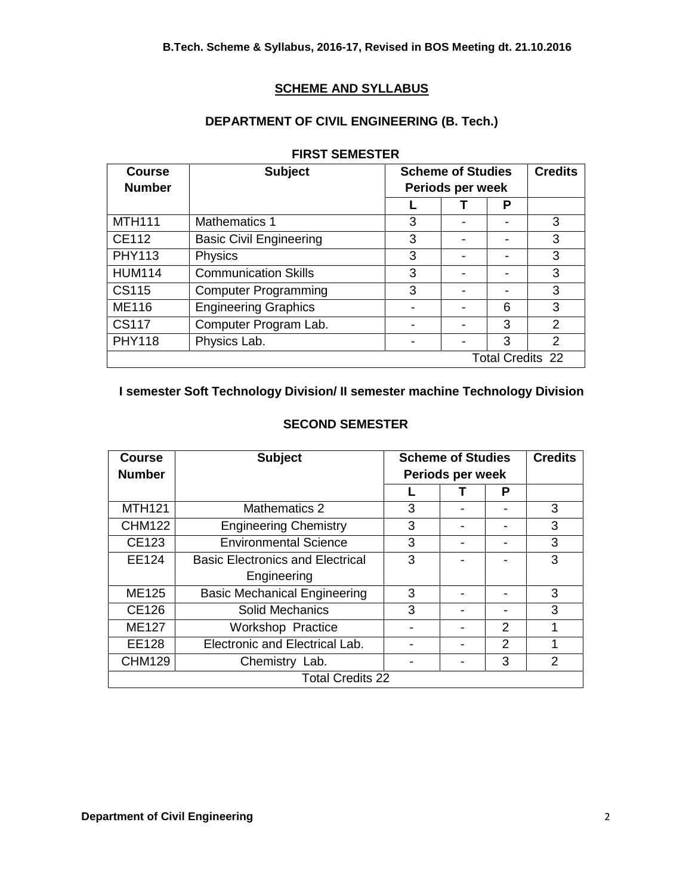## SCHEME AND SYLLABUS

## DEPARTMENT OF CIVIL ENGINEERING (B. Tech.)

### FIRST SEMESTER

| Course Number | Subject | Scheme of Studies Periods per week | | | Credits |
|---|---|---|---|---|---|
| | | L | T | P | |
| MTH111 | Mathematics 1 | 3 | - | - | 3 |
| CE112 | Basic Civil Engineering | 3 | - | - | 3 |
| PHY113 | Physics | 3 | - | - | 3 |
| HUM114 | Communication Skills | 3 | - | - | 3 |
| CS115 | Computer Programming | 3 | - | - | 3 |
| ME116 | Engineering Graphics | - | - | 6 | 3 |
| CS117 | Computer Program Lab. | - | - | 3 | 2 |
| PHY118 | Physics Lab. | - | - | 3 | 2 |
| Total Credits 22 | | | | | |

**I semester Soft Technology Division/ II semester machine Technology Division**

### SECOND SEMESTER

| Course Number | Subject | Scheme of Studies Periods per week | | | Credits |
|---|---|---|---|---|---|
| | | L | T | P | |
| MTH121 | Mathematics 2 | 3 | - | - | 3 |
| CHM122 | Engineering Chemistry | 3 | - | - | 3 |
| CE123 | Environmental Science | 3 | - | - | 3 |
| EE124 | Basic Electronics and Electrical Engineering | 3 | - | - | 3 |
| ME125 | Basic Mechanical Engineering | 3 | - | - | 3 |
| CE126 | Solid Mechanics | 3 | - | - | 3 |
| ME127 | Workshop Practice | - | - | 2 | 1 |
| EE128 | Electronic and Electrical Lab. | - | - | 2 | 1 |
| CHM129 | Chemistry Lab. | - | - | 3 | 2 |
| Total Credits 22 | | | | | |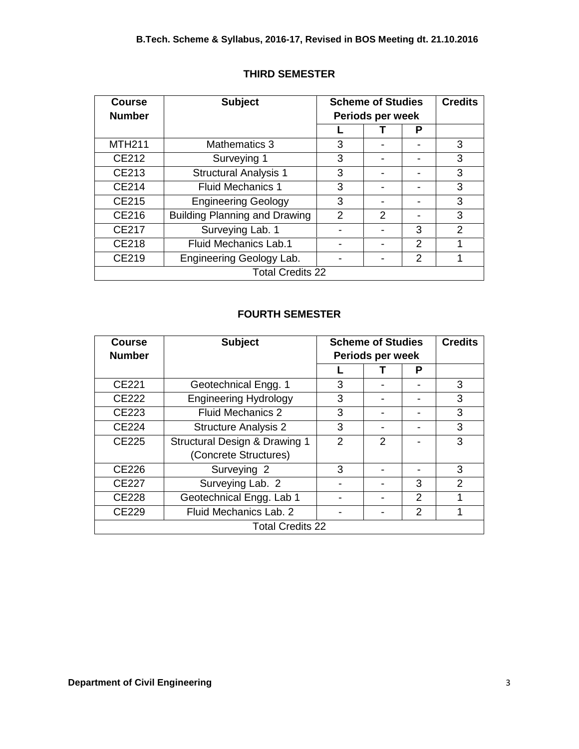## THIRD SEMESTER

| Course Number | Subject | Scheme of Studies Periods per week | | | Credits |
|---|---|---|---|---|---|
| | | L | T | P | |
| MTH211 | Mathematics 3 | 3 | - | - | 3 |
| CE212 | Surveying 1 | 3 | - | - | 3 |
| CE213 | Structural Analysis 1 | 3 | - | - | 3 |
| CE214 | Fluid Mechanics 1 | 3 | - | - | 3 |
| CE215 | Engineering Geology | 3 | - | - | 3 |
| CE216 | Building Planning and Drawing | 2 | 2 | - | 3 |
| CE217 | Surveying Lab. 1 | - | - | 3 | 2 |
| CE218 | Fluid Mechanics Lab.1 | - | - | 2 | 1 |
| CE219 | Engineering Geology Lab. | - | - | 2 | 1 |
| Total Credits 22 | | | | | |

## FOURTH SEMESTER

| Course Number | Subject | Scheme of Studies Periods per week | | | Credits |
|---|---|---|---|---|---|
| | | L | T | P | |
| CE221 | Geotechnical Engg. 1 | 3 | - | - | 3 |
| CE222 | Engineering Hydrology | 3 | - | - | 3 |
| CE223 | Fluid Mechanics 2 | 3 | - | - | 3 |
| CE224 | Structure Analysis 2 | 3 | - | - | 3 |
| CE225 | Structural Design & Drawing 1 (Concrete Structures) | 2 | 2 | - | 3 |
| CE226 | Surveying 2 | 3 | - | - | 3 |
| CE227 | Surveying Lab. 2 | - | - | 3 | 2 |
| CE228 | Geotechnical Engg. Lab 1 | - | - | 2 | 1 |
| CE229 | Fluid Mechanics Lab. 2 | - | - | 2 | 1 |
| Total Credits 22 | | | | | |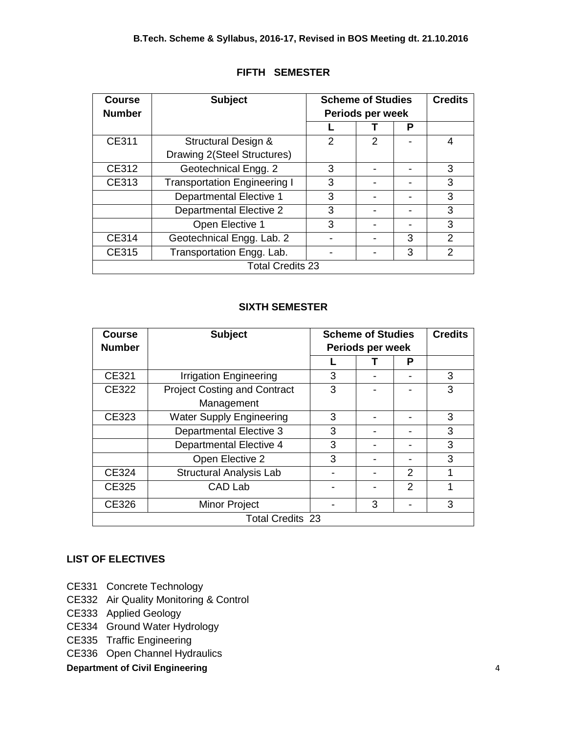## FIFTH SEMESTER

| Course Number | Subject | Scheme of Studies Periods per week | | | Credits |
|---|---|---|---|---|---|
| | | L | T | P | |
| CE311 | Structural Design & Drawing 2(Steel Structures) | 2 | 2 | - | 4 |
| CE312 | Geotechnical Engg. 2 | 3 | - | - | 3 |
| CE313 | Transportation Engineering I | 3 | - | - | 3 |
| | Departmental Elective 1 | 3 | - | - | 3 |
| | Departmental Elective 2 | 3 | - | - | 3 |
| | Open Elective 1 | 3 | - | - | 3 |
| CE314 | Geotechnical Engg. Lab. 2 | - | - | 3 | 2 |
| CE315 | Transportation Engg. Lab. | - | - | 3 | 2 |
| Total Credits 23 | | | | | |

## SIXTH SEMESTER

| Course Number | Subject | Scheme of Studies Periods per week | | | Credits |
|---|---|---|---|---|---|
| | | L | T | P | |
| CE321 | Irrigation Engineering | 3 | - | - | 3 |
| CE322 | Project Costing and Contract Management | 3 | - | - | 3 |
| CE323 | Water Supply Engineering | 3 | - | - | 3 |
| | Departmental Elective 3 | 3 | - | - | 3 |
| | Departmental Elective 4 | 3 | - | - | 3 |
| | Open Elective 2 | 3 | - | - | 3 |
| CE324 | Structural Analysis Lab | - | - | 2 | 1 |
| CE325 | CAD Lab | - | - | 2 | 1 |
| CE326 | Minor Project | - | 3 | - | 3 |
| Total Credits 23 | | | | | |

### LIST OF ELECTIVES

CE331 Concrete Technology
CE332 Air Quality Monitoring & Control
CE333 Applied Geology
CE334 Ground Water Hydrology
CE335 Traffic Engineering
CE336 Open Channel Hydraulics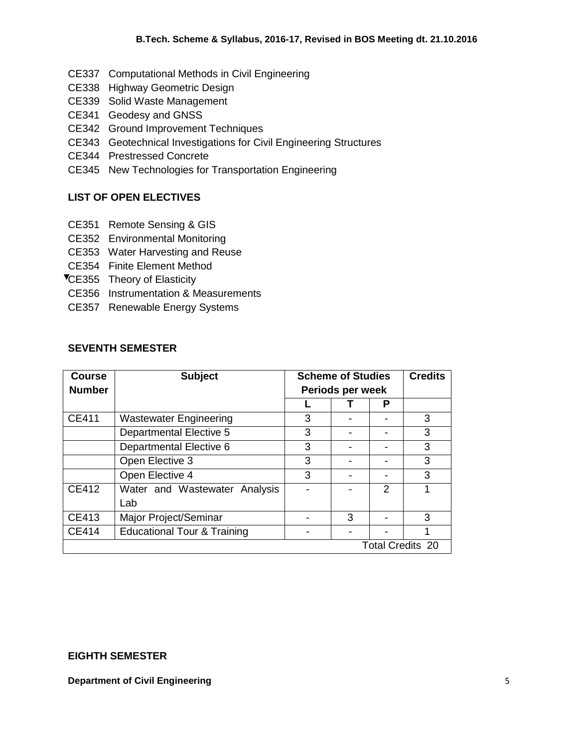- CE337 Computational Methods in Civil Engineering
- CE338 Highway Geometric Design
- CE339 Solid Waste Management
- CE341 Geodesy and GNSS
- CE342 Ground Improvement Techniques
- CE343 Geotechnical Investigations for Civil Engineering Structures
- CE344 Prestressed Concrete
- CE345 New Technologies for Transportation Engineering

## LIST OF OPEN ELECTIVES

- CE351 Remote Sensing & GIS
- CE352 Environmental Monitoring
- CE353 Water Harvesting and Reuse
- CE354 Finite Element Method
- CE355 Theory of Elasticity
- CE356 Instrumentation & Measurements
- CE357 Renewable Energy Systems

## SEVENTH SEMESTER

| Course Number | Subject | Scheme of Studies Periods per week | | | Credits |
|---|---|---|---|---|---|
| | | L | T | P | |
| CE411 | Wastewater Engineering | 3 | - | - | 3 |
| | Departmental Elective 5 | 3 | - | - | 3 |
| | Departmental Elective 6 | 3 | - | - | 3 |
| | Open Elective 3 | 3 | - | - | 3 |
| | Open Elective 4 | 3 | - | - | 3 |
| CE412 | Water and Wastewater Analysis Lab | - | - | 2 | 1 |
| CE413 | Major Project/Seminar | - | 3 | - | 3 |
| CE414 | Educational Tour & Training | - | - | - | 1 |
| | | | | | Total Credits 20 |

## EIGHTH SEMESTER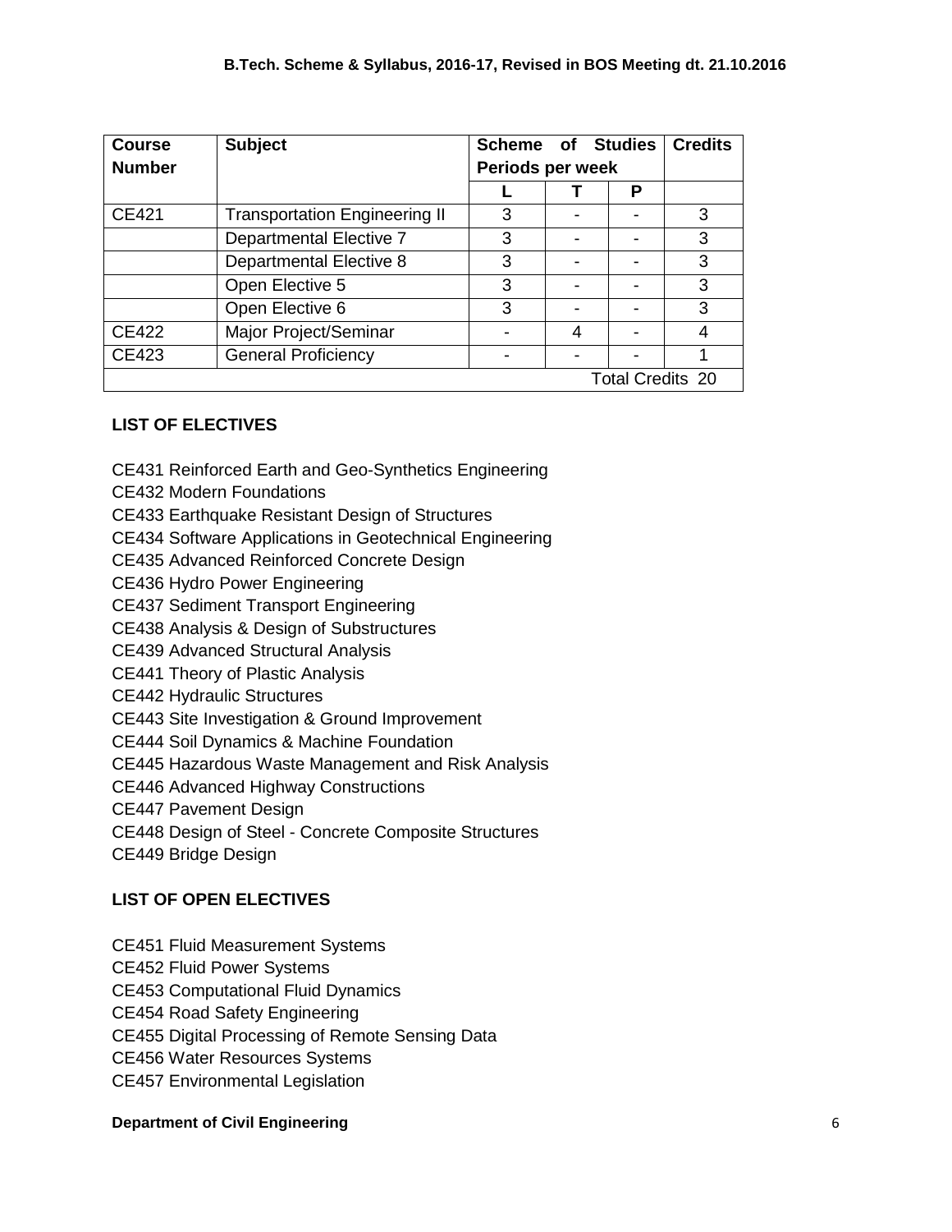| Course Number | Subject | Scheme of Studies Periods per week | | | Credits |
|---|---|---|---|---|---|
| | | L | T | P | |
| CE421 | Transportation Engineering II | 3 | - | - | 3 |
| | Departmental Elective 7 | 3 | - | - | 3 |
| | Departmental Elective 8 | 3 | - | - | 3 |
| | Open Elective 5 | 3 | - | - | 3 |
| | Open Elective 6 | 3 | - | - | 3 |
| CE422 | Major Project/Seminar | - | 4 | - | 4 |
| CE423 | General Proficiency | - | - | - | 1 |
| | | | | | Total Credits 20 |

## LIST OF ELECTIVES

CE431 Reinforced Earth and Geo-Synthetics Engineering
CE432 Modern Foundations
CE433 Earthquake Resistant Design of Structures
CE434 Software Applications in Geotechnical Engineering
CE435 Advanced Reinforced Concrete Design
CE436 Hydro Power Engineering
CE437 Sediment Transport Engineering
CE438 Analysis & Design of Substructures
CE439 Advanced Structural Analysis
CE441 Theory of Plastic Analysis
CE442 Hydraulic Structures
CE443 Site Investigation & Ground Improvement
CE444 Soil Dynamics & Machine Foundation
CE445 Hazardous Waste Management and Risk Analysis
CE446 Advanced Highway Constructions
CE447 Pavement Design
CE448 Design of Steel - Concrete Composite Structures
CE449 Bridge Design

## LIST OF OPEN ELECTIVES

CE451 Fluid Measurement Systems
CE452 Fluid Power Systems
CE453 Computational Fluid Dynamics
CE454 Road Safety Engineering
CE455 Digital Processing of Remote Sensing Data
CE456 Water Resources Systems
CE457 Environmental Legislation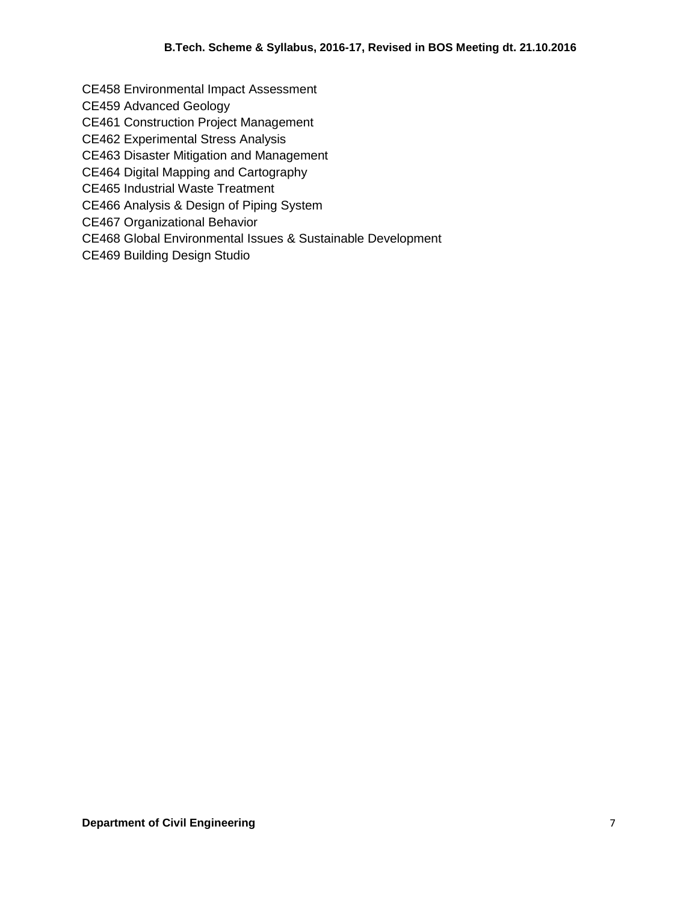CE458 Environmental Impact Assessment
CE459 Advanced Geology
CE461 Construction Project Management
CE462 Experimental Stress Analysis
CE463 Disaster Mitigation and Management
CE464 Digital Mapping and Cartography
CE465 Industrial Waste Treatment
CE466 Analysis & Design of Piping System
CE467 Organizational Behavior
CE468 Global Environmental Issues & Sustainable Development
CE469 Building Design Studio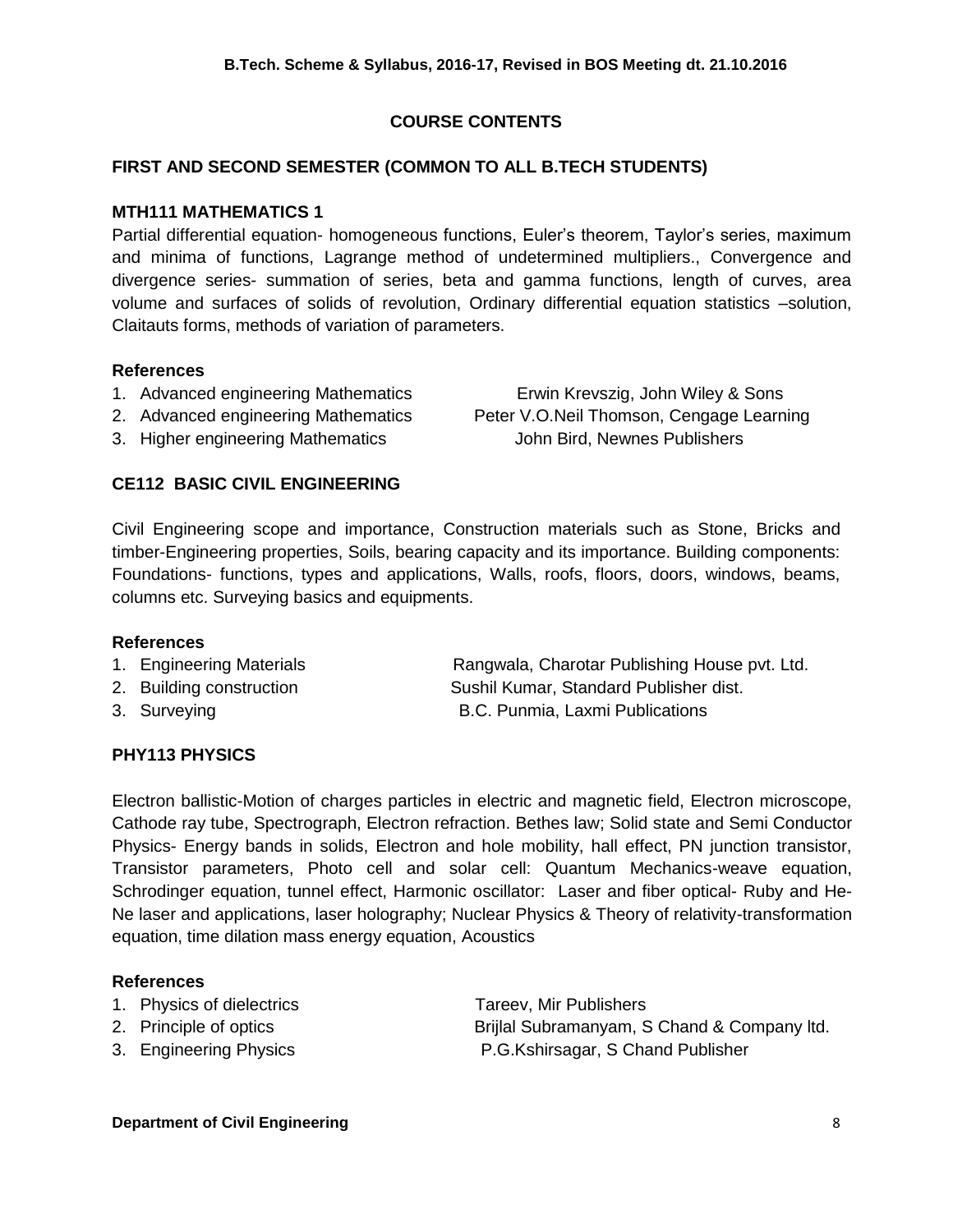## COURSE CONTENTS

### FIRST AND SECOND SEMESTER (COMMON TO ALL B.TECH STUDENTS)

#### MTH111 MATHEMATICS 1

Partial differential equation- homogeneous functions, Euler's theorem, Taylor's series, maximum and minima of functions, Lagrange method of undetermined multipliers., Convergence and divergence series- summation of series, beta and gamma functions, length of curves, area volume and surfaces of solids of revolution, Ordinary differential equation statistics –solution, Claitauts forms, methods of variation of parameters.

**References**

1. Advanced engineering Mathematics — Erwin Krevszig, John Wiley & Sons
2. Advanced engineering Mathematics — Peter V.O.Neil Thomson, Cengage Learning
3. Higher engineering Mathematics — John Bird, Newnes Publishers

#### CE112 BASIC CIVIL ENGINEERING

Civil Engineering scope and importance, Construction materials such as Stone, Bricks and timber-Engineering properties, Soils, bearing capacity and its importance. Building components: Foundations- functions, types and applications, Walls, roofs, floors, doors, windows, beams, columns etc. Surveying basics and equipments.

**References**

1. Engineering Materials — Rangwala, Charotar Publishing House pvt. Ltd.
2. Building construction — Sushil Kumar, Standard Publisher dist.
3. Surveying — B.C. Punmia, Laxmi Publications

#### PHY113 PHYSICS

Electron ballistic-Motion of charges particles in electric and magnetic field, Electron microscope, Cathode ray tube, Spectrograph, Electron refraction. Bethes law; Solid state and Semi Conductor Physics- Energy bands in solids, Electron and hole mobility, hall effect, PN junction transistor, Transistor parameters, Photo cell and solar cell: Quantum Mechanics-weave equation, Schrodinger equation, tunnel effect, Harmonic oscillator: Laser and fiber optical- Ruby and He-Ne laser and applications, laser holography; Nuclear Physics & Theory of relativity-transformation equation, time dilation mass energy equation, Acoustics

**References**

1. Physics of dielectrics — Tareev, Mir Publishers
2. Principle of optics — Brijlal Subramanyam, S Chand & Company ltd.
3. Engineering Physics — P.G.Kshirsagar, S Chand Publisher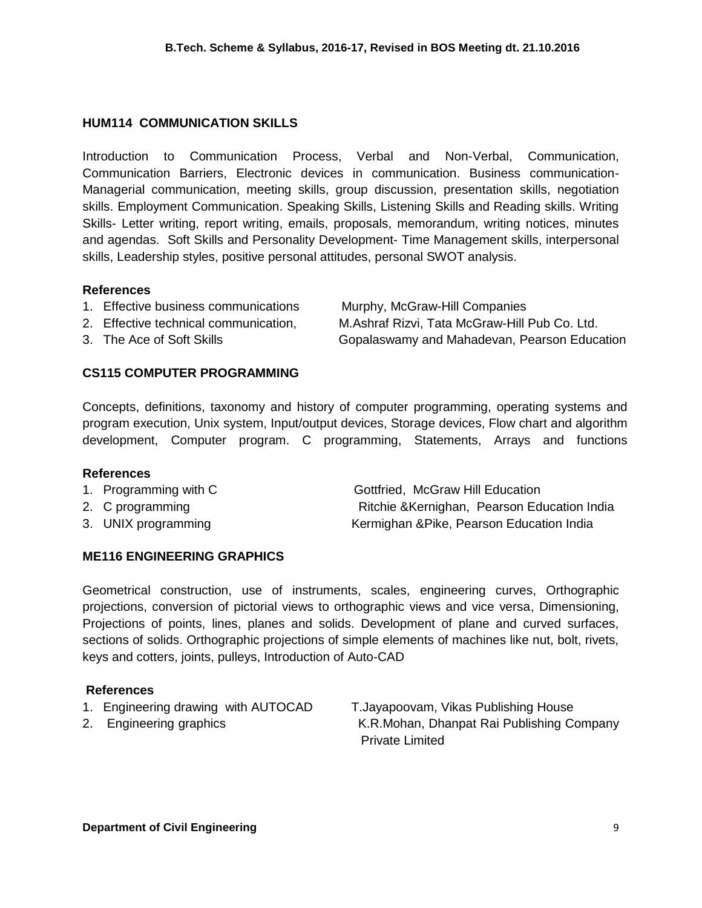### HUM114 COMMUNICATION SKILLS

Introduction to Communication Process, Verbal and Non-Verbal, Communication, Communication Barriers, Electronic devices in communication. Business communication- Managerial communication, meeting skills, group discussion, presentation skills, negotiation skills. Employment Communication. Speaking Skills, Listening Skills and Reading skills. Writing Skills- Letter writing, report writing, emails, proposals, memorandum, writing notices, minutes and agendas. Soft Skills and Personality Development- Time Management skills, interpersonal skills, Leadership styles, positive personal attitudes, personal SWOT analysis.

**References**

1. Effective business communications — Murphy, McGraw-Hill Companies
2. Effective technical communication, — M.Ashraf Rizvi, Tata McGraw-Hill Pub Co. Ltd.
3. The Ace of Soft Skills — Gopalaswamy and Mahadevan, Pearson Education

### CS115 COMPUTER PROGRAMMING

Concepts, definitions, taxonomy and history of computer programming, operating systems and program execution, Unix system, Input/output devices, Storage devices, Flow chart and algorithm development, Computer program. C programming, Statements, Arrays and functions

**References**

1. Programming with C — Gottfried, McGraw Hill Education
2. C programming — Ritchie &Kernighan, Pearson Education India
3. UNIX programming — Kermighan &Pike, Pearson Education India

### ME116 ENGINEERING GRAPHICS

Geometrical construction, use of instruments, scales, engineering curves, Orthographic projections, conversion of pictorial views to orthographic views and vice versa, Dimensioning, Projections of points, lines, planes and solids. Development of plane and curved surfaces, sections of solids. Orthographic projections of simple elements of machines like nut, bolt, rivets, keys and cotters, joints, pulleys, Introduction of Auto-CAD

**References**

1. Engineering drawing with AUTOCAD — T.Jayapoovam, Vikas Publishing House
2. Engineering graphics — K.R.Mohan, Dhanpat Rai Publishing Company Private Limited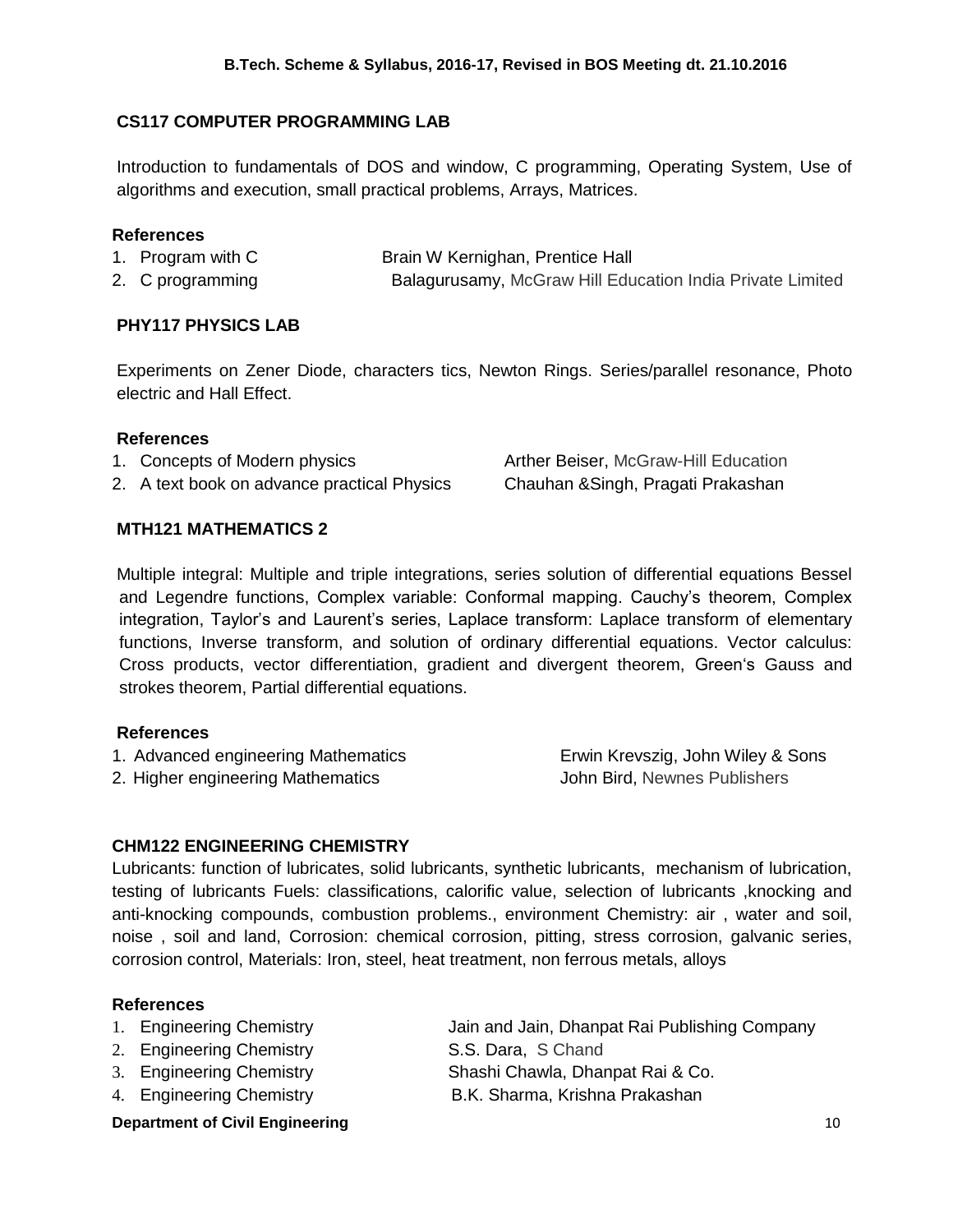### CS117 COMPUTER PROGRAMMING LAB

Introduction to fundamentals of DOS and window, C programming, Operating System, Use of algorithms and execution, small practical problems, Arrays, Matrices.

**References**

1. Program with C — Brain W Kernighan, Prentice Hall
2. C programming — Balagurusamy, McGraw Hill Education India Private Limited

### PHY117 PHYSICS LAB

Experiments on Zener Diode, characters tics, Newton Rings. Series/parallel resonance, Photo electric and Hall Effect.

**References**

1. Concepts of Modern physics — Arther Beiser, McGraw-Hill Education
2. A text book on advance practical Physics — Chauhan &Singh, Pragati Prakashan

### MTH121 MATHEMATICS 2

Multiple integral: Multiple and triple integrations, series solution of differential equations Bessel and Legendre functions, Complex variable: Conformal mapping. Cauchy's theorem, Complex integration, Taylor's and Laurent's series, Laplace transform: Laplace transform of elementary functions, Inverse transform, and solution of ordinary differential equations. Vector calculus: Cross products, vector differentiation, gradient and divergent theorem, Green's Gauss and strokes theorem, Partial differential equations.

**References**

1. Advanced engineering Mathematics — Erwin Krevszig, John Wiley & Sons
2. Higher engineering Mathematics — John Bird, Newnes Publishers

### CHM122 ENGINEERING CHEMISTRY

Lubricants: function of lubricates, solid lubricants, synthetic lubricants, mechanism of lubrication, testing of lubricants Fuels: classifications, calorific value, selection of lubricants ,knocking and anti-knocking compounds, combustion problems., environment Chemistry: air , water and soil, noise , soil and land, Corrosion: chemical corrosion, pitting, stress corrosion, galvanic series, corrosion control, Materials: Iron, steel, heat treatment, non ferrous metals, alloys

**References**

1. Engineering Chemistry — Jain and Jain, Dhanpat Rai Publishing Company
2. Engineering Chemistry — S.S. Dara, S Chand
3. Engineering Chemistry — Shashi Chawla, Dhanpat Rai & Co.
4. Engineering Chemistry — B.K. Sharma, Krishna Prakashan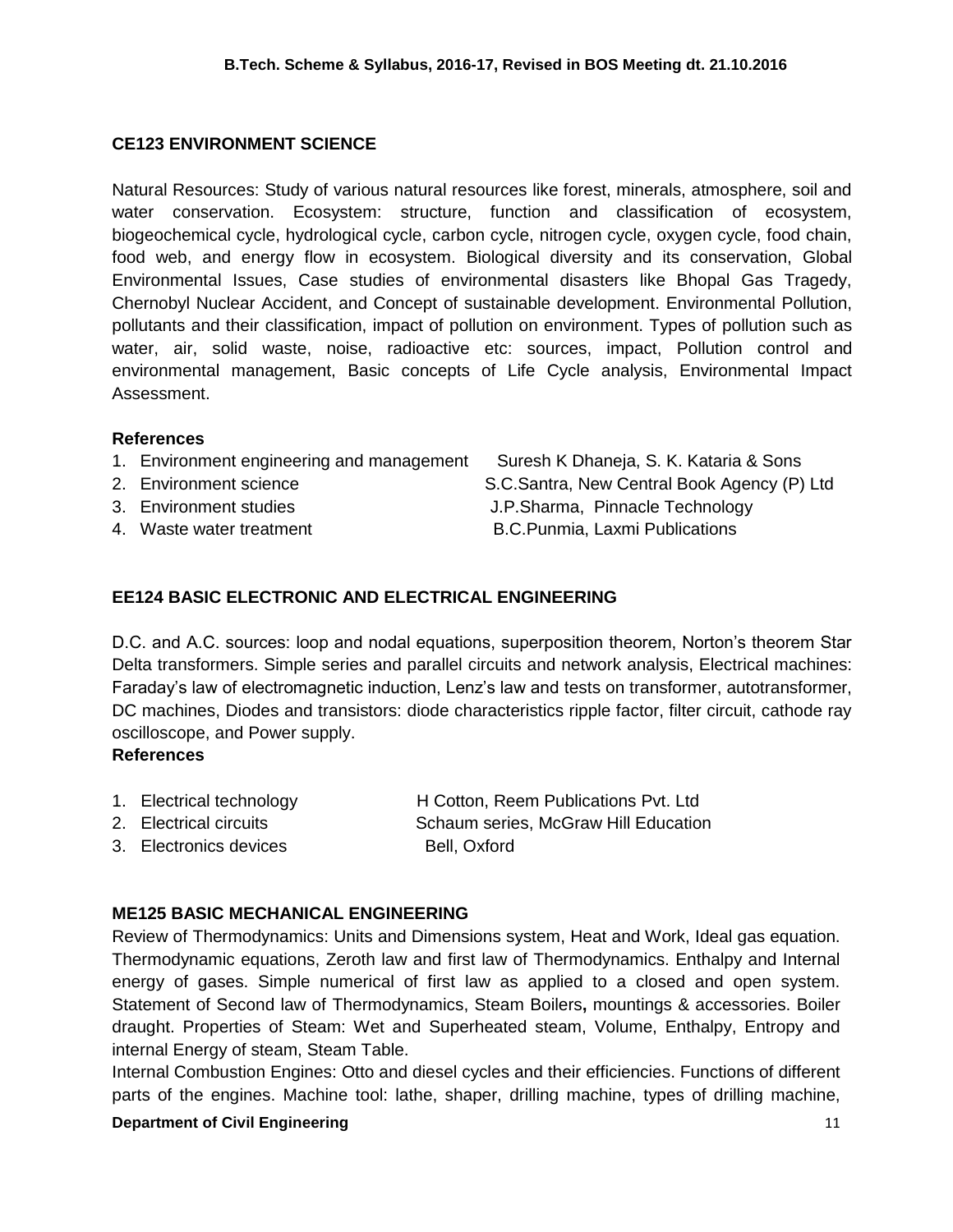## CE123 ENVIRONMENT SCIENCE

Natural Resources: Study of various natural resources like forest, minerals, atmosphere, soil and water conservation. Ecosystem: structure, function and classification of ecosystem, biogeochemical cycle, hydrological cycle, carbon cycle, nitrogen cycle, oxygen cycle, food chain, food web, and energy flow in ecosystem. Biological diversity and its conservation, Global Environmental Issues, Case studies of environmental disasters like Bhopal Gas Tragedy, Chernobyl Nuclear Accident, and Concept of sustainable development. Environmental Pollution, pollutants and their classification, impact of pollution on environment. Types of pollution such as water, air, solid waste, noise, radioactive etc: sources, impact, Pollution control and environmental management, Basic concepts of Life Cycle analysis, Environmental Impact Assessment.

### References

1. Environment engineering and management — Suresh K Dhaneja, S. K. Kataria & Sons
2. Environment science — S.C.Santra, New Central Book Agency (P) Ltd
3. Environment studies — J.P.Sharma, Pinnacle Technology
4. Waste water treatment — B.C.Punmia, Laxmi Publications

## EE124 BASIC ELECTRONIC AND ELECTRICAL ENGINEERING

D.C. and A.C. sources: loop and nodal equations, superposition theorem, Norton's theorem Star Delta transformers. Simple series and parallel circuits and network analysis, Electrical machines: Faraday's law of electromagnetic induction, Lenz's law and tests on transformer, autotransformer, DC machines, Diodes and transistors: diode characteristics ripple factor, filter circuit, cathode ray oscilloscope, and Power supply.

### References

1. Electrical technology — H Cotton, Reem Publications Pvt. Ltd
2. Electrical circuits — Schaum series, McGraw Hill Education
3. Electronics devices — Bell, Oxford

## ME125 BASIC MECHANICAL ENGINEERING

Review of Thermodynamics: Units and Dimensions system, Heat and Work, Ideal gas equation. Thermodynamic equations, Zeroth law and first law of Thermodynamics. Enthalpy and Internal energy of gases. Simple numerical of first law as applied to a closed and open system. Statement of Second law of Thermodynamics, Steam Boilers**,** mountings & accessories. Boiler draught. Properties of Steam: Wet and Superheated steam, Volume, Enthalpy, Entropy and internal Energy of steam, Steam Table.

Internal Combustion Engines: Otto and diesel cycles and their efficiencies. Functions of different parts of the engines. Machine tool: lathe, shaper, drilling machine, types of drilling machine,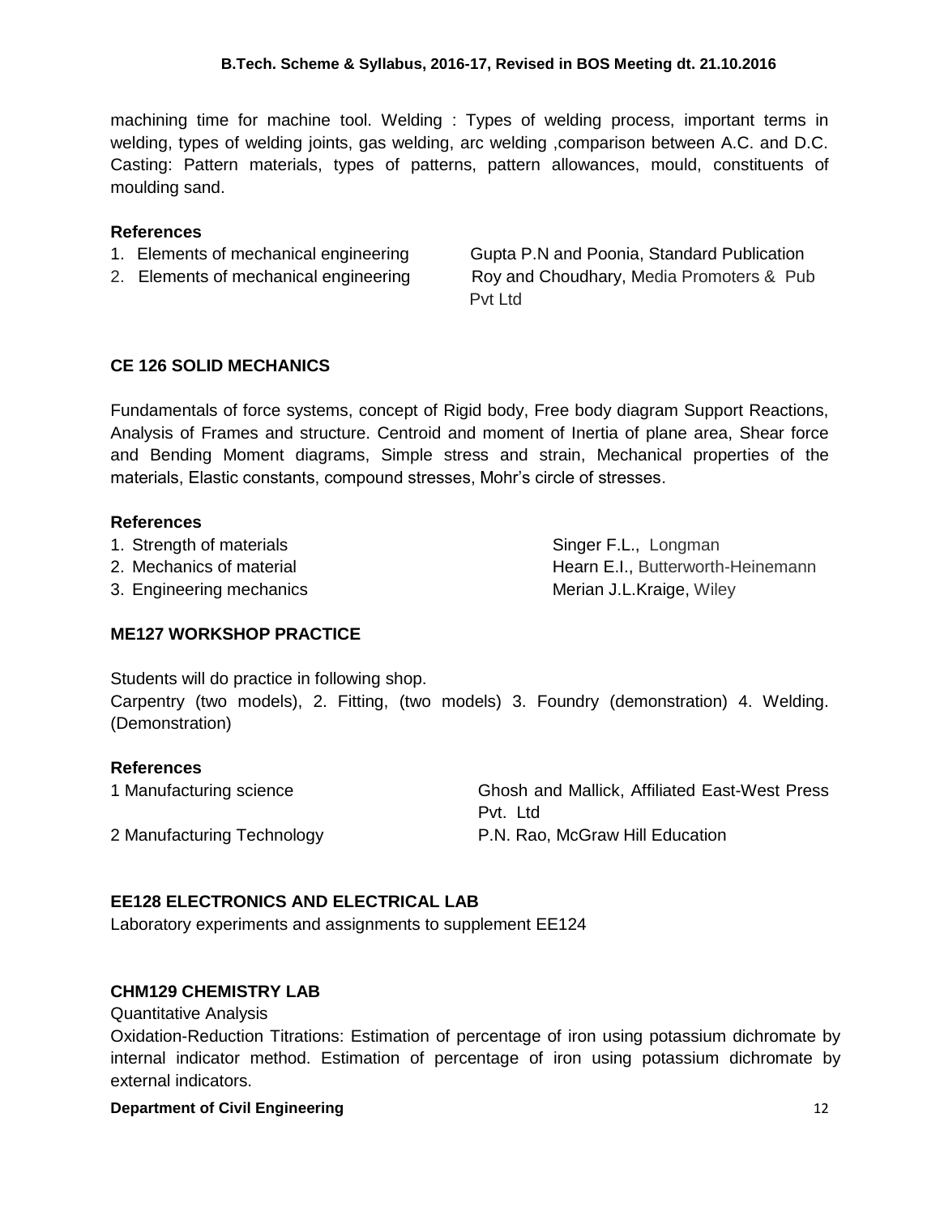machining time for machine tool. Welding : Types of welding process, important terms in welding, types of welding joints, gas welding, arc welding ,comparison between A.C. and D.C. Casting: Pattern materials, types of patterns, pattern allowances, mould, constituents of moulding sand.

**References**

1. Elements of mechanical engineering — Gupta P.N and Poonia, Standard Publication
2. Elements of mechanical engineering — Roy and Choudhary, Media Promoters & Pub Pvt Ltd

### CE 126 SOLID MECHANICS

Fundamentals of force systems, concept of Rigid body, Free body diagram Support Reactions, Analysis of Frames and structure. Centroid and moment of Inertia of plane area, Shear force and Bending Moment diagrams, Simple stress and strain, Mechanical properties of the materials, Elastic constants, compound stresses, Mohr's circle of stresses.

**References**

1. Strength of materials — Singer F.L., Longman
2. Mechanics of material — Hearn E.I., Butterworth-Heinemann
3. Engineering mechanics — Merian J.L.Kraige, Wiley

### ME127 WORKSHOP PRACTICE

Students will do practice in following shop.
Carpentry (two models), 2. Fitting, (two models) 3. Foundry (demonstration) 4. Welding. (Demonstration)

**References**

1 Manufacturing science — Ghosh and Mallick, Affiliated East-West Press Pvt. Ltd
2 Manufacturing Technology — P.N. Rao, McGraw Hill Education

### EE128 ELECTRONICS AND ELECTRICAL LAB

Laboratory experiments and assignments to supplement EE124

### CHM129 CHEMISTRY LAB

Quantitative Analysis
Oxidation-Reduction Titrations: Estimation of percentage of iron using potassium dichromate by internal indicator method. Estimation of percentage of iron using potassium dichromate by external indicators.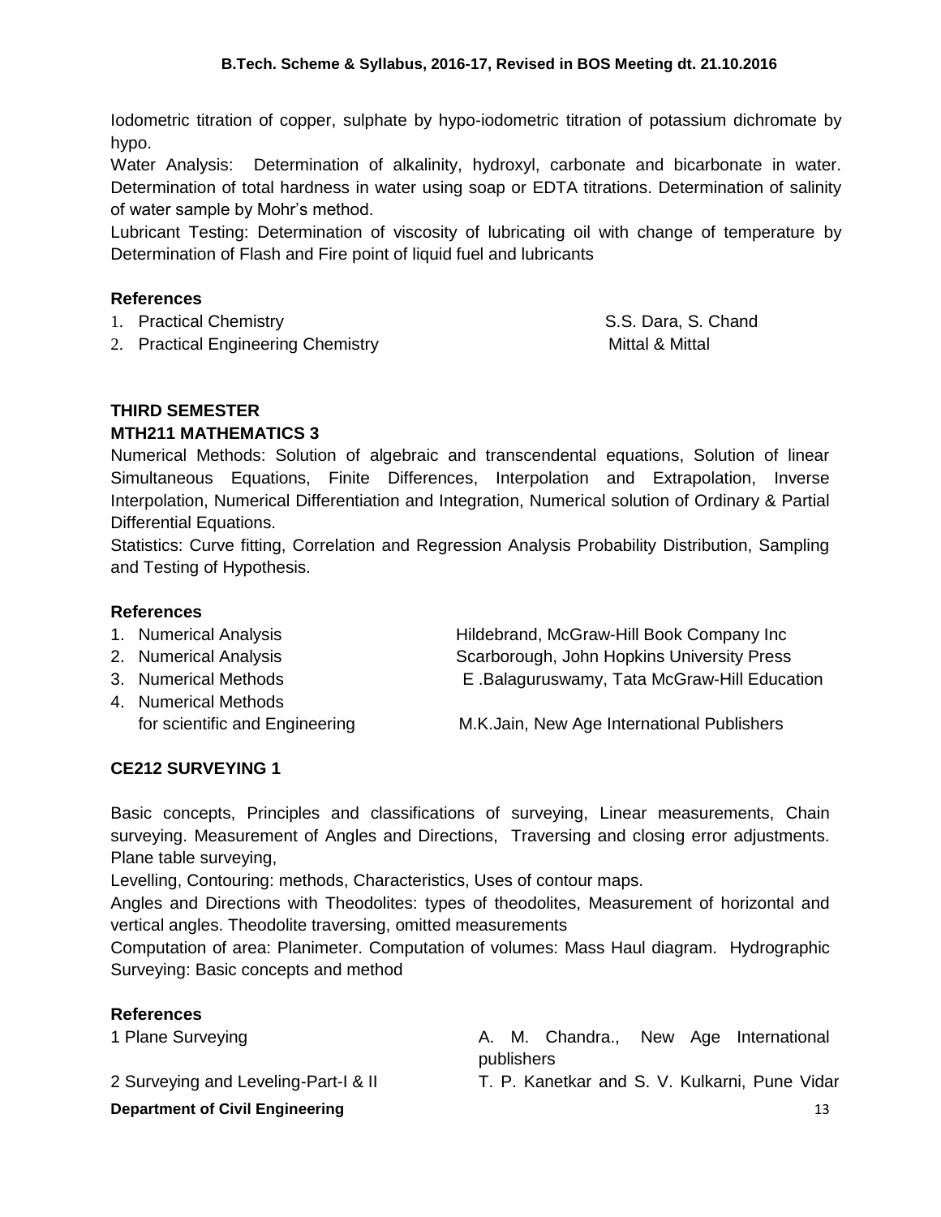Iodometric titration of copper, sulphate by hypo-iodometric titration of potassium dichromate by hypo.

Water Analysis: Determination of alkalinity, hydroxyl, carbonate and bicarbonate in water. Determination of total hardness in water using soap or EDTA titrations. Determination of salinity of water sample by Mohr's method.

Lubricant Testing: Determination of viscosity of lubricating oil with change of temperature by Determination of Flash and Fire point of liquid fuel and lubricants

### References

| | |
|---|---|
| 1. Practical Chemistry | S.S. Dara, S. Chand |
| 2. Practical Engineering Chemistry | Mittal & Mittal |

## THIRD SEMESTER

### MTH211 MATHEMATICS 3

Numerical Methods: Solution of algebraic and transcendental equations, Solution of linear Simultaneous Equations, Finite Differences, Interpolation and Extrapolation, Inverse Interpolation, Numerical Differentiation and Integration, Numerical solution of Ordinary & Partial Differential Equations.

Statistics: Curve fitting, Correlation and Regression Analysis Probability Distribution, Sampling and Testing of Hypothesis.

### References

| | |
|---|---|
| 1. Numerical Analysis | Hildebrand, McGraw-Hill Book Company Inc |
| 2. Numerical Analysis | Scarborough, John Hopkins University Press |
| 3. Numerical Methods | E .Balaguruswamy, Tata McGraw-Hill Education |
| 4. Numerical Methods for scientific and Engineering | M.K.Jain, New Age International Publishers |

### CE212 SURVEYING 1

Basic concepts, Principles and classifications of surveying, Linear measurements, Chain surveying. Measurement of Angles and Directions, Traversing and closing error adjustments. Plane table surveying,

Levelling, Contouring: methods, Characteristics, Uses of contour maps.

Angles and Directions with Theodolites: types of theodolites, Measurement of horizontal and vertical angles. Theodolite traversing, omitted measurements

Computation of area: Planimeter. Computation of volumes: Mass Haul diagram. Hydrographic Surveying: Basic concepts and method

### References

| | |
|---|---|
| 1 Plane Surveying | A. M. Chandra., New Age International publishers |
| 2 Surveying and Leveling-Part-I & II | T. P. Kanetkar and S. V. Kulkarni, Pune Vidar |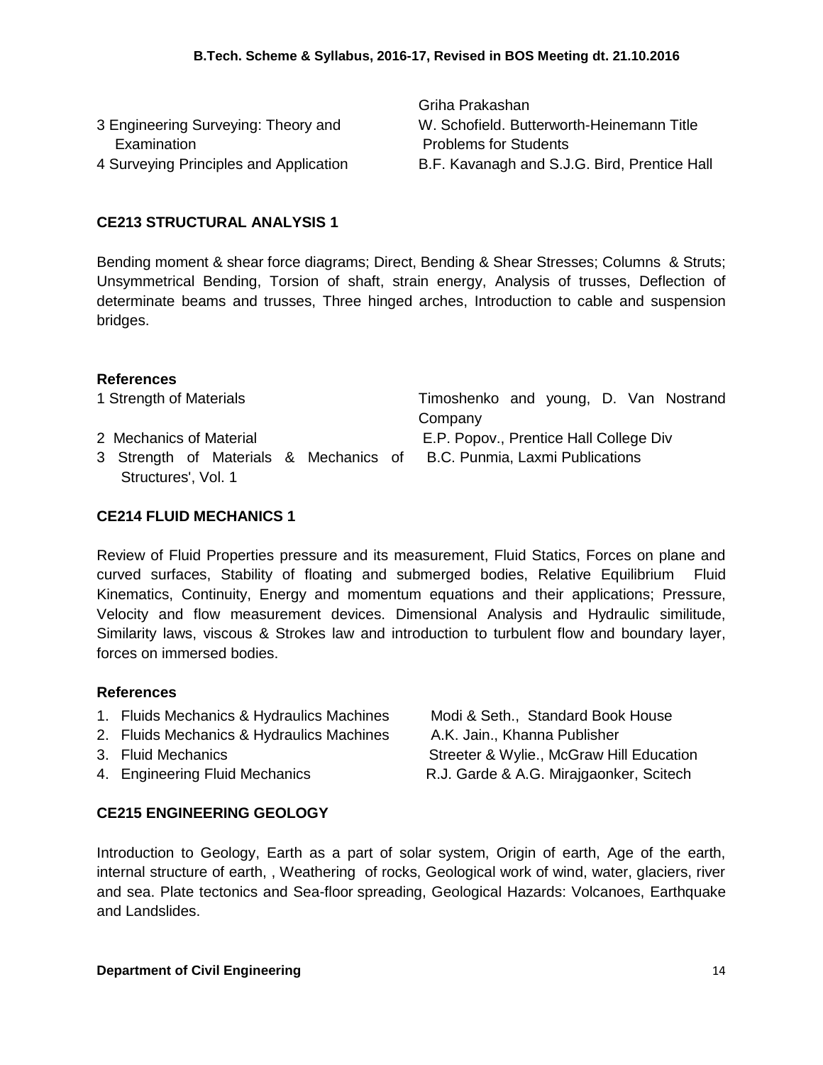| | |
|---|---|
| | Griha Prakashan |
| 3 Engineering Surveying: Theory and Examination | W. Schofield. Butterworth-Heinemann Title Problems for Students |
| 4 Surveying Principles and Application | B.F. Kavanagh and S.J.G. Bird, Prentice Hall |

### CE213 STRUCTURAL ANALYSIS 1

Bending moment & shear force diagrams; Direct, Bending & Shear Stresses; Columns & Struts; Unsymmetrical Bending, Torsion of shaft, strain energy, Analysis of trusses, Deflection of determinate beams and trusses, Three hinged arches, Introduction to cable and suspension bridges.

#### References

| | |
|---|---|
| 1 Strength of Materials | Timoshenko and young, D. Van Nostrand Company |
| 2 Mechanics of Material | E.P. Popov., Prentice Hall College Div |
| 3 Strength of Materials & Mechanics of Structures', Vol. 1 | B.C. Punmia, Laxmi Publications |

### CE214 FLUID MECHANICS 1

Review of Fluid Properties pressure and its measurement, Fluid Statics, Forces on plane and curved surfaces, Stability of floating and submerged bodies, Relative Equilibrium Fluid Kinematics, Continuity, Energy and momentum equations and their applications; Pressure, Velocity and flow measurement devices. Dimensional Analysis and Hydraulic similitude, Similarity laws, viscous & Strokes law and introduction to turbulent flow and boundary layer, forces on immersed bodies.

#### References

| | |
|---|---|
| 1. Fluids Mechanics & Hydraulics Machines | Modi & Seth., Standard Book House |
| 2. Fluids Mechanics & Hydraulics Machines | A.K. Jain., Khanna Publisher |
| 3. Fluid Mechanics | Streeter & Wylie., McGraw Hill Education |
| 4. Engineering Fluid Mechanics | R.J. Garde & A.G. Mirajgaonker, Scitech |

### CE215 ENGINEERING GEOLOGY

Introduction to Geology, Earth as a part of solar system, Origin of earth, Age of the earth, internal structure of earth, , Weathering of rocks, Geological work of wind, water, glaciers, river and sea. Plate tectonics and Sea-floor spreading, Geological Hazards: Volcanoes, Earthquake and Landslides.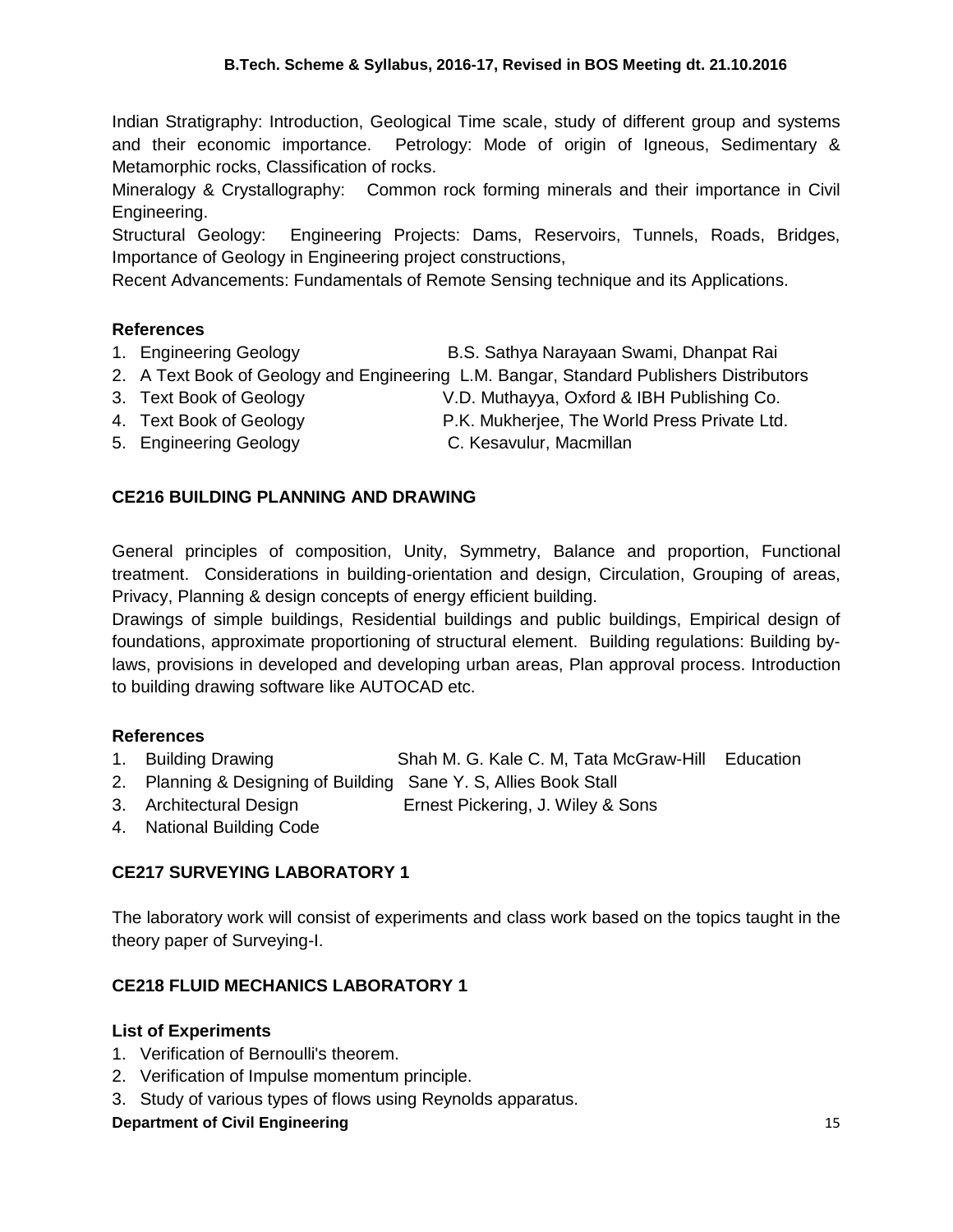Indian Stratigraphy: Introduction, Geological Time scale, study of different group and systems and their economic importance. Petrology: Mode of origin of Igneous, Sedimentary & Metamorphic rocks, Classification of rocks.

Mineralogy & Crystallography: Common rock forming minerals and their importance in Civil Engineering.

Structural Geology: Engineering Projects: Dams, Reservoirs, Tunnels, Roads, Bridges, Importance of Geology in Engineering project constructions,

Recent Advancements: Fundamentals of Remote Sensing technique and its Applications.

### References

1. Engineering Geology — B.S. Sathya Narayaan Swami, Dhanpat Rai
2. A Text Book of Geology and Engineering — L.M. Bangar, Standard Publishers Distributors
3. Text Book of Geology — V.D. Muthayya, Oxford & IBH Publishing Co.
4. Text Book of Geology — P.K. Mukherjee, The World Press Private Ltd.
5. Engineering Geology — C. Kesavulur, Macmillan

## CE216 BUILDING PLANNING AND DRAWING

General principles of composition, Unity, Symmetry, Balance and proportion, Functional treatment. Considerations in building-orientation and design, Circulation, Grouping of areas, Privacy, Planning & design concepts of energy efficient building.

Drawings of simple buildings, Residential buildings and public buildings, Empirical design of foundations, approximate proportioning of structural element. Building regulations: Building by-laws, provisions in developed and developing urban areas, Plan approval process. Introduction to building drawing software like AUTOCAD etc.

### References

1. Building Drawing — Shah M. G. Kale C. M, Tata McGraw-Hill Education
2. Planning & Designing of Building — Sane Y. S, Allies Book Stall
3. Architectural Design — Ernest Pickering, J. Wiley & Sons
4. National Building Code

## CE217 SURVEYING LABORATORY 1

The laboratory work will consist of experiments and class work based on the topics taught in the theory paper of Surveying-I.

## CE218 FLUID MECHANICS LABORATORY 1

### List of Experiments

1. Verification of Bernoulli's theorem.
2. Verification of Impulse momentum principle.
3. Study of various types of flows using Reynolds apparatus.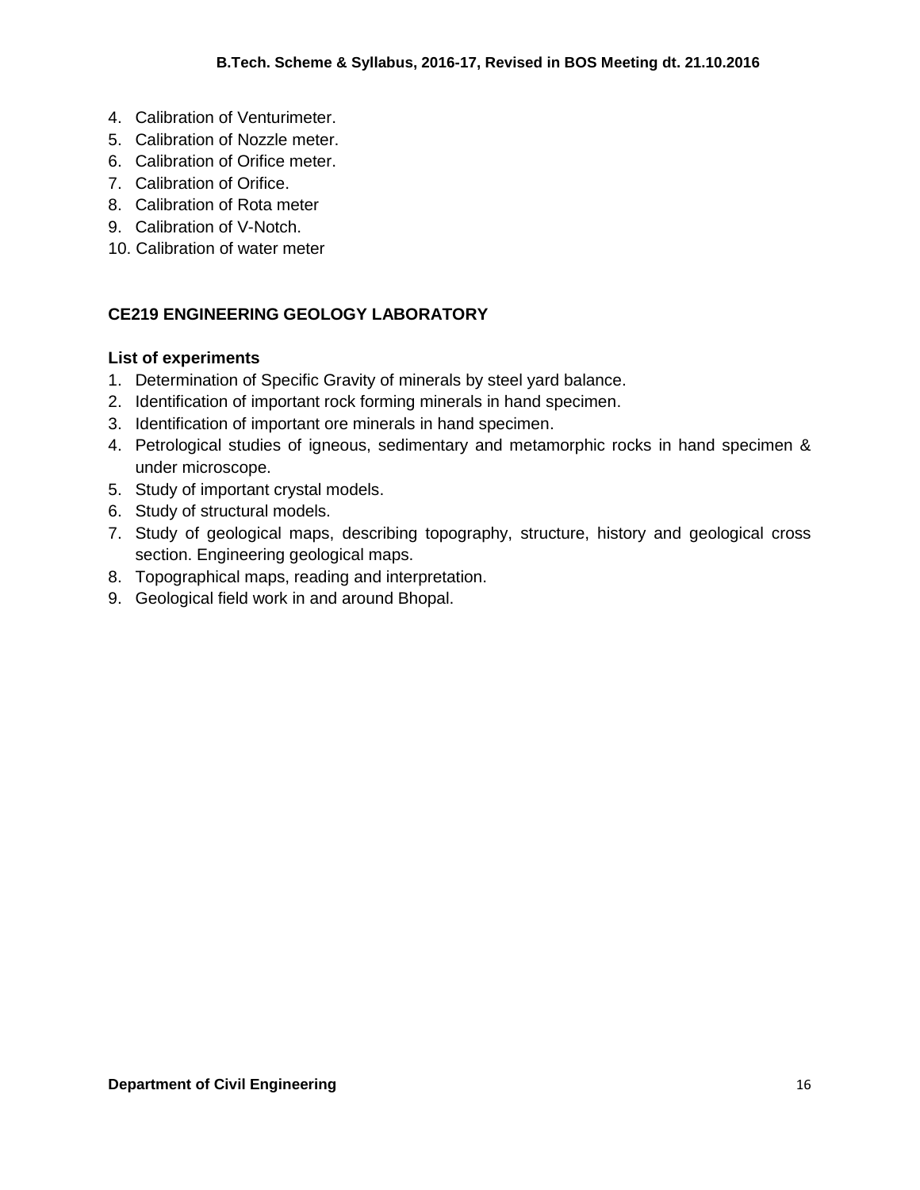4. Calibration of Venturimeter.
5. Calibration of Nozzle meter.
6. Calibration of Orifice meter.
7. Calibration of Orifice.
8. Calibration of Rota meter
9. Calibration of V-Notch.
10. Calibration of water meter

## CE219 ENGINEERING GEOLOGY LABORATORY

**List of experiments**

1. Determination of Specific Gravity of minerals by steel yard balance.
2. Identification of important rock forming minerals in hand specimen.
3. Identification of important ore minerals in hand specimen.
4. Petrological studies of igneous, sedimentary and metamorphic rocks in hand specimen & under microscope.
5. Study of important crystal models.
6. Study of structural models.
7. Study of geological maps, describing topography, structure, history and geological cross section. Engineering geological maps.
8. Topographical maps, reading and interpretation.
9. Geological field work in and around Bhopal.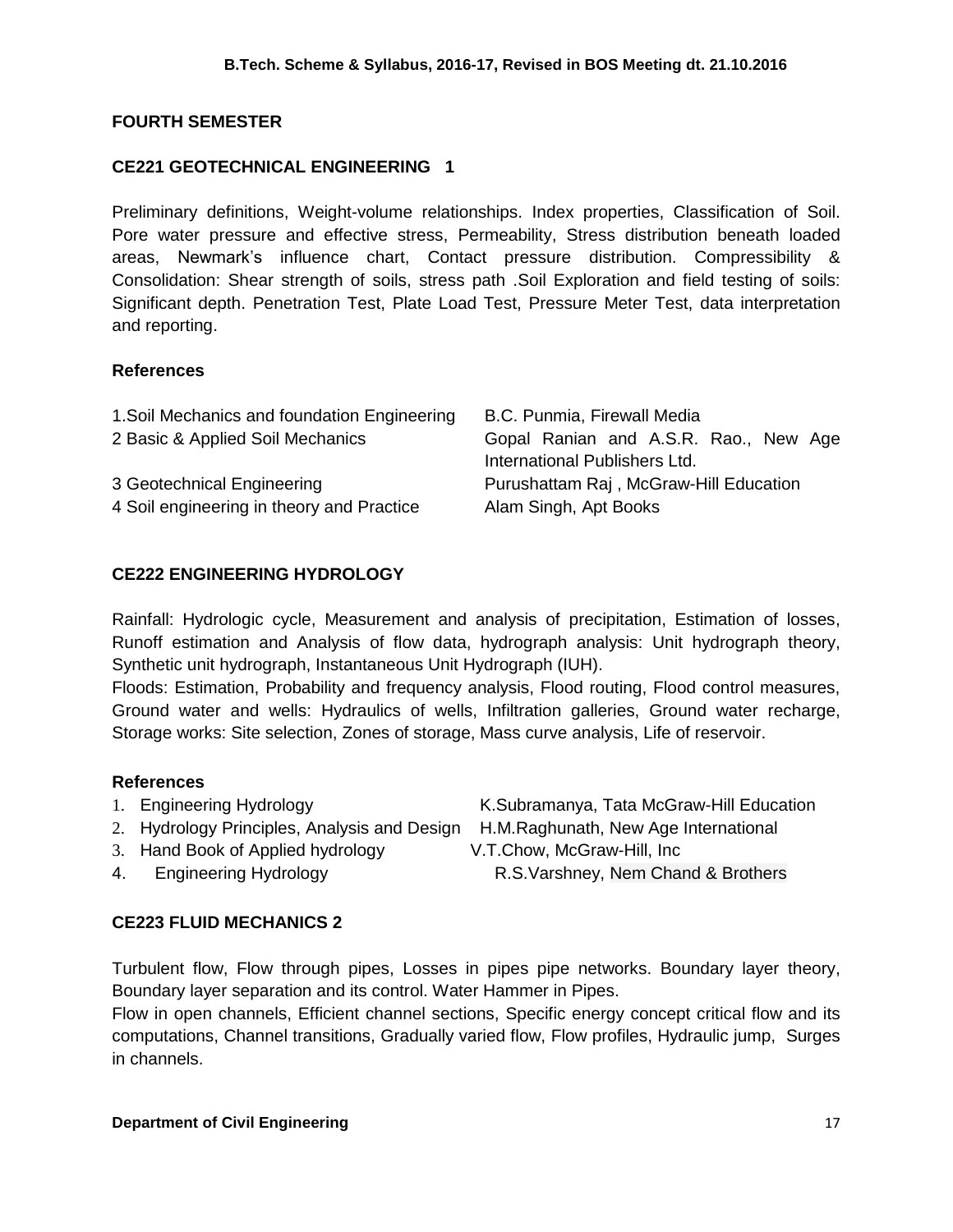## FOURTH SEMESTER

### CE221 GEOTECHNICAL ENGINEERING 1

Preliminary definitions, Weight-volume relationships. Index properties, Classification of Soil. Pore water pressure and effective stress, Permeability, Stress distribution beneath loaded areas, Newmark's influence chart, Contact pressure distribution. Compressibility & Consolidation: Shear strength of soils, stress path .Soil Exploration and field testing of soils: Significant depth. Penetration Test, Plate Load Test, Pressure Meter Test, data interpretation and reporting.

**References**

| | |
|---|---|
| 1.Soil Mechanics and foundation Engineering | B.C. Punmia, Firewall Media |
| 2 Basic & Applied Soil Mechanics | Gopal Ranian and A.S.R. Rao., New Age International Publishers Ltd. |
| 3 Geotechnical Engineering | Purushattam Raj , McGraw-Hill Education |
| 4 Soil engineering in theory and Practice | Alam Singh, Apt Books |

### CE222 ENGINEERING HYDROLOGY

Rainfall: Hydrologic cycle, Measurement and analysis of precipitation, Estimation of losses, Runoff estimation and Analysis of flow data, hydrograph analysis: Unit hydrograph theory, Synthetic unit hydrograph, Instantaneous Unit Hydrograph (IUH).

Floods: Estimation, Probability and frequency analysis, Flood routing, Flood control measures, Ground water and wells: Hydraulics of wells, Infiltration galleries, Ground water recharge, Storage works: Site selection, Zones of storage, Mass curve analysis, Life of reservoir.

**References**

| | |
|---|---|
| 1. Engineering Hydrology | K.Subramanya, Tata McGraw-Hill Education |
| 2. Hydrology Principles, Analysis and Design | H.M.Raghunath, New Age International |
| 3. Hand Book of Applied hydrology | V.T.Chow, McGraw-Hill, Inc |
| 4. Engineering Hydrology | R.S.Varshney, Nem Chand & Brothers |

### CE223 FLUID MECHANICS 2

Turbulent flow, Flow through pipes, Losses in pipes pipe networks. Boundary layer theory, Boundary layer separation and its control. Water Hammer in Pipes.

Flow in open channels, Efficient channel sections, Specific energy concept critical flow and its computations, Channel transitions, Gradually varied flow, Flow profiles, Hydraulic jump, Surges in channels.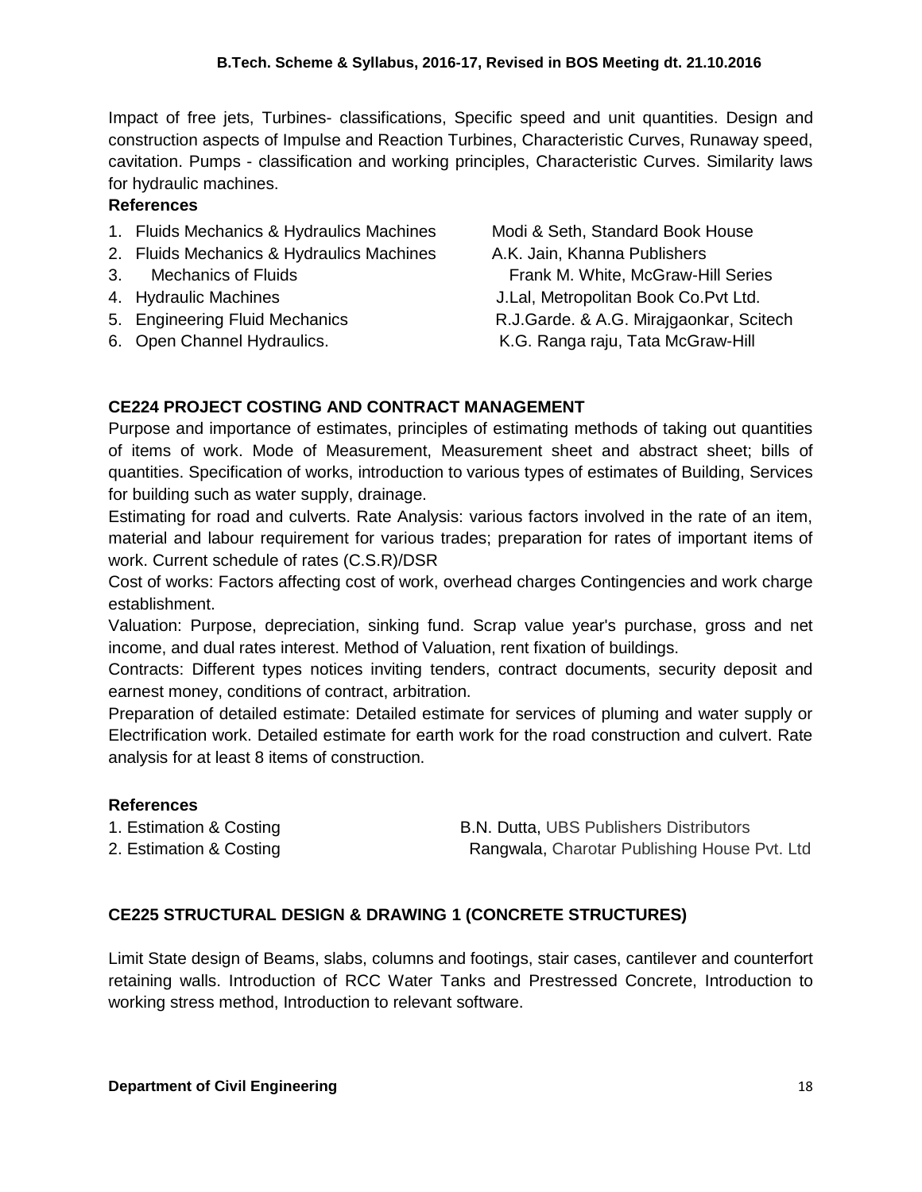Impact of free jets, Turbines- classifications, Specific speed and unit quantities. Design and construction aspects of Impulse and Reaction Turbines, Characteristic Curves, Runaway speed, cavitation. Pumps - classification and working principles, Characteristic Curves. Similarity laws for hydraulic machines.

**References**

| | |
|---|---|
| 1. Fluids Mechanics & Hydraulics Machines | Modi & Seth, Standard Book House |
| 2. Fluids Mechanics & Hydraulics Machines | A.K. Jain, Khanna Publishers |
| 3. Mechanics of Fluids | Frank M. White, McGraw-Hill Series |
| 4. Hydraulic Machines | J.Lal, Metropolitan Book Co.Pvt Ltd. |
| 5. Engineering Fluid Mechanics | R.J.Garde. & A.G. Mirajgaonkar, Scitech |
| 6. Open Channel Hydraulics. | K.G. Ranga raju, Tata McGraw-Hill |

## CE224 PROJECT COSTING AND CONTRACT MANAGEMENT

Purpose and importance of estimates, principles of estimating methods of taking out quantities of items of work. Mode of Measurement, Measurement sheet and abstract sheet; bills of quantities. Specification of works, introduction to various types of estimates of Building, Services for building such as water supply, drainage.

Estimating for road and culverts. Rate Analysis: various factors involved in the rate of an item, material and labour requirement for various trades; preparation for rates of important items of work. Current schedule of rates (C.S.R)/DSR

Cost of works: Factors affecting cost of work, overhead charges Contingencies and work charge establishment.

Valuation: Purpose, depreciation, sinking fund. Scrap value year's purchase, gross and net income, and dual rates interest. Method of Valuation, rent fixation of buildings.

Contracts: Different types notices inviting tenders, contract documents, security deposit and earnest money, conditions of contract, arbitration.

Preparation of detailed estimate: Detailed estimate for services of pluming and water supply or Electrification work. Detailed estimate for earth work for the road construction and culvert. Rate analysis for at least 8 items of construction.

**References**

| | |
|---|---|
| 1. Estimation & Costing | B.N. Dutta, UBS Publishers Distributors |
| 2. Estimation & Costing | Rangwala, Charotar Publishing House Pvt. Ltd |

## CE225 STRUCTURAL DESIGN & DRAWING 1 (CONCRETE STRUCTURES)

Limit State design of Beams, slabs, columns and footings, stair cases, cantilever and counterfort retaining walls. Introduction of RCC Water Tanks and Prestressed Concrete, Introduction to working stress method, Introduction to relevant software.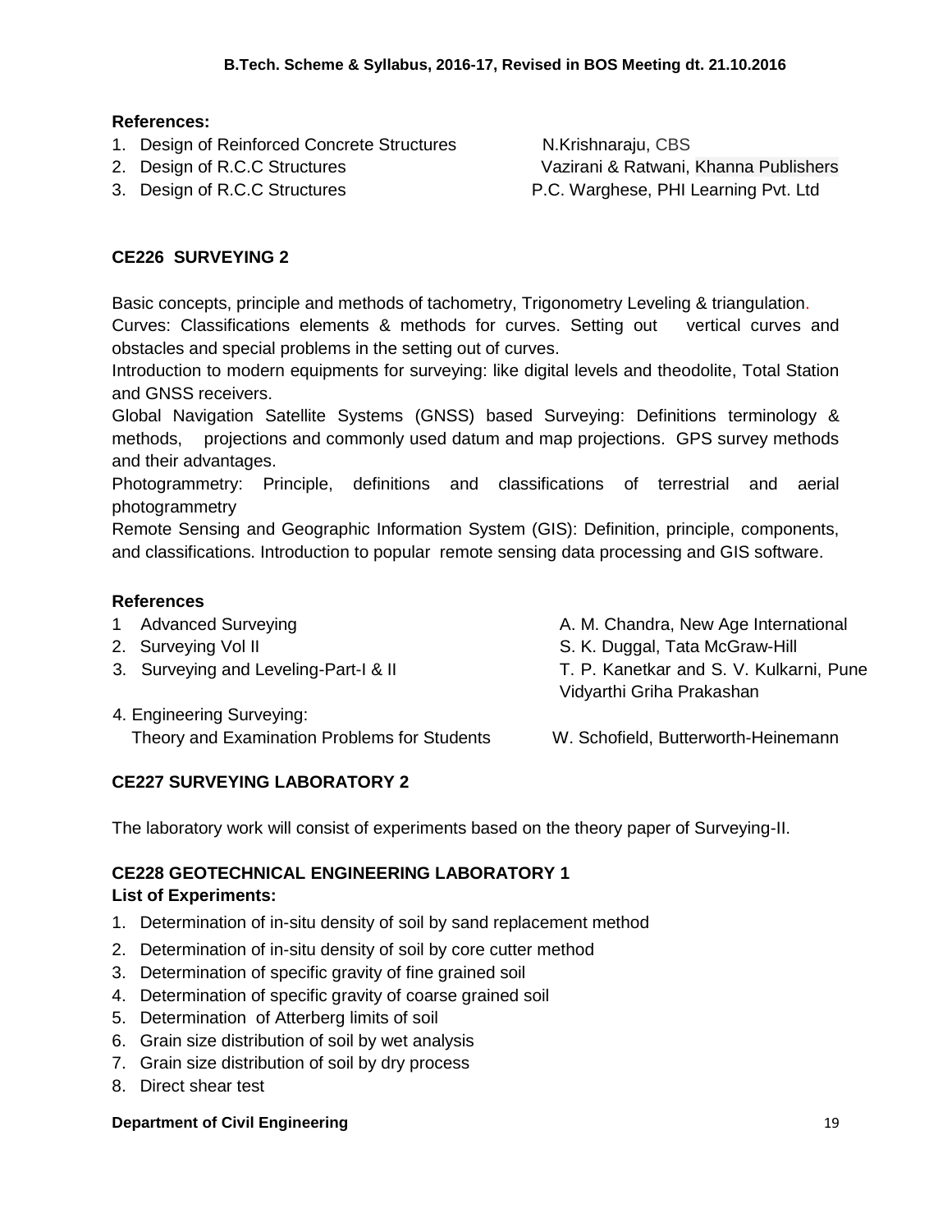**References:**

1. Design of Reinforced Concrete Structures — N.Krishnaraju, CBS
2. Design of R.C.C Structures — Vazirani & Ratwani, Khanna Publishers
3. Design of R.C.C Structures — P.C. Warghese, PHI Learning Pvt. Ltd

## CE226 SURVEYING 2

Basic concepts, principle and methods of tachometry, Trigonometry Leveling & triangulation.
Curves: Classifications elements & methods for curves. Setting out vertical curves and obstacles and special problems in the setting out of curves.
Introduction to modern equipments for surveying: like digital levels and theodolite, Total Station and GNSS receivers.
Global Navigation Satellite Systems (GNSS) based Surveying: Definitions terminology & methods, projections and commonly used datum and map projections. GPS survey methods and their advantages.
Photogrammetry: Principle, definitions and classifications of terrestrial and aerial photogrammetry
Remote Sensing and Geographic Information System (GIS): Definition, principle, components, and classifications. Introduction to popular remote sensing data processing and GIS software.

**References**

1. Advanced Surveying — A. M. Chandra, New Age International
2. Surveying Vol II — S. K. Duggal, Tata McGraw-Hill
3. Surveying and Leveling-Part-I & II — T. P. Kanetkar and S. V. Kulkarni, Pune Vidyarthi Griha Prakashan
4. Engineering Surveying: Theory and Examination Problems for Students — W. Schofield, Butterworth-Heinemann

## CE227 SURVEYING LABORATORY 2

The laboratory work will consist of experiments based on the theory paper of Surveying-II.

## CE228 GEOTECHNICAL ENGINEERING LABORATORY 1

**List of Experiments:**

1. Determination of in-situ density of soil by sand replacement method
2. Determination of in-situ density of soil by core cutter method
3. Determination of specific gravity of fine grained soil
4. Determination of specific gravity of coarse grained soil
5. Determination of Atterberg limits of soil
6. Grain size distribution of soil by wet analysis
7. Grain size distribution of soil by dry process
8. Direct shear test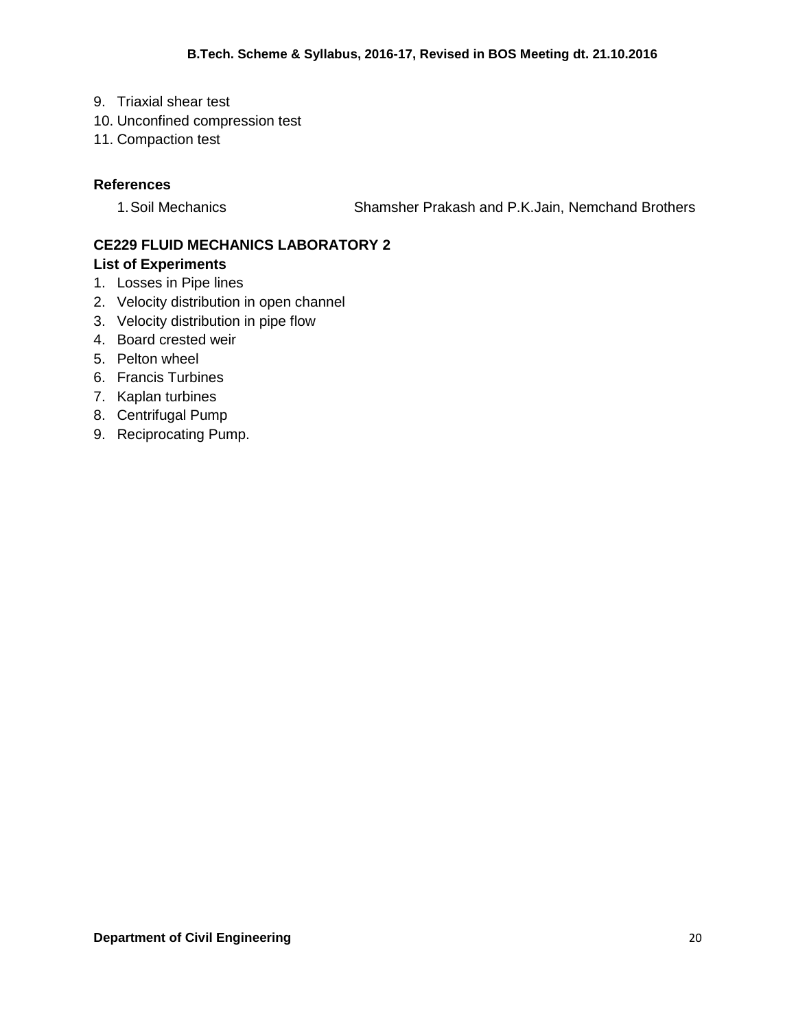9. Triaxial shear test
10. Unconfined compression test
11. Compaction test

**References**

1. Soil Mechanics — Shamsher Prakash and P.K.Jain, Nemchand Brothers

**CE229 FLUID MECHANICS LABORATORY 2**

**List of Experiments**

1. Losses in Pipe lines
2. Velocity distribution in open channel
3. Velocity distribution in pipe flow
4. Board crested weir
5. Pelton wheel
6. Francis Turbines
7. Kaplan turbines
8. Centrifugal Pump
9. Reciprocating Pump.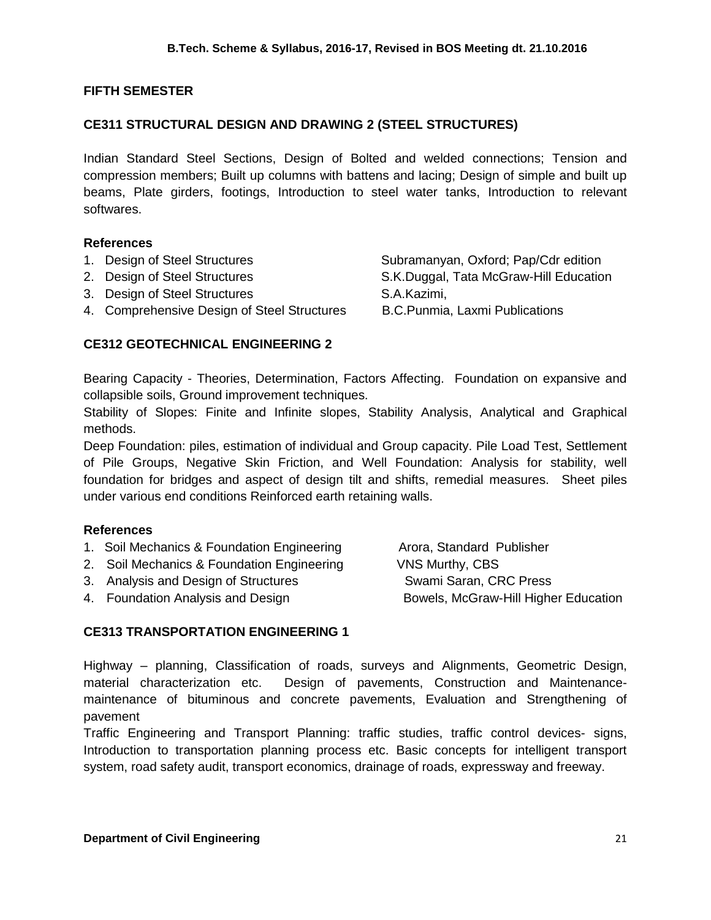## FIFTH SEMESTER

### CE311 STRUCTURAL DESIGN AND DRAWING 2 (STEEL STRUCTURES)

Indian Standard Steel Sections, Design of Bolted and welded connections; Tension and compression members; Built up columns with battens and lacing; Design of simple and built up beams, Plate girders, footings, Introduction to steel water tanks, Introduction to relevant softwares.

**References**

1. Design of Steel Structures — Subramanyan, Oxford; Pap/Cdr edition
2. Design of Steel Structures — S.K.Duggal, Tata McGraw-Hill Education
3. Design of Steel Structures — S.A.Kazimi,
4. Comprehensive Design of Steel Structures — B.C.Punmia, Laxmi Publications

### CE312 GEOTECHNICAL ENGINEERING 2

Bearing Capacity - Theories, Determination, Factors Affecting. Foundation on expansive and collapsible soils, Ground improvement techniques.

Stability of Slopes: Finite and Infinite slopes, Stability Analysis, Analytical and Graphical methods.

Deep Foundation: piles, estimation of individual and Group capacity. Pile Load Test, Settlement of Pile Groups, Negative Skin Friction, and Well Foundation: Analysis for stability, well foundation for bridges and aspect of design tilt and shifts, remedial measures. Sheet piles under various end conditions Reinforced earth retaining walls.

**References**

1. Soil Mechanics & Foundation Engineering — Arora, Standard Publisher
2. Soil Mechanics & Foundation Engineering — VNS Murthy, CBS
3. Analysis and Design of Structures — Swami Saran, CRC Press
4. Foundation Analysis and Design — Bowels, McGraw-Hill Higher Education

### CE313 TRANSPORTATION ENGINEERING 1

Highway – planning, Classification of roads, surveys and Alignments, Geometric Design, material characterization etc. Design of pavements, Construction and Maintenance-maintenance of bituminous and concrete pavements, Evaluation and Strengthening of pavement

Traffic Engineering and Transport Planning: traffic studies, traffic control devices- signs, Introduction to transportation planning process etc. Basic concepts for intelligent transport system, road safety audit, transport economics, drainage of roads, expressway and freeway.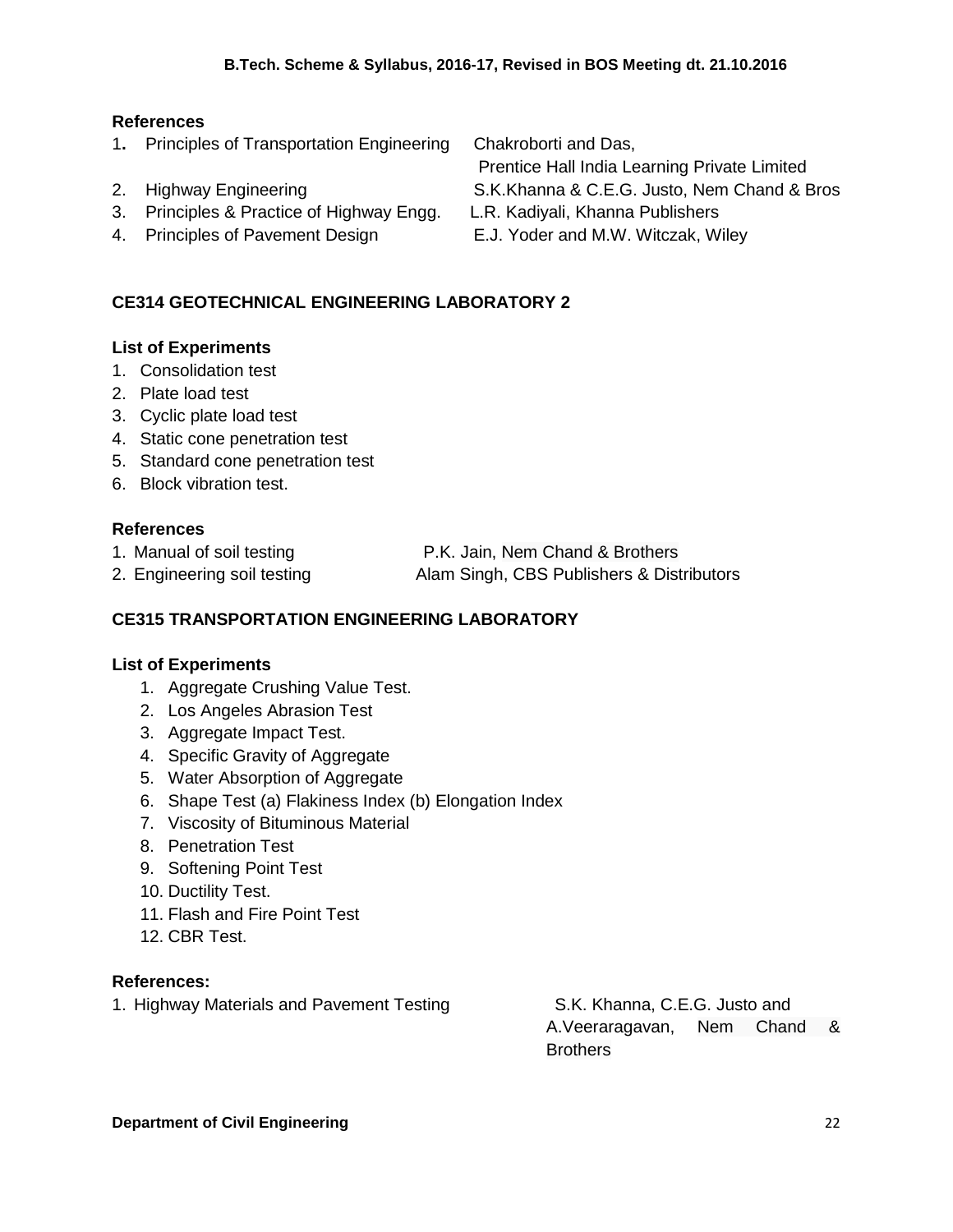**References**

1. Principles of Transportation Engineering — Chakroborti and Das, Prentice Hall India Learning Private Limited
2. Highway Engineering — S.K.Khanna & C.E.G. Justo, Nem Chand & Bros
3. Principles & Practice of Highway Engg. — L.R. Kadiyali, Khanna Publishers
4. Principles of Pavement Design — E.J. Yoder and M.W. Witczak, Wiley

## CE314 GEOTECHNICAL ENGINEERING LABORATORY 2

**List of Experiments**

1. Consolidation test
2. Plate load test
3. Cyclic plate load test
4. Static cone penetration test
5. Standard cone penetration test
6. Block vibration test.

**References**

1. Manual of soil testing — P.K. Jain, Nem Chand & Brothers
2. Engineering soil testing — Alam Singh, CBS Publishers & Distributors

## CE315 TRANSPORTATION ENGINEERING LABORATORY

**List of Experiments**

1. Aggregate Crushing Value Test.
2. Los Angeles Abrasion Test
3. Aggregate Impact Test.
4. Specific Gravity of Aggregate
5. Water Absorption of Aggregate
6. Shape Test (a) Flakiness Index (b) Elongation Index
7. Viscosity of Bituminous Material
8. Penetration Test
9. Softening Point Test
10. Ductility Test.
11. Flash and Fire Point Test
12. CBR Test.

**References:**

1. Highway Materials and Pavement Testing — S.K. Khanna, C.E.G. Justo and A.Veeraragavan, Nem Chand & Brothers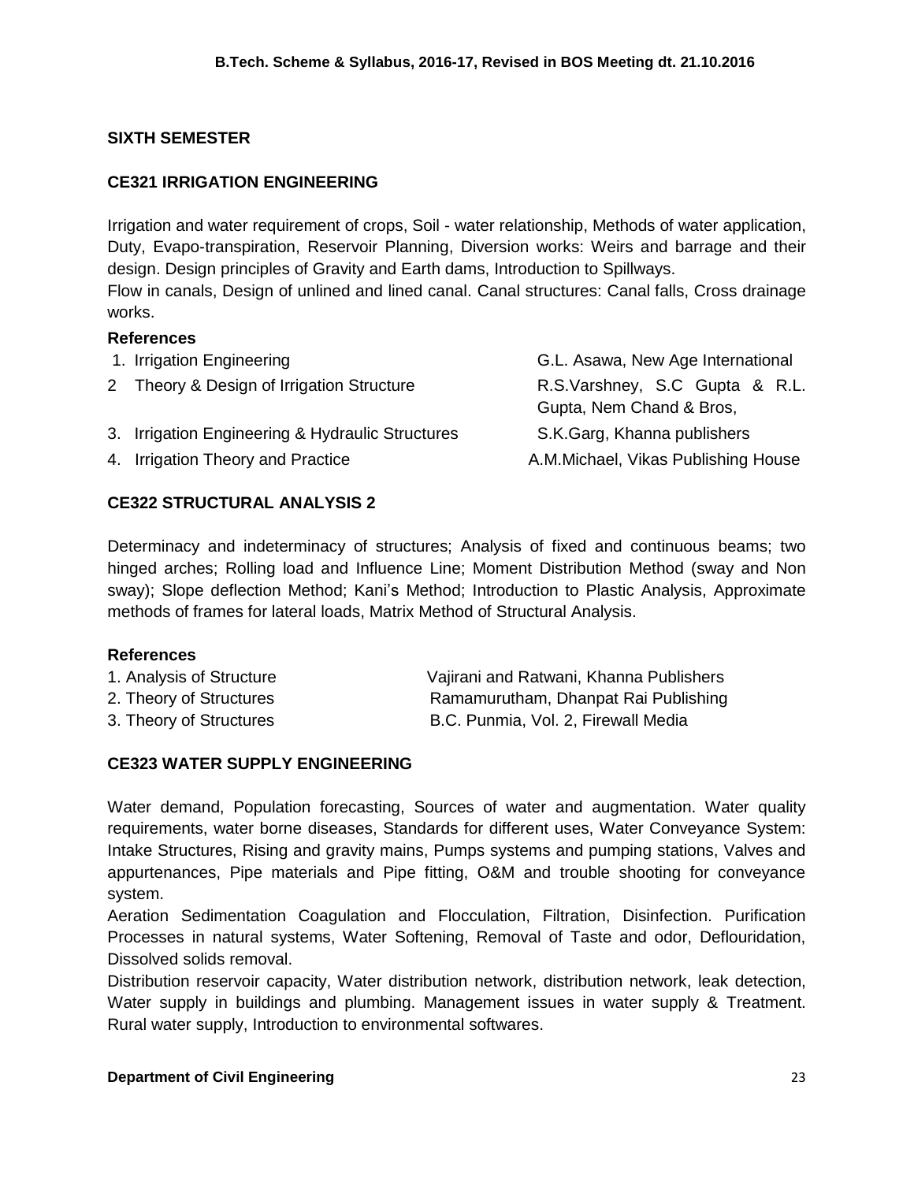## SIXTH SEMESTER

### CE321 IRRIGATION ENGINEERING

Irrigation and water requirement of crops, Soil - water relationship, Methods of water application, Duty, Evapo-transpiration, Reservoir Planning, Diversion works: Weirs and barrage and their design. Design principles of Gravity and Earth dams, Introduction to Spillways.

Flow in canals, Design of unlined and lined canal. Canal structures: Canal falls, Cross drainage works.

**References**

| | |
|---|---|
| 1. Irrigation Engineering | G.L. Asawa, New Age International |
| 2 Theory & Design of Irrigation Structure | R.S.Varshney, S.C Gupta & R.L. Gupta, Nem Chand & Bros, |
| 3. Irrigation Engineering & Hydraulic Structures | S.K.Garg, Khanna publishers |
| 4. Irrigation Theory and Practice | A.M.Michael, Vikas Publishing House |

### CE322 STRUCTURAL ANALYSIS 2

Determinacy and indeterminacy of structures; Analysis of fixed and continuous beams; two hinged arches; Rolling load and Influence Line; Moment Distribution Method (sway and Non sway); Slope deflection Method; Kani's Method; Introduction to Plastic Analysis, Approximate methods of frames for lateral loads, Matrix Method of Structural Analysis.

**References**

| | |
|---|---|
| 1. Analysis of Structure | Vajirani and Ratwani, Khanna Publishers |
| 2. Theory of Structures | Ramamurutham, Dhanpat Rai Publishing |
| 3. Theory of Structures | B.C. Punmia, Vol. 2, Firewall Media |

### CE323 WATER SUPPLY ENGINEERING

Water demand, Population forecasting, Sources of water and augmentation. Water quality requirements, water borne diseases, Standards for different uses, Water Conveyance System: Intake Structures, Rising and gravity mains, Pumps systems and pumping stations, Valves and appurtenances, Pipe materials and Pipe fitting, O&M and trouble shooting for conveyance system.

Aeration Sedimentation Coagulation and Flocculation, Filtration, Disinfection. Purification Processes in natural systems, Water Softening, Removal of Taste and odor, Deflouridation, Dissolved solids removal.

Distribution reservoir capacity, Water distribution network, distribution network, leak detection, Water supply in buildings and plumbing. Management issues in water supply & Treatment. Rural water supply, Introduction to environmental softwares.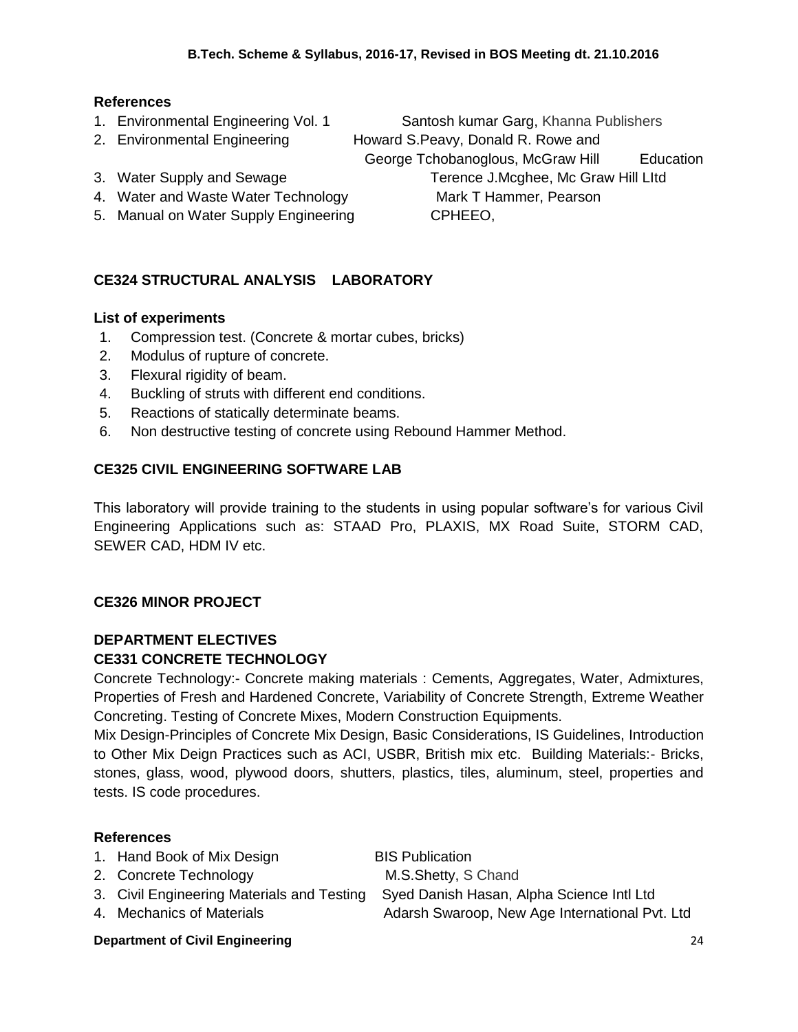### References

1. Environmental Engineering Vol. 1 — Santosh kumar Garg, Khanna Publishers
2. Environmental Engineering — Howard S.Peavy, Donald R. Rowe and George Tchobanoglous, McGraw Hill Education
3. Water Supply and Sewage — Terence J.Mcghee, Mc Graw Hill LItd
4. Water and Waste Water Technology — Mark T Hammer, Pearson
5. Manual on Water Supply Engineering — CPHEEO,

## CE324 STRUCTURAL ANALYSIS LABORATORY

### List of experiments

1. Compression test. (Concrete & mortar cubes, bricks)
2. Modulus of rupture of concrete.
3. Flexural rigidity of beam.
4. Buckling of struts with different end conditions.
5. Reactions of statically determinate beams.
6. Non destructive testing of concrete using Rebound Hammer Method.

## CE325 CIVIL ENGINEERING SOFTWARE LAB

This laboratory will provide training to the students in using popular software's for various Civil Engineering Applications such as: STAAD Pro, PLAXIS, MX Road Suite, STORM CAD, SEWER CAD, HDM IV etc.

## CE326 MINOR PROJECT

## DEPARTMENT ELECTIVES

## CE331 CONCRETE TECHNOLOGY

Concrete Technology:- Concrete making materials : Cements, Aggregates, Water, Admixtures, Properties of Fresh and Hardened Concrete, Variability of Concrete Strength, Extreme Weather Concreting. Testing of Concrete Mixes, Modern Construction Equipments.

Mix Design-Principles of Concrete Mix Design, Basic Considerations, IS Guidelines, Introduction to Other Mix Deign Practices such as ACI, USBR, British mix etc. Building Materials:- Bricks, stones, glass, wood, plywood doors, shutters, plastics, tiles, aluminum, steel, properties and tests. IS code procedures.

### References

1. Hand Book of Mix Design — BIS Publication
2. Concrete Technology — M.S.Shetty, S Chand
3. Civil Engineering Materials and Testing — Syed Danish Hasan, Alpha Science Intl Ltd
4. Mechanics of Materials — Adarsh Swaroop, New Age International Pvt. Ltd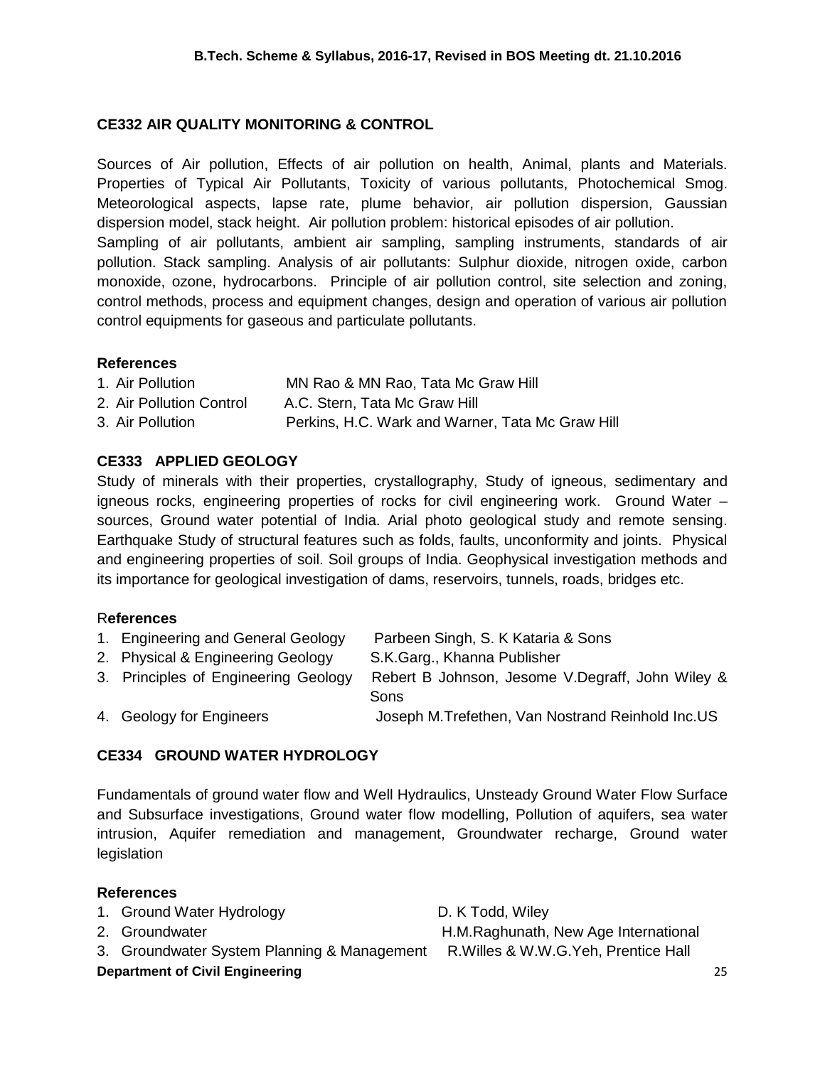### CE332 AIR QUALITY MONITORING & CONTROL

Sources of Air pollution, Effects of air pollution on health, Animal, plants and Materials. Properties of Typical Air Pollutants, Toxicity of various pollutants, Photochemical Smog. Meteorological aspects, lapse rate, plume behavior, air pollution dispersion, Gaussian dispersion model, stack height. Air pollution problem: historical episodes of air pollution. Sampling of air pollutants, ambient air sampling, sampling instruments, standards of air pollution. Stack sampling. Analysis of air pollutants: Sulphur dioxide, nitrogen oxide, carbon monoxide, ozone, hydrocarbons. Principle of air pollution control, site selection and zoning, control methods, process and equipment changes, design and operation of various air pollution control equipments for gaseous and particulate pollutants.

**References**

| | |
|---|---|
| 1. Air Pollution | MN Rao & MN Rao, Tata Mc Graw Hill |
| 2. Air Pollution Control | A.C. Stern, Tata Mc Graw Hill |
| 3. Air Pollution | Perkins, H.C. Wark and Warner, Tata Mc Graw Hill |

### CE333 APPLIED GEOLOGY

Study of minerals with their properties, crystallography, Study of igneous, sedimentary and igneous rocks, engineering properties of rocks for civil engineering work. Ground Water – sources, Ground water potential of India. Arial photo geological study and remote sensing. Earthquake Study of structural features such as folds, faults, unconformity and joints. Physical and engineering properties of soil. Soil groups of India. Geophysical investigation methods and its importance for geological investigation of dams, reservoirs, tunnels, roads, bridges etc.

**References**

| | |
|---|---|
| 1. Engineering and General Geology | Parbeen Singh, S. K Kataria & Sons |
| 2. Physical & Engineering Geology | S.K.Garg., Khanna Publisher |
| 3. Principles of Engineering Geology | Rebert B Johnson, Jesome V.Degraff, John Wiley & Sons |
| 4. Geology for Engineers | Joseph M.Trefethen, Van Nostrand Reinhold Inc.US |

### CE334 GROUND WATER HYDROLOGY

Fundamentals of ground water flow and Well Hydraulics, Unsteady Ground Water Flow Surface and Subsurface investigations, Ground water flow modelling, Pollution of aquifers, sea water intrusion, Aquifer remediation and management, Groundwater recharge, Ground water legislation

**References**

| | |
|---|---|
| 1. Ground Water Hydrology | D. K Todd, Wiley |
| 2. Groundwater | H.M.Raghunath, New Age International |
| 3. Groundwater System Planning & Management | R.Willes & W.W.G.Yeh, Prentice Hall |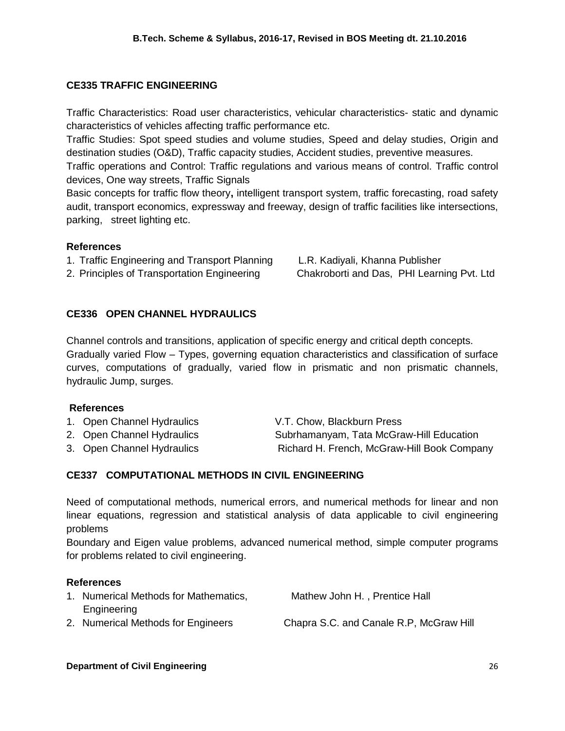## CE335 TRAFFIC ENGINEERING

Traffic Characteristics: Road user characteristics, vehicular characteristics- static and dynamic characteristics of vehicles affecting traffic performance etc.
Traffic Studies: Spot speed studies and volume studies, Speed and delay studies, Origin and destination studies (O&D), Traffic capacity studies, Accident studies, preventive measures.
Traffic operations and Control: Traffic regulations and various means of control. Traffic control devices, One way streets, Traffic Signals
Basic concepts for traffic flow theory**,** intelligent transport system, traffic forecasting, road safety audit, transport economics, expressway and freeway, design of traffic facilities like intersections, parking, street lighting etc.

### References

1. Traffic Engineering and Transport Planning — L.R. Kadiyali, Khanna Publisher
2. Principles of Transportation Engineering — Chakroborti and Das, PHI Learning Pvt. Ltd

## CE336 OPEN CHANNEL HYDRAULICS

Channel controls and transitions, application of specific energy and critical depth concepts.
Gradually varied Flow – Types, governing equation characteristics and classification of surface curves, computations of gradually, varied flow in prismatic and non prismatic channels, hydraulic Jump, surges.

### References

1. Open Channel Hydraulics — V.T. Chow, Blackburn Press
2. Open Channel Hydraulics — Subrhamanyam, Tata McGraw-Hill Education
3. Open Channel Hydraulics — Richard H. French, McGraw-Hill Book Company

## CE337 COMPUTATIONAL METHODS IN CIVIL ENGINEERING

Need of computational methods, numerical errors, and numerical methods for linear and non linear equations, regression and statistical analysis of data applicable to civil engineering problems
Boundary and Eigen value problems, advanced numerical method, simple computer programs for problems related to civil engineering.

### References

1. Numerical Methods for Mathematics, Engineering — Mathew John H. , Prentice Hall
2. Numerical Methods for Engineers — Chapra S.C. and Canale R.P, McGraw Hill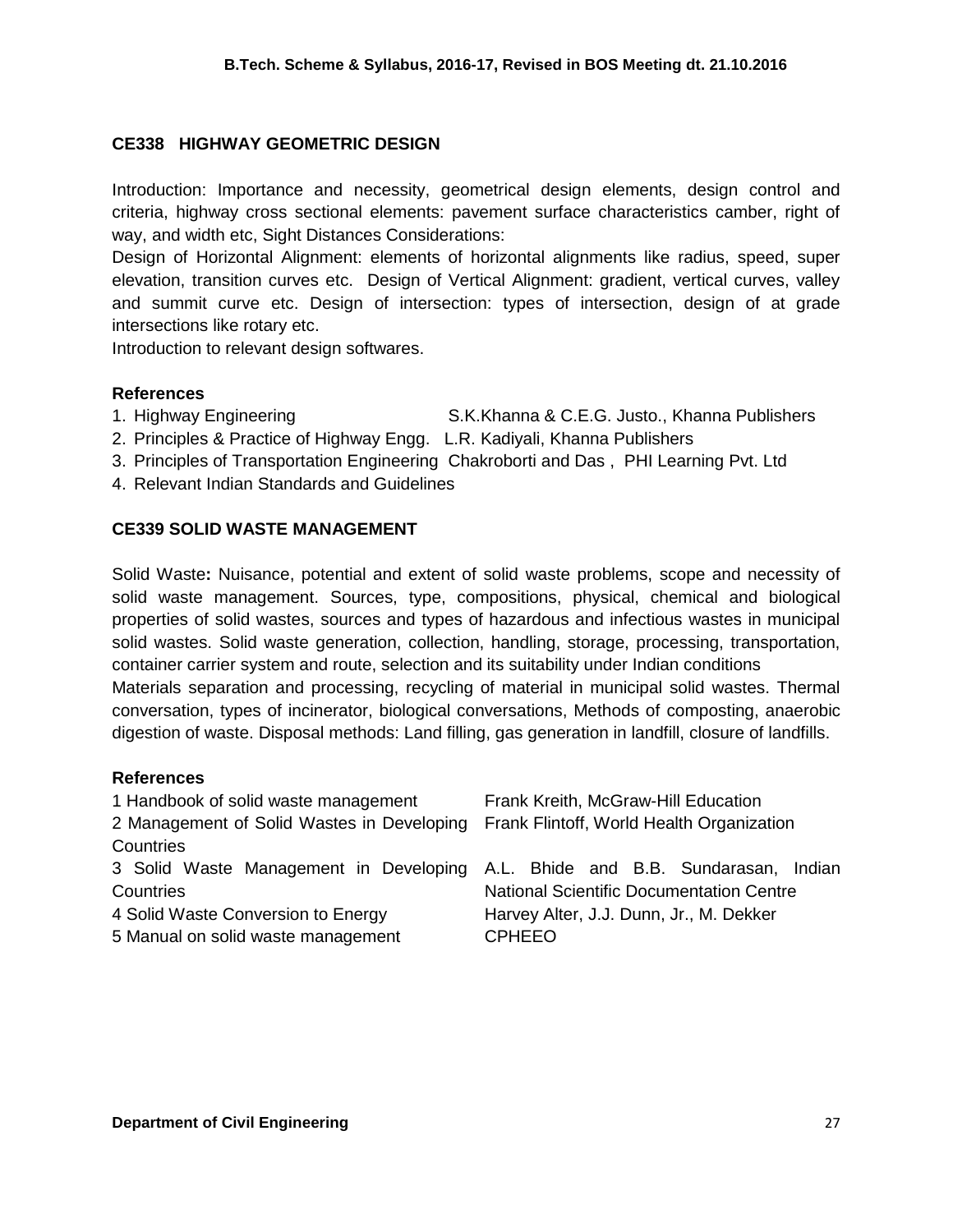## CE338 HIGHWAY GEOMETRIC DESIGN

Introduction: Importance and necessity, geometrical design elements, design control and criteria, highway cross sectional elements: pavement surface characteristics camber, right of way, and width etc, Sight Distances Considerations:

Design of Horizontal Alignment: elements of horizontal alignments like radius, speed, super elevation, transition curves etc. Design of Vertical Alignment: gradient, vertical curves, valley and summit curve etc. Design of intersection: types of intersection, design of at grade intersections like rotary etc.

Introduction to relevant design softwares.

### References

1. Highway Engineering — S.K.Khanna & C.E.G. Justo., Khanna Publishers
2. Principles & Practice of Highway Engg. — L.R. Kadiyali, Khanna Publishers
3. Principles of Transportation Engineering — Chakroborti and Das , PHI Learning Pvt. Ltd
4. Relevant Indian Standards and Guidelines

## CE339 SOLID WASTE MANAGEMENT

Solid Waste**:** Nuisance, potential and extent of solid waste problems, scope and necessity of solid waste management. Sources, type, compositions, physical, chemical and biological properties of solid wastes, sources and types of hazardous and infectious wastes in municipal solid wastes. Solid waste generation, collection, handling, storage, processing, transportation, container carrier system and route, selection and its suitability under Indian conditions

Materials separation and processing, recycling of material in municipal solid wastes. Thermal conversation, types of incinerator, biological conversations, Methods of composting, anaerobic digestion of waste. Disposal methods: Land filling, gas generation in landfill, closure of landfills.

### References

1. Handbook of solid waste management — Frank Kreith, McGraw-Hill Education
2. Management of Solid Wastes in Developing Countries — Frank Flintoff, World Health Organization
3. Solid Waste Management in Developing Countries — A.L. Bhide and B.B. Sundarasan, Indian National Scientific Documentation Centre
4. Solid Waste Conversion to Energy — Harvey Alter, J.J. Dunn, Jr., M. Dekker
5. Manual on solid waste management — CPHEEO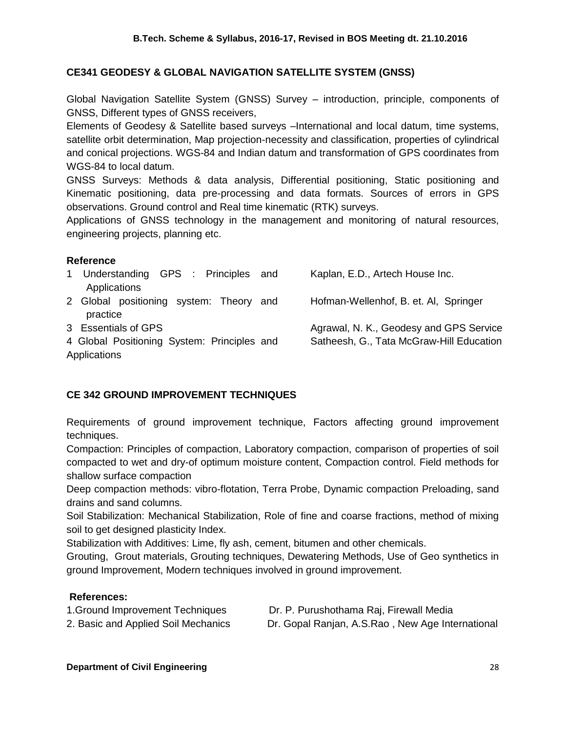## CE341 GEODESY & GLOBAL NAVIGATION SATELLITE SYSTEM (GNSS)

Global Navigation Satellite System (GNSS) Survey – introduction, principle, components of GNSS, Different types of GNSS receivers,

Elements of Geodesy & Satellite based surveys –International and local datum, time systems, satellite orbit determination, Map projection-necessity and classification, properties of cylindrical and conical projections. WGS-84 and Indian datum and transformation of GPS coordinates from WGS-84 to local datum.

GNSS Surveys: Methods & data analysis, Differential positioning, Static positioning and Kinematic positioning, data pre-processing and data formats. Sources of errors in GPS observations. Ground control and Real time kinematic (RTK) surveys.

Applications of GNSS technology in the management and monitoring of natural resources, engineering projects, planning etc.

**Reference**

| | |
|---|---|
| 1 Understanding GPS : Principles and Applications | Kaplan, E.D., Artech House Inc. |
| 2 Global positioning system: Theory and practice | Hofman-Wellenhof, B. et. Al, Springer |
| 3 Essentials of GPS | Agrawal, N. K., Geodesy and GPS Service |
| 4 Global Positioning System: Principles and Applications | Satheesh, G., Tata McGraw-Hill Education |

## CE 342 GROUND IMPROVEMENT TECHNIQUES

Requirements of ground improvement technique, Factors affecting ground improvement techniques.

Compaction: Principles of compaction, Laboratory compaction, comparison of properties of soil compacted to wet and dry-of optimum moisture content, Compaction control. Field methods for shallow surface compaction

Deep compaction methods: vibro-flotation, Terra Probe, Dynamic compaction Preloading, sand drains and sand columns.

Soil Stabilization: Mechanical Stabilization, Role of fine and coarse fractions, method of mixing soil to get designed plasticity Index.

Stabilization with Additives: Lime, fly ash, cement, bitumen and other chemicals.

Grouting, Grout materials, Grouting techniques, Dewatering Methods, Use of Geo synthetics in ground Improvement, Modern techniques involved in ground improvement.

**References:**

| | |
|---|---|
| 1.Ground Improvement Techniques | Dr. P. Purushothama Raj, Firewall Media |
| 2. Basic and Applied Soil Mechanics | Dr. Gopal Ranjan, A.S.Rao , New Age International |

**Department of Civil Engineering**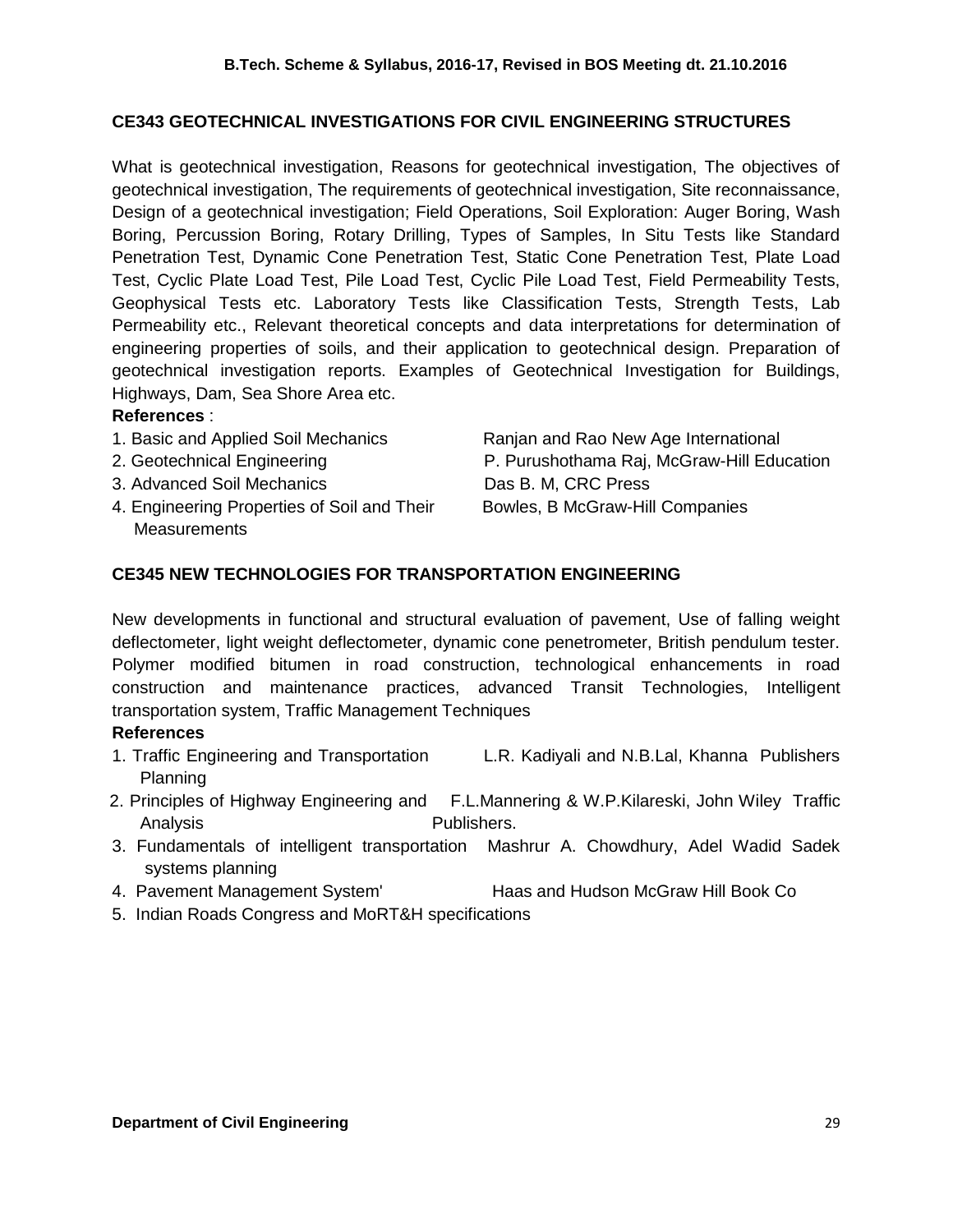## CE343 GEOTECHNICAL INVESTIGATIONS FOR CIVIL ENGINEERING STRUCTURES

What is geotechnical investigation, Reasons for geotechnical investigation, The objectives of geotechnical investigation, The requirements of geotechnical investigation, Site reconnaissance, Design of a geotechnical investigation; Field Operations, Soil Exploration: Auger Boring, Wash Boring, Percussion Boring, Rotary Drilling, Types of Samples, In Situ Tests like Standard Penetration Test, Dynamic Cone Penetration Test, Static Cone Penetration Test, Plate Load Test, Cyclic Plate Load Test, Pile Load Test, Cyclic Pile Load Test, Field Permeability Tests, Geophysical Tests etc. Laboratory Tests like Classification Tests, Strength Tests, Lab Permeability etc., Relevant theoretical concepts and data interpretations for determination of engineering properties of soils, and their application to geotechnical design. Preparation of geotechnical investigation reports. Examples of Geotechnical Investigation for Buildings, Highways, Dam, Sea Shore Area etc.

**References** :

1. Basic and Applied Soil Mechanics — Ranjan and Rao New Age International
2. Geotechnical Engineering — P. Purushothama Raj, McGraw-Hill Education
3. Advanced Soil Mechanics — Das B. M, CRC Press
4. Engineering Properties of Soil and Their Measurements — Bowles, B McGraw-Hill Companies

## CE345 NEW TECHNOLOGIES FOR TRANSPORTATION ENGINEERING

New developments in functional and structural evaluation of pavement, Use of falling weight deflectometer, light weight deflectometer, dynamic cone penetrometer, British pendulum tester. Polymer modified bitumen in road construction, technological enhancements in road construction and maintenance practices, advanced Transit Technologies, Intelligent transportation system, Traffic Management Techniques

**References**

1. Traffic Engineering and Transportation Planning — L.R. Kadiyali and N.B.Lal, Khanna Publishers
2. Principles of Highway Engineering and Traffic Analysis — F.L.Mannering & W.P.Kilareski, John Wiley Publishers.
3. Fundamentals of intelligent transportation systems planning — Mashrur A. Chowdhury, Adel Wadid Sadek
4. Pavement Management System' — Haas and Hudson McGraw Hill Book Co
5. Indian Roads Congress and MoRT&H specifications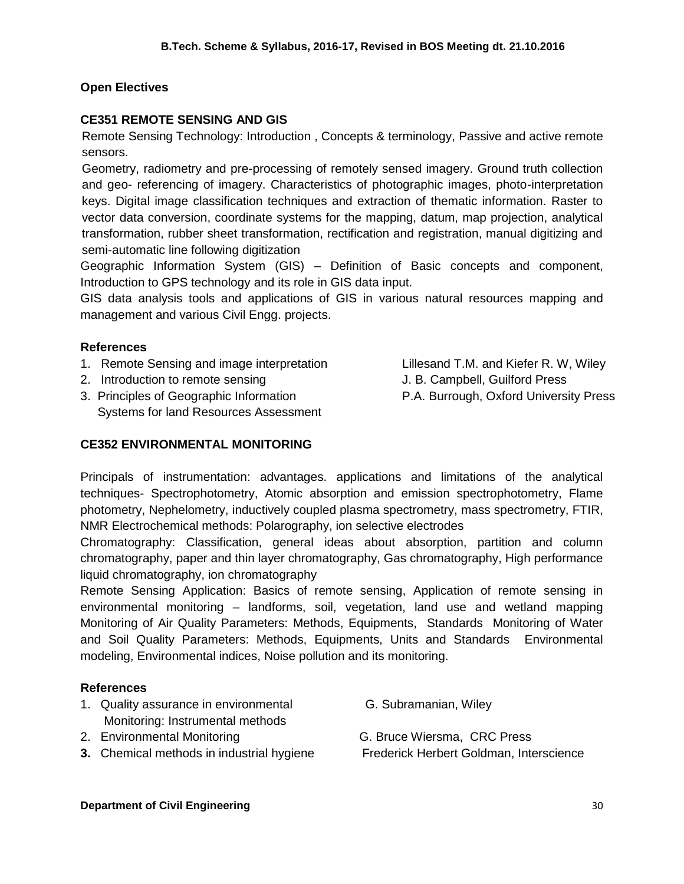## Open Electives

### CE351 REMOTE SENSING AND GIS

Remote Sensing Technology: Introduction , Concepts & terminology, Passive and active remote sensors.

Geometry, radiometry and pre-processing of remotely sensed imagery. Ground truth collection and geo- referencing of imagery. Characteristics of photographic images, photo-interpretation keys. Digital image classification techniques and extraction of thematic information. Raster to vector data conversion, coordinate systems for the mapping, datum, map projection, analytical transformation, rubber sheet transformation, rectification and registration, manual digitizing and semi-automatic line following digitization

Geographic Information System (GIS) – Definition of Basic concepts and component, Introduction to GPS technology and its role in GIS data input.

GIS data analysis tools and applications of GIS in various natural resources mapping and management and various Civil Engg. projects.

#### References

1. Remote Sensing and image interpretation — Lillesand T.M. and Kiefer R. W, Wiley
2. Introduction to remote sensing — J. B. Campbell, Guilford Press
3. Principles of Geographic Information Systems for land Resources Assessment — P.A. Burrough, Oxford University Press

### CE352 ENVIRONMENTAL MONITORING

Principals of instrumentation: advantages. applications and limitations of the analytical techniques- Spectrophotometry, Atomic absorption and emission spectrophotometry, Flame photometry, Nephelometry, inductively coupled plasma spectrometry, mass spectrometry, FTIR, NMR Electrochemical methods: Polarography, ion selective electrodes

Chromatography: Classification, general ideas about absorption, partition and column chromatography, paper and thin layer chromatography, Gas chromatography, High performance liquid chromatography, ion chromatography

Remote Sensing Application: Basics of remote sensing, Application of remote sensing in environmental monitoring – landforms, soil, vegetation, land use and wetland mapping Monitoring of Air Quality Parameters: Methods, Equipments, Standards Monitoring of Water and Soil Quality Parameters: Methods, Equipments, Units and Standards Environmental modeling, Environmental indices, Noise pollution and its monitoring.

#### References

1. Quality assurance in environmental Monitoring: Instrumental methods — G. Subramanian, Wiley
2. Environmental Monitoring — G. Bruce Wiersma, CRC Press
3. Chemical methods in industrial hygiene — Frederick Herbert Goldman, Interscience

**Department of Civil Engineering**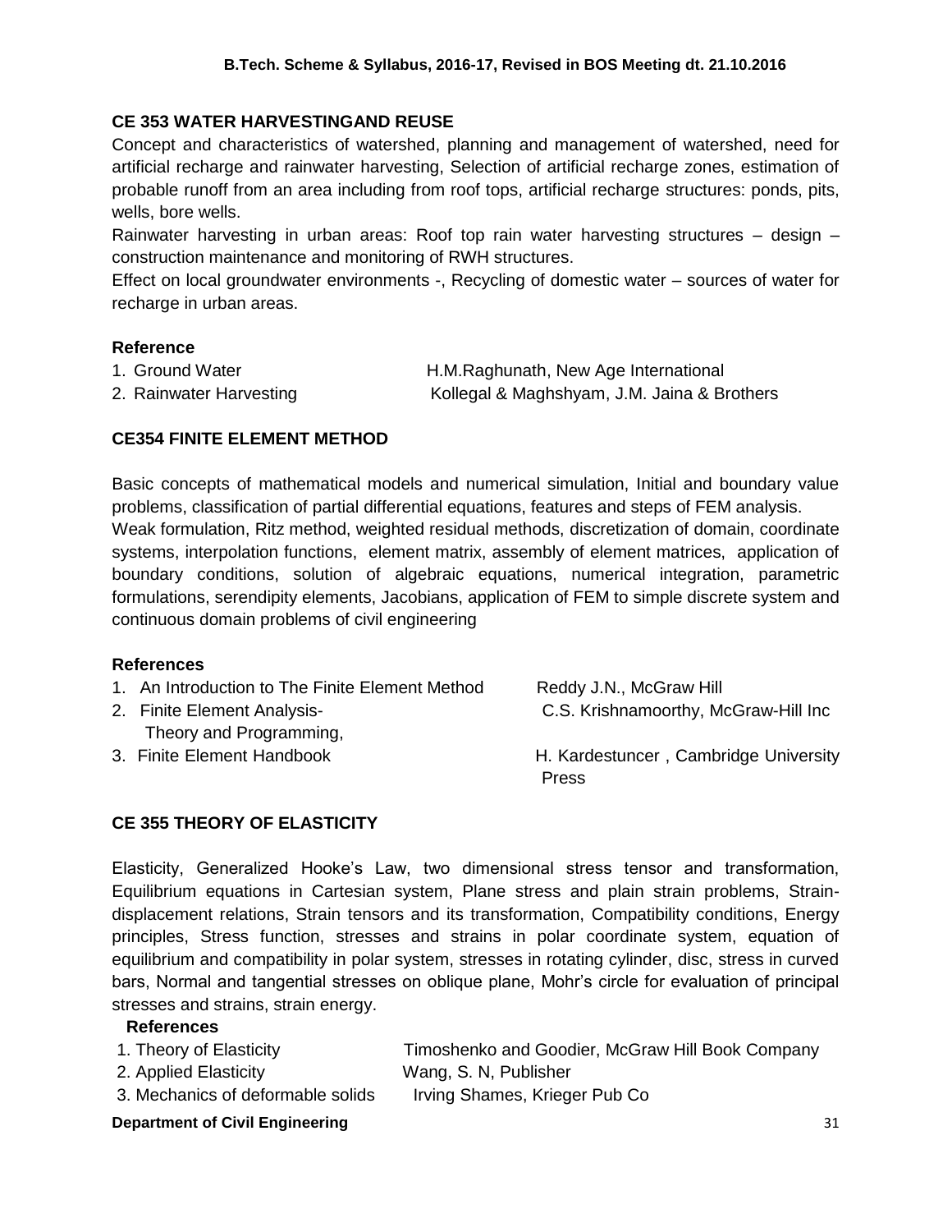### CE 353 WATER HARVESTINGAND REUSE

Concept and characteristics of watershed, planning and management of watershed, need for artificial recharge and rainwater harvesting, Selection of artificial recharge zones, estimation of probable runoff from an area including from roof tops, artificial recharge structures: ponds, pits, wells, bore wells.

Rainwater harvesting in urban areas: Roof top rain water harvesting structures – design – construction maintenance and monitoring of RWH structures.

Effect on local groundwater environments -, Recycling of domestic water – sources of water for recharge in urban areas.

**Reference**

1. Ground Water — H.M.Raghunath, New Age International
2. Rainwater Harvesting — Kollegal & Maghshyam, J.M. Jaina & Brothers

### CE354 FINITE ELEMENT METHOD

Basic concepts of mathematical models and numerical simulation, Initial and boundary value problems, classification of partial differential equations, features and steps of FEM analysis.

Weak formulation, Ritz method, weighted residual methods, discretization of domain, coordinate systems, interpolation functions, element matrix, assembly of element matrices, application of boundary conditions, solution of algebraic equations, numerical integration, parametric formulations, serendipity elements, Jacobians, application of FEM to simple discrete system and continuous domain problems of civil engineering

**References**

1. An Introduction to The Finite Element Method — Reddy J.N., McGraw Hill
2. Finite Element Analysis- Theory and Programming, — C.S. Krishnamoorthy, McGraw-Hill Inc
3. Finite Element Handbook — H. Kardestuncer , Cambridge University Press

### CE 355 THEORY OF ELASTICITY

Elasticity, Generalized Hooke's Law, two dimensional stress tensor and transformation, Equilibrium equations in Cartesian system, Plane stress and plain strain problems, Strain-displacement relations, Strain tensors and its transformation, Compatibility conditions, Energy principles, Stress function, stresses and strains in polar coordinate system, equation of equilibrium and compatibility in polar system, stresses in rotating cylinder, disc, stress in curved bars, Normal and tangential stresses on oblique plane, Mohr's circle for evaluation of principal stresses and strains, strain energy.

**References**

1. Theory of Elasticity — Timoshenko and Goodier, McGraw Hill Book Company
2. Applied Elasticity — Wang, S. N, Publisher
3. Mechanics of deformable solids — Irving Shames, Krieger Pub Co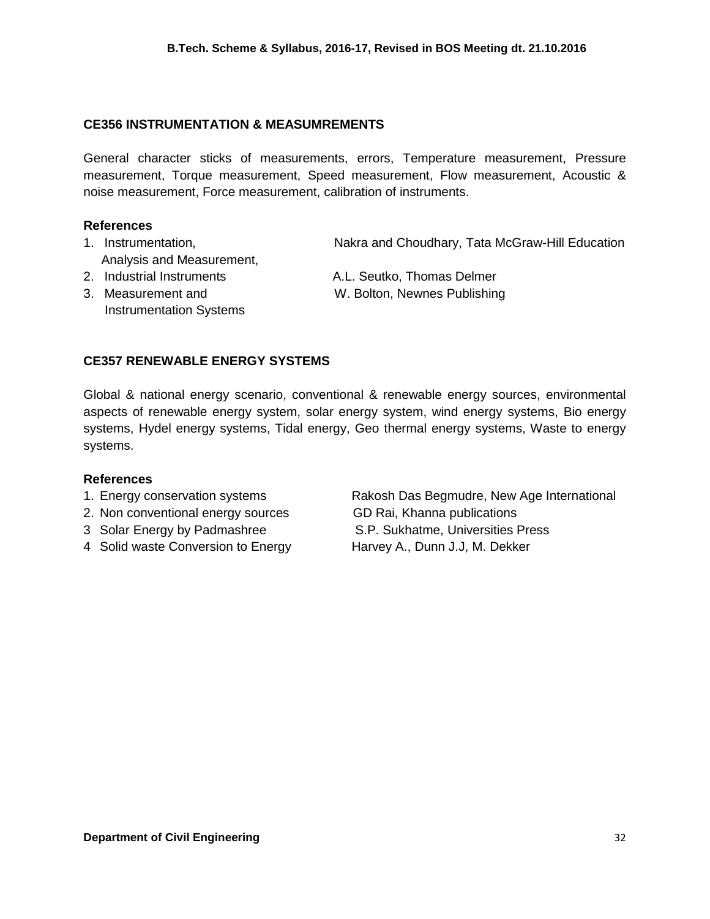## CE356 INSTRUMENTATION & MEASUMREMENTS

General character sticks of measurements, errors, Temperature measurement, Pressure measurement, Torque measurement, Speed measurement, Flow measurement, Acoustic & noise measurement, Force measurement, calibration of instruments.

### References

1. Instrumentation, Analysis and Measurement, — Nakra and Choudhary, Tata McGraw-Hill Education
2. Industrial Instruments — A.L. Seutko, Thomas Delmer
3. Measurement and Instrumentation Systems — W. Bolton, Newnes Publishing

## CE357 RENEWABLE ENERGY SYSTEMS

Global & national energy scenario, conventional & renewable energy sources, environmental aspects of renewable energy system, solar energy system, wind energy systems, Bio energy systems, Hydel energy systems, Tidal energy, Geo thermal energy systems, Waste to energy systems.

### References

1. Energy conservation systems — Rakosh Das Begmudre, New Age International
2. Non conventional energy sources — GD Rai, Khanna publications
3. Solar Energy by Padmashree — S.P. Sukhatme, Universities Press
4. Solid waste Conversion to Energy — Harvey A., Dunn J.J, M. Dekker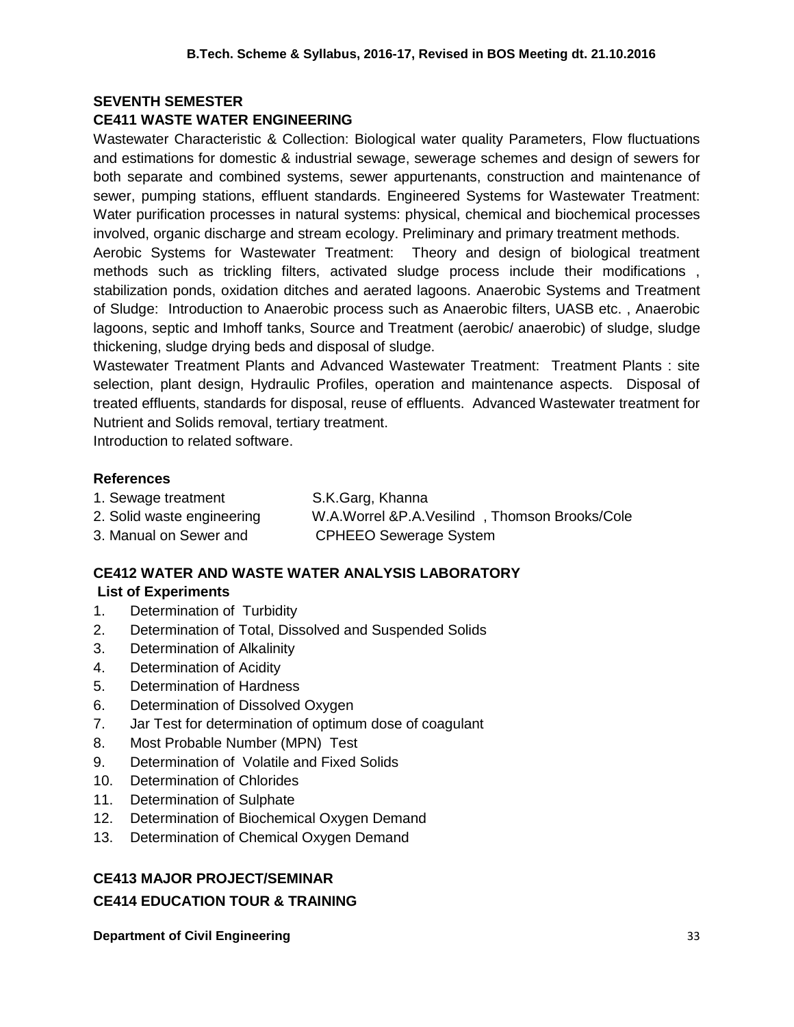## SEVENTH SEMESTER

### CE411 WASTE WATER ENGINEERING

Wastewater Characteristic & Collection: Biological water quality Parameters, Flow fluctuations and estimations for domestic & industrial sewage, sewerage schemes and design of sewers for both separate and combined systems, sewer appurtenants, construction and maintenance of sewer, pumping stations, effluent standards. Engineered Systems for Wastewater Treatment: Water purification processes in natural systems: physical, chemical and biochemical processes involved, organic discharge and stream ecology. Preliminary and primary treatment methods.

Aerobic Systems for Wastewater Treatment: Theory and design of biological treatment methods such as trickling filters, activated sludge process include their modifications , stabilization ponds, oxidation ditches and aerated lagoons. Anaerobic Systems and Treatment of Sludge: Introduction to Anaerobic process such as Anaerobic filters, UASB etc. , Anaerobic lagoons, septic and Imhoff tanks, Source and Treatment (aerobic/ anaerobic) of sludge, sludge thickening, sludge drying beds and disposal of sludge.

Wastewater Treatment Plants and Advanced Wastewater Treatment: Treatment Plants : site selection, plant design, Hydraulic Profiles, operation and maintenance aspects. Disposal of treated effluents, standards for disposal, reuse of effluents. Advanced Wastewater treatment for Nutrient and Solids removal, tertiary treatment.

Introduction to related software.

#### References

| | |
|---|---|
| 1. Sewage treatment | S.K.Garg, Khanna |
| 2. Solid waste engineering | W.A.Worrel &P.A.Vesilind , Thomson Brooks/Cole |
| 3. Manual on Sewer and | CPHEEO Sewerage System |

### CE412 WATER AND WASTE WATER ANALYSIS LABORATORY

**List of Experiments**

1. Determination of Turbidity
2. Determination of Total, Dissolved and Suspended Solids
3. Determination of Alkalinity
4. Determination of Acidity
5. Determination of Hardness
6. Determination of Dissolved Oxygen
7. Jar Test for determination of optimum dose of coagulant
8. Most Probable Number (MPN) Test
9. Determination of Volatile and Fixed Solids
10. Determination of Chlorides
11. Determination of Sulphate
12. Determination of Biochemical Oxygen Demand
13. Determination of Chemical Oxygen Demand

### CE413 MAJOR PROJECT/SEMINAR

### CE414 EDUCATION TOUR & TRAINING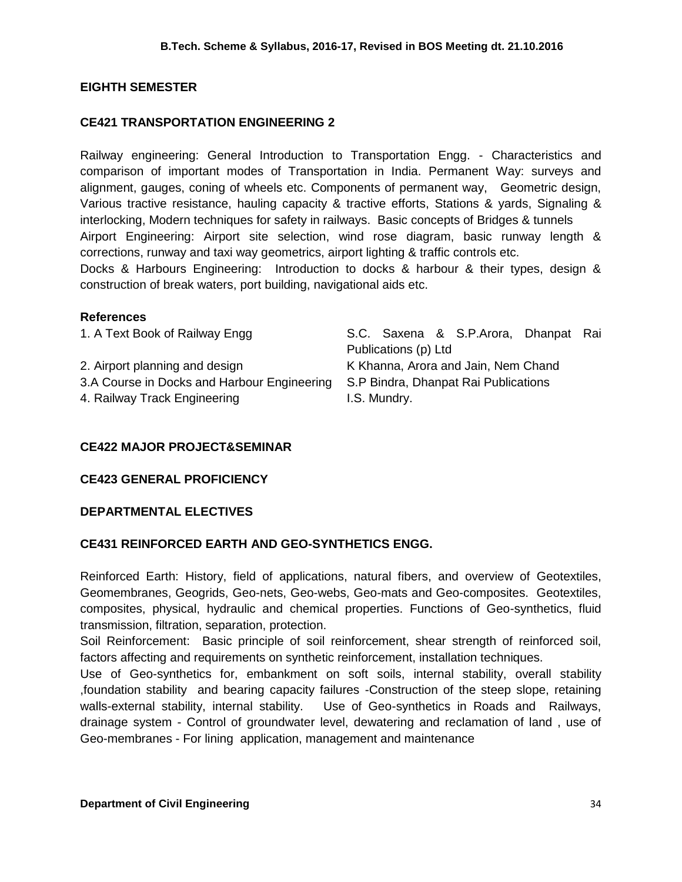## EIGHTH SEMESTER

### CE421 TRANSPORTATION ENGINEERING 2

Railway engineering: General Introduction to Transportation Engg. - Characteristics and comparison of important modes of Transportation in India. Permanent Way: surveys and alignment, gauges, coning of wheels etc. Components of permanent way, Geometric design, Various tractive resistance, hauling capacity & tractive efforts, Stations & yards, Signaling & interlocking, Modern techniques for safety in railways. Basic concepts of Bridges & tunnels

Airport Engineering: Airport site selection, wind rose diagram, basic runway length & corrections, runway and taxi way geometrics, airport lighting & traffic controls etc.

Docks & Harbours Engineering: Introduction to docks & harbour & their types, design & construction of break waters, port building, navigational aids etc.

**References**

| | |
|---|---|
| 1. A Text Book of Railway Engg | S.C. Saxena & S.P.Arora, Dhanpat Rai Publications (p) Ltd |
| 2. Airport planning and design | K Khanna, Arora and Jain, Nem Chand |
| 3.A Course in Docks and Harbour Engineering | S.P Bindra, Dhanpat Rai Publications |
| 4. Railway Track Engineering | I.S. Mundry. |

### CE422 MAJOR PROJECT&SEMINAR

### CE423 GENERAL PROFICIENCY

### DEPARTMENTAL ELECTIVES

### CE431 REINFORCED EARTH AND GEO-SYNTHETICS ENGG.

Reinforced Earth: History, field of applications, natural fibers, and overview of Geotextiles, Geomembranes, Geogrids, Geo-nets, Geo-webs, Geo-mats and Geo-composites. Geotextiles, composites, physical, hydraulic and chemical properties. Functions of Geo-synthetics, fluid transmission, filtration, separation, protection.

Soil Reinforcement: Basic principle of soil reinforcement, shear strength of reinforced soil, factors affecting and requirements on synthetic reinforcement, installation techniques.

Use of Geo-synthetics for, embankment on soft soils, internal stability, overall stability ,foundation stability and bearing capacity failures -Construction of the steep slope, retaining walls-external stability, internal stability. Use of Geo-synthetics in Roads and Railways, drainage system - Control of groundwater level, dewatering and reclamation of land , use of Geo-membranes - For lining application, management and maintenance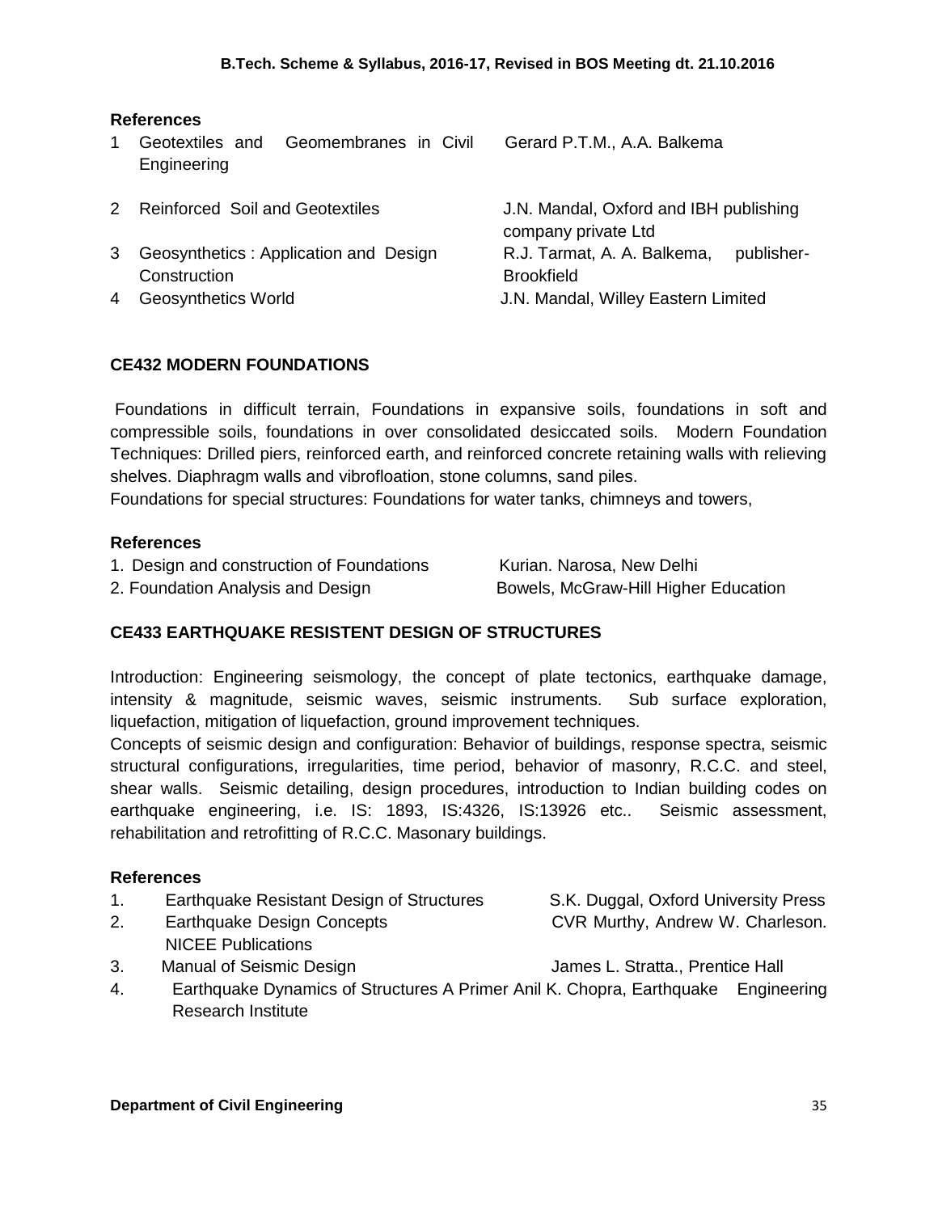**References**

1. Geotextiles and Geomembranes in Civil Engineering — Gerard P.T.M., A.A. Balkema
2. Reinforced Soil and Geotextiles — J.N. Mandal, Oxford and IBH publishing company private Ltd
3. Geosynthetics : Application and Design Construction — R.J. Tarmat, A. A. Balkema, publisher-Brookfield
4. Geosynthetics World — J.N. Mandal, Willey Eastern Limited

## CE432 MODERN FOUNDATIONS

Foundations in difficult terrain, Foundations in expansive soils, foundations in soft and compressible soils, foundations in over consolidated desiccated soils. Modern Foundation Techniques: Drilled piers, reinforced earth, and reinforced concrete retaining walls with relieving shelves. Diaphragm walls and vibrofloation, stone columns, sand piles.

Foundations for special structures: Foundations for water tanks, chimneys and towers,

**References**

1. Design and construction of Foundations — Kurian. Narosa, New Delhi
2. Foundation Analysis and Design — Bowels, McGraw-Hill Higher Education

## CE433 EARTHQUAKE RESISTENT DESIGN OF STRUCTURES

Introduction: Engineering seismology, the concept of plate tectonics, earthquake damage, intensity & magnitude, seismic waves, seismic instruments. Sub surface exploration, liquefaction, mitigation of liquefaction, ground improvement techniques.

Concepts of seismic design and configuration: Behavior of buildings, response spectra, seismic structural configurations, irregularities, time period, behavior of masonry, R.C.C. and steel, shear walls. Seismic detailing, design procedures, introduction to Indian building codes on earthquake engineering, i.e. IS: 1893, IS:4326, IS:13926 etc.. Seismic assessment, rehabilitation and retrofitting of R.C.C. Masonary buildings.

**References**

1. Earthquake Resistant Design of Structures — S.K. Duggal, Oxford University Press
2. Earthquake Design Concepts — CVR Murthy, Andrew W. Charleson. NICEE Publications
3. Manual of Seismic Design — James L. Stratta., Prentice Hall
4. Earthquake Dynamics of Structures A Primer Anil K. Chopra, Earthquake Engineering Research Institute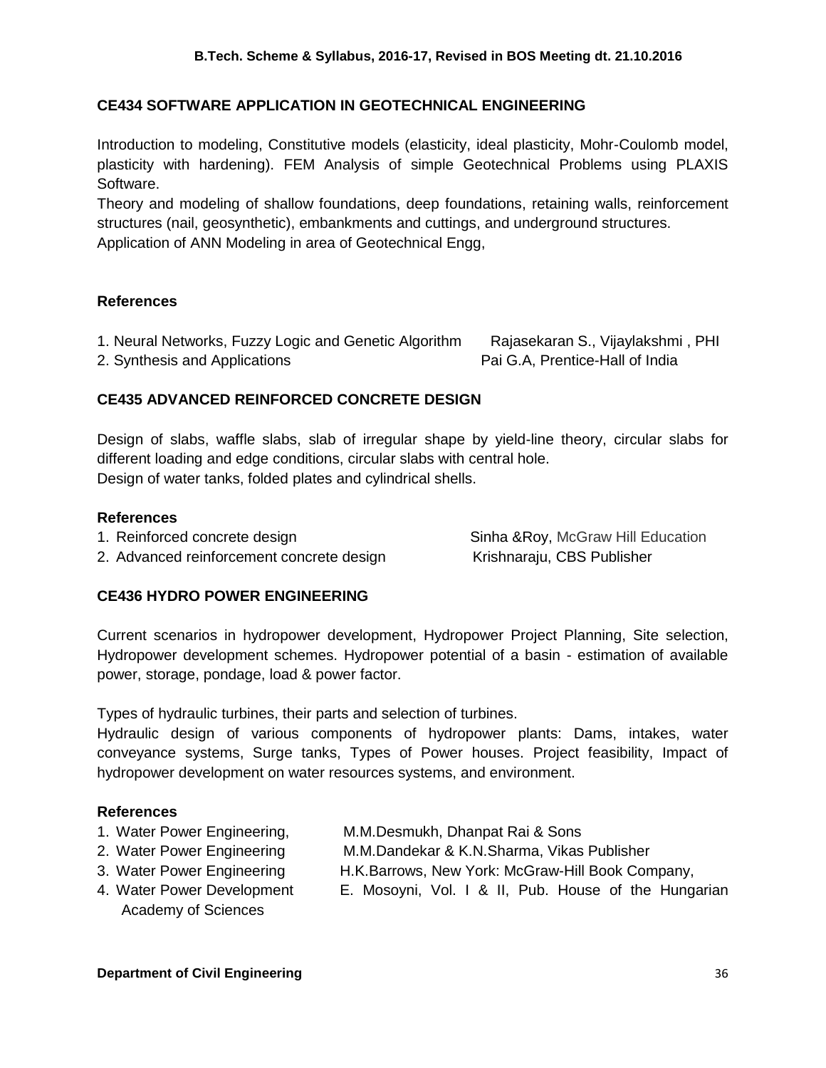## CE434 SOFTWARE APPLICATION IN GEOTECHNICAL ENGINEERING

Introduction to modeling, Constitutive models (elasticity, ideal plasticity, Mohr-Coulomb model, plasticity with hardening). FEM Analysis of simple Geotechnical Problems using PLAXIS Software.

Theory and modeling of shallow foundations, deep foundations, retaining walls, reinforcement structures (nail, geosynthetic), embankments and cuttings, and underground structures.

Application of ANN Modeling in area of Geotechnical Engg,

### References

1. Neural Networks, Fuzzy Logic and Genetic Algorithm — Rajasekaran S., Vijaylakshmi , PHI
2. Synthesis and Applications — Pai G.A, Prentice-Hall of India

## CE435 ADVANCED REINFORCED CONCRETE DESIGN

Design of slabs, waffle slabs, slab of irregular shape by yield-line theory, circular slabs for different loading and edge conditions, circular slabs with central hole.

Design of water tanks, folded plates and cylindrical shells.

### References

1. Reinforced concrete design — Sinha &Roy, McGraw Hill Education
2. Advanced reinforcement concrete design — Krishnaraju, CBS Publisher

## CE436 HYDRO POWER ENGINEERING

Current scenarios in hydropower development, Hydropower Project Planning, Site selection, Hydropower development schemes. Hydropower potential of a basin - estimation of available power, storage, pondage, load & power factor.

Types of hydraulic turbines, their parts and selection of turbines.

Hydraulic design of various components of hydropower plants: Dams, intakes, water conveyance systems, Surge tanks, Types of Power houses. Project feasibility, Impact of hydropower development on water resources systems, and environment.

### References

1. Water Power Engineering, — M.M.Desmukh, Dhanpat Rai & Sons
2. Water Power Engineering — M.M.Dandekar & K.N.Sharma, Vikas Publisher
3. Water Power Engineering — H.K.Barrows, New York: McGraw-Hill Book Company,
4. Water Power Development — E. Mosoyni, Vol. I & II, Pub. House of the Hungarian Academy of Sciences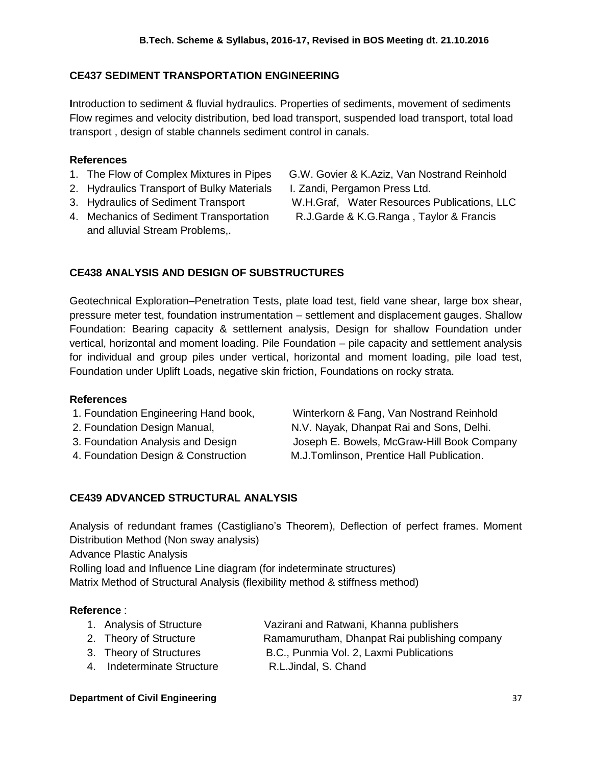## CE437 SEDIMENT TRANSPORTATION ENGINEERING

Introduction to sediment & fluvial hydraulics. Properties of sediments, movement of sediments Flow regimes and velocity distribution, bed load transport, suspended load transport, total load transport , design of stable channels sediment control in canals.

### References

1. The Flow of Complex Mixtures in Pipes — G.W. Govier & K.Aziz, Van Nostrand Reinhold
2. Hydraulics Transport of Bulky Materials — I. Zandi, Pergamon Press Ltd.
3. Hydraulics of Sediment Transport — W.H.Graf, Water Resources Publications, LLC
4. Mechanics of Sediment Transportation and alluvial Stream Problems,. — R.J.Garde & K.G.Ranga , Taylor & Francis

## CE438 ANALYSIS AND DESIGN OF SUBSTRUCTURES

Geotechnical Exploration–Penetration Tests, plate load test, field vane shear, large box shear, pressure meter test, foundation instrumentation – settlement and displacement gauges. Shallow Foundation: Bearing capacity & settlement analysis, Design for shallow Foundation under vertical, horizontal and moment loading. Pile Foundation – pile capacity and settlement analysis for individual and group piles under vertical, horizontal and moment loading, pile load test, Foundation under Uplift Loads, negative skin friction, Foundations on rocky strata.

### References

1. Foundation Engineering Hand book, — Winterkorn & Fang, Van Nostrand Reinhold
2. Foundation Design Manual, — N.V. Nayak, Dhanpat Rai and Sons, Delhi.
3. Foundation Analysis and Design — Joseph E. Bowels, McGraw-Hill Book Company
4. Foundation Design & Construction — M.J.Tomlinson, Prentice Hall Publication.

## CE439 ADVANCED STRUCTURAL ANALYSIS

Analysis of redundant frames (Castigliano's Theorem), Deflection of perfect frames. Moment Distribution Method (Non sway analysis)

Advance Plastic Analysis

Rolling load and Influence Line diagram (for indeterminate structures)

Matrix Method of Structural Analysis (flexibility method & stiffness method)

### Reference :

1. Analysis of Structure — Vazirani and Ratwani, Khanna publishers
2. Theory of Structure — Ramamurutham, Dhanpat Rai publishing company
3. Theory of Structures — B.C., Punmia Vol. 2, Laxmi Publications
4. Indeterminate Structure — R.L.Jindal, S. Chand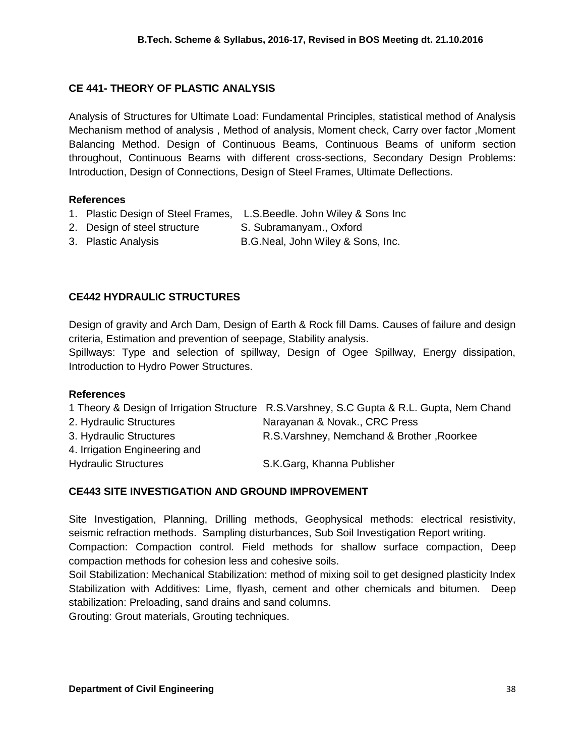## CE 441- THEORY OF PLASTIC ANALYSIS

Analysis of Structures for Ultimate Load: Fundamental Principles, statistical method of Analysis Mechanism method of analysis , Method of analysis, Moment check, Carry over factor ,Moment Balancing Method. Design of Continuous Beams, Continuous Beams of uniform section throughout, Continuous Beams with different cross-sections, Secondary Design Problems: Introduction, Design of Connections, Design of Steel Frames, Ultimate Deflections.

### References

1. Plastic Design of Steel Frames, L.S.Beedle. John Wiley & Sons Inc
2. Design of steel structure S. Subramanyam., Oxford
3. Plastic Analysis B.G.Neal, John Wiley & Sons, Inc.

## CE442 HYDRAULIC STRUCTURES

Design of gravity and Arch Dam, Design of Earth & Rock fill Dams. Causes of failure and design criteria, Estimation and prevention of seepage, Stability analysis.

Spillways: Type and selection of spillway, Design of Ogee Spillway, Energy dissipation, Introduction to Hydro Power Structures.

### References

1 Theory & Design of Irrigation Structure R.S.Varshney, S.C Gupta & R.L. Gupta, Nem Chand
2. Hydraulic Structures Narayanan & Novak., CRC Press
3. Hydraulic Structures R.S.Varshney, Nemchand & Brother ,Roorkee
4. Irrigation Engineering and Hydraulic Structures S.K.Garg, Khanna Publisher

## CE443 SITE INVESTIGATION AND GROUND IMPROVEMENT

Site Investigation, Planning, Drilling methods, Geophysical methods: electrical resistivity, seismic refraction methods. Sampling disturbances, Sub Soil Investigation Report writing.

Compaction: Compaction control. Field methods for shallow surface compaction, Deep compaction methods for cohesion less and cohesive soils.

Soil Stabilization: Mechanical Stabilization: method of mixing soil to get designed plasticity Index Stabilization with Additives: Lime, flyash, cement and other chemicals and bitumen. Deep stabilization: Preloading, sand drains and sand columns.

Grouting: Grout materials, Grouting techniques.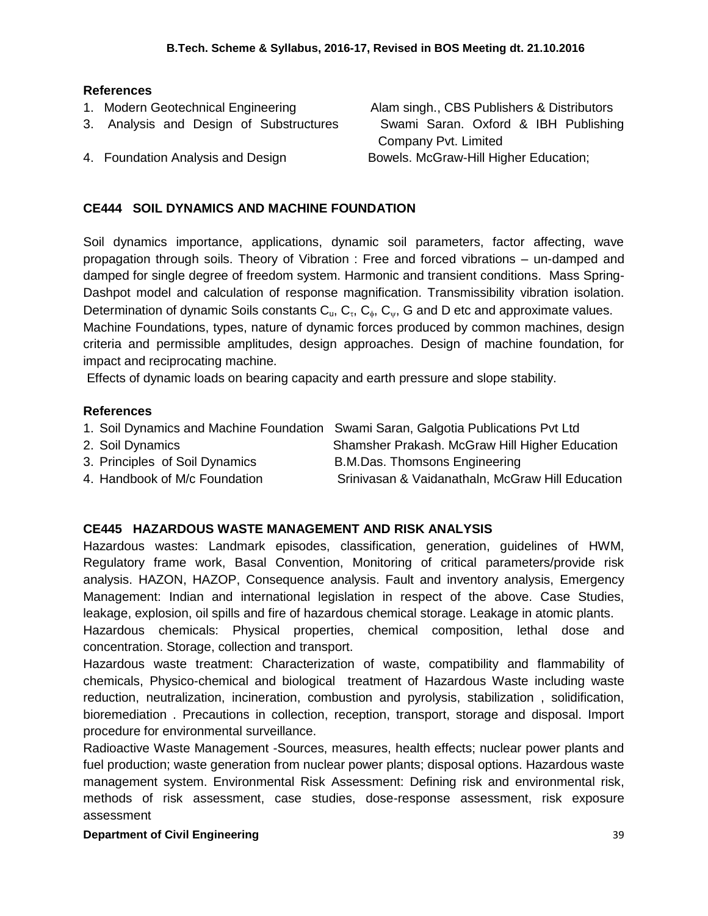**References**

1. Modern Geotechnical Engineering — Alam singh., CBS Publishers & Distributors
3. Analysis and Design of Substructures — Swami Saran. Oxford & IBH Publishing Company Pvt. Limited
4. Foundation Analysis and Design — Bowels. McGraw-Hill Higher Education;

## CE444 SOIL DYNAMICS AND MACHINE FOUNDATION

Soil dynamics importance, applications, dynamic soil parameters, factor affecting, wave propagation through soils. Theory of Vibration : Free and forced vibrations – un-damped and damped for single degree of freedom system. Harmonic and transient conditions. Mass Spring-Dashpot model and calculation of response magnification. Transmissibility vibration isolation. Determination of dynamic Soils constants $C_u$, $C_\tau$, $C_\phi$, $C_\psi$, G and D etc and approximate values.
Machine Foundations, types, nature of dynamic forces produced by common machines, design criteria and permissible amplitudes, design approaches. Design of machine foundation, for impact and reciprocating machine.
Effects of dynamic loads on bearing capacity and earth pressure and slope stability.

**References**

1. Soil Dynamics and Machine Foundation — Swami Saran, Galgotia Publications Pvt Ltd
2. Soil Dynamics — Shamsher Prakash. McGraw Hill Higher Education
3. Principles of Soil Dynamics — B.M.Das. Thomsons Engineering
4. Handbook of M/c Foundation — Srinivasan & Vaidanathaln, McGraw Hill Education

## CE445 HAZARDOUS WASTE MANAGEMENT AND RISK ANALYSIS

Hazardous wastes: Landmark episodes, classification, generation, guidelines of HWM, Regulatory frame work, Basal Convention, Monitoring of critical parameters/provide risk analysis. HAZON, HAZOP, Consequence analysis. Fault and inventory analysis, Emergency Management: Indian and international legislation in respect of the above. Case Studies, leakage, explosion, oil spills and fire of hazardous chemical storage. Leakage in atomic plants.
Hazardous chemicals: Physical properties, chemical composition, lethal dose and concentration. Storage, collection and transport.
Hazardous waste treatment: Characterization of waste, compatibility and flammability of chemicals, Physico-chemical and biological treatment of Hazardous Waste including waste reduction, neutralization, incineration, combustion and pyrolysis, stabilization , solidification, bioremediation . Precautions in collection, reception, transport, storage and disposal. Import procedure for environmental surveillance.
Radioactive Waste Management -Sources, measures, health effects; nuclear power plants and fuel production; waste generation from nuclear power plants; disposal options. Hazardous waste management system. Environmental Risk Assessment: Defining risk and environmental risk, methods of risk assessment, case studies, dose-response assessment, risk exposure assessment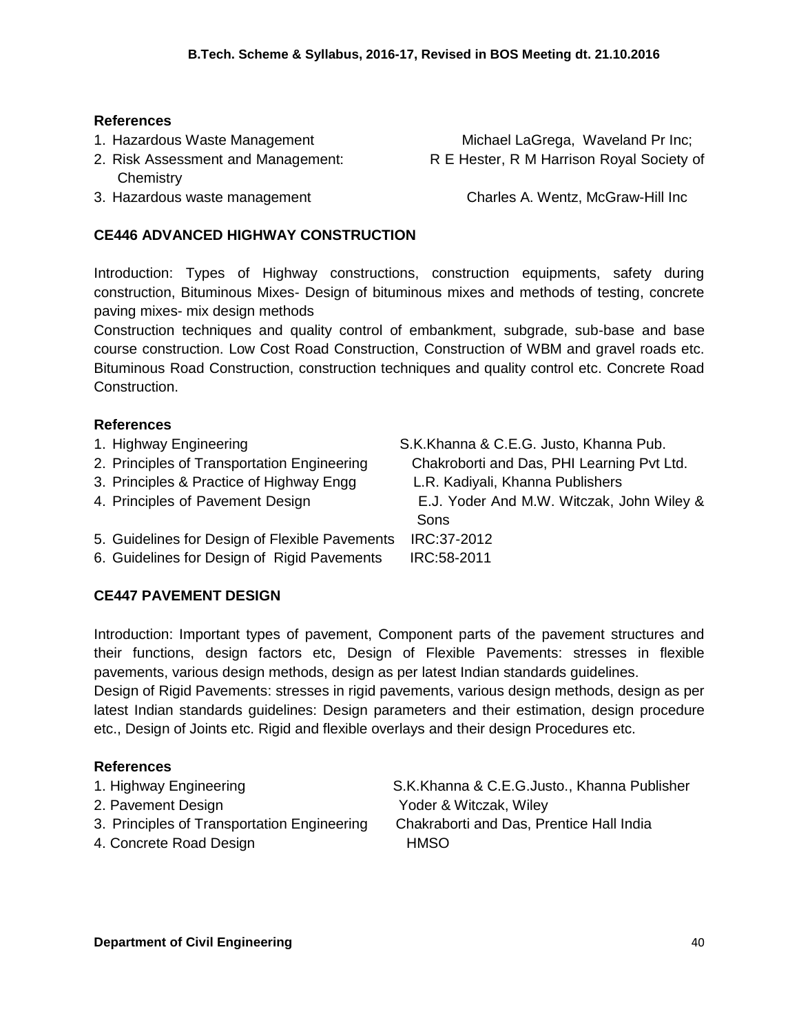**References**

1. Hazardous Waste Management — Michael LaGrega, Waveland Pr Inc;
2. Risk Assessment and Management: — R E Hester, R M Harrison Royal Society of Chemistry
3. Hazardous waste management — Charles A. Wentz, McGraw-Hill Inc

## CE446 ADVANCED HIGHWAY CONSTRUCTION

Introduction: Types of Highway constructions, construction equipments, safety during construction, Bituminous Mixes- Design of bituminous mixes and methods of testing, concrete paving mixes- mix design methods

Construction techniques and quality control of embankment, subgrade, sub-base and base course construction. Low Cost Road Construction, Construction of WBM and gravel roads etc. Bituminous Road Construction, construction techniques and quality control etc. Concrete Road Construction.

**References**

1. Highway Engineering — S.K.Khanna & C.E.G. Justo, Khanna Pub.
2. Principles of Transportation Engineering — Chakroborti and Das, PHI Learning Pvt Ltd.
3. Principles & Practice of Highway Engg — L.R. Kadiyali, Khanna Publishers
4. Principles of Pavement Design — E.J. Yoder And M.W. Witczak, John Wiley & Sons
5. Guidelines for Design of Flexible Pavements — IRC:37-2012
6. Guidelines for Design of Rigid Pavements — IRC:58-2011

## CE447 PAVEMENT DESIGN

Introduction: Important types of pavement, Component parts of the pavement structures and their functions, design factors etc, Design of Flexible Pavements: stresses in flexible pavements, various design methods, design as per latest Indian standards guidelines.

Design of Rigid Pavements: stresses in rigid pavements, various design methods, design as per latest Indian standards guidelines: Design parameters and their estimation, design procedure etc., Design of Joints etc. Rigid and flexible overlays and their design Procedures etc.

**References**

1. Highway Engineering — S.K.Khanna & C.E.G.Justo., Khanna Publisher
2. Pavement Design — Yoder & Witczak, Wiley
3. Principles of Transportation Engineering — Chakraborti and Das, Prentice Hall India
4. Concrete Road Design — HMSO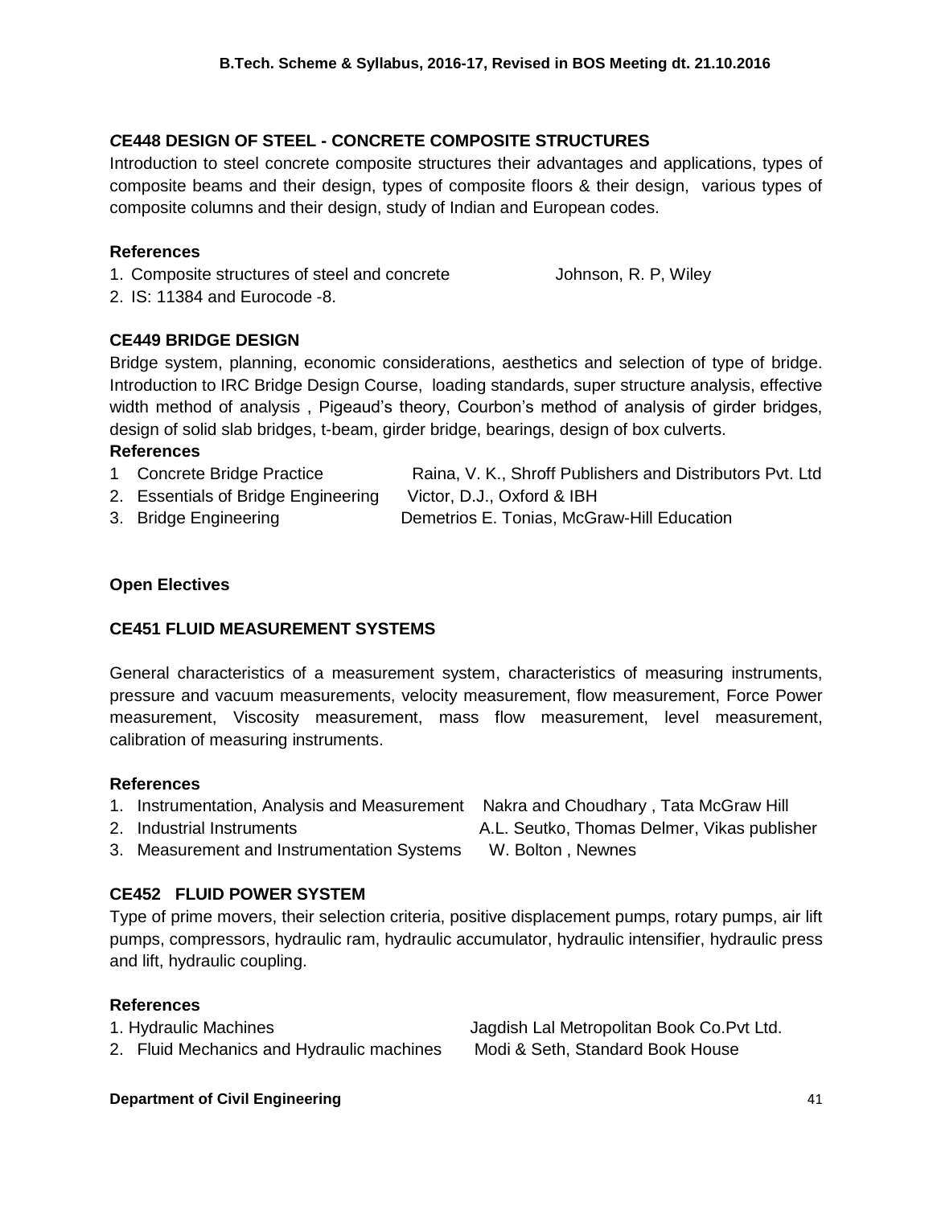### CE448 DESIGN OF STEEL - CONCRETE COMPOSITE STRUCTURES

Introduction to steel concrete composite structures their advantages and applications, types of composite beams and their design, types of composite floors & their design, various types of composite columns and their design, study of Indian and European codes.

**References**

1. Composite structures of steel and concrete — Johnson, R. P, Wiley
2. IS: 11384 and Eurocode -8.

### CE449 BRIDGE DESIGN

Bridge system, planning, economic considerations, aesthetics and selection of type of bridge. Introduction to IRC Bridge Design Course, loading standards, super structure analysis, effective width method of analysis , Pigeaud's theory, Courbon's method of analysis of girder bridges, design of solid slab bridges, t-beam, girder bridge, bearings, design of box culverts.

**References**

1. Concrete Bridge Practice — Raina, V. K., Shroff Publishers and Distributors Pvt. Ltd
2. Essentials of Bridge Engineering — Victor, D.J., Oxford & IBH
3. Bridge Engineering — Demetrios E. Tonias, McGraw-Hill Education

## Open Electives

### CE451 FLUID MEASUREMENT SYSTEMS

General characteristics of a measurement system, characteristics of measuring instruments, pressure and vacuum measurements, velocity measurement, flow measurement, Force Power measurement, Viscosity measurement, mass flow measurement, level measurement, calibration of measuring instruments.

**References**

1. Instrumentation, Analysis and Measurement — Nakra and Choudhary , Tata McGraw Hill
2. Industrial Instruments — A.L. Seutko, Thomas Delmer, Vikas publisher
3. Measurement and Instrumentation Systems — W. Bolton , Newnes

### CE452 FLUID POWER SYSTEM

Type of prime movers, their selection criteria, positive displacement pumps, rotary pumps, air lift pumps, compressors, hydraulic ram, hydraulic accumulator, hydraulic intensifier, hydraulic press and lift, hydraulic coupling.

**References**

1. Hydraulic Machines — Jagdish Lal Metropolitan Book Co.Pvt Ltd.
2. Fluid Mechanics and Hydraulic machines — Modi & Seth, Standard Book House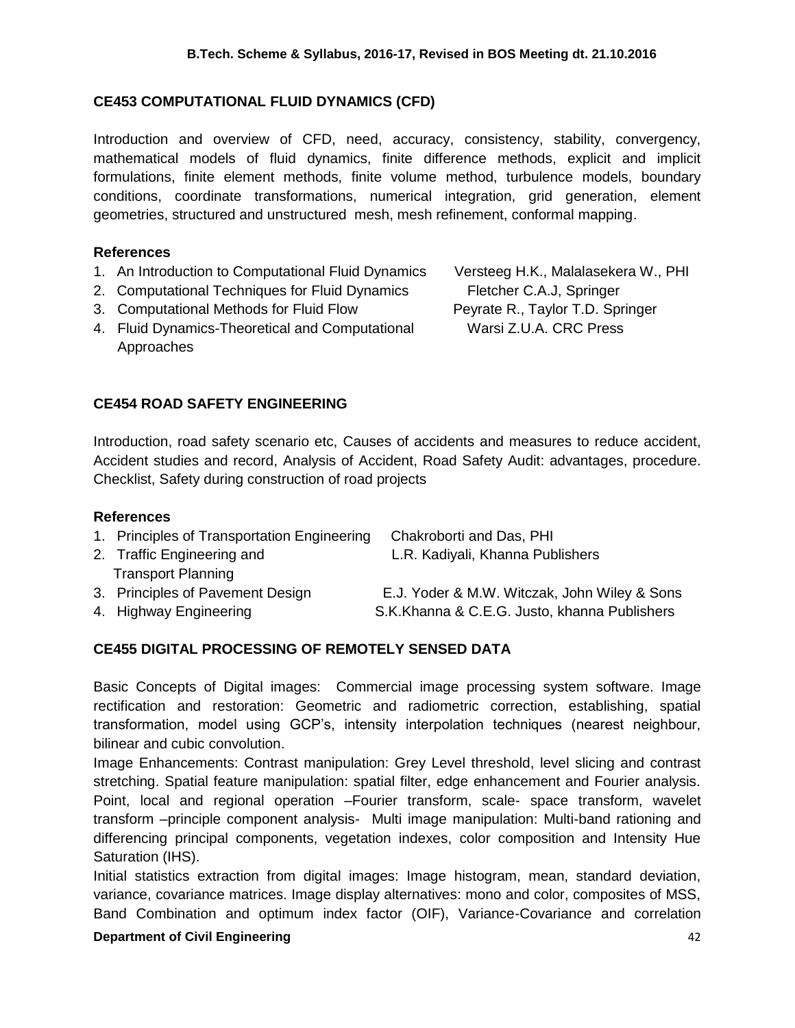### CE453 COMPUTATIONAL FLUID DYNAMICS (CFD)

Introduction and overview of CFD, need, accuracy, consistency, stability, convergency, mathematical models of fluid dynamics, finite difference methods, explicit and implicit formulations, finite element methods, finite volume method, turbulence models, boundary conditions, coordinate transformations, numerical integration, grid generation, element geometries, structured and unstructured mesh, mesh refinement, conformal mapping.

**References**

1. An Introduction to Computational Fluid Dynamics — Versteeg H.K., Malalasekera W., PHI
2. Computational Techniques for Fluid Dynamics — Fletcher C.A.J, Springer
3. Computational Methods for Fluid Flow — Peyrate R., Taylor T.D. Springer
4. Fluid Dynamics-Theoretical and Computational Approaches — Warsi Z.U.A. CRC Press

### CE454 ROAD SAFETY ENGINEERING

Introduction, road safety scenario etc, Causes of accidents and measures to reduce accident, Accident studies and record, Analysis of Accident, Road Safety Audit: advantages, procedure. Checklist, Safety during construction of road projects

**References**

1. Principles of Transportation Engineering — Chakroborti and Das, PHI
2. Traffic Engineering and Transport Planning — L.R. Kadiyali, Khanna Publishers
3. Principles of Pavement Design — E.J. Yoder & M.W. Witczak, John Wiley & Sons
4. Highway Engineering — S.K.Khanna & C.E.G. Justo, khanna Publishers

### CE455 DIGITAL PROCESSING OF REMOTELY SENSED DATA

Basic Concepts of Digital images: Commercial image processing system software. Image rectification and restoration: Geometric and radiometric correction, establishing, spatial transformation, model using GCP's, intensity interpolation techniques (nearest neighbour, bilinear and cubic convolution.

Image Enhancements: Contrast manipulation: Grey Level threshold, level slicing and contrast stretching. Spatial feature manipulation: spatial filter, edge enhancement and Fourier analysis. Point, local and regional operation –Fourier transform, scale- space transform, wavelet transform –principle component analysis- Multi image manipulation: Multi-band rationing and differencing principal components, vegetation indexes, color composition and Intensity Hue Saturation (IHS).

Initial statistics extraction from digital images: Image histogram, mean, standard deviation, variance, covariance matrices. Image display alternatives: mono and color, composites of MSS, Band Combination and optimum index factor (OIF), Variance-Covariance and correlation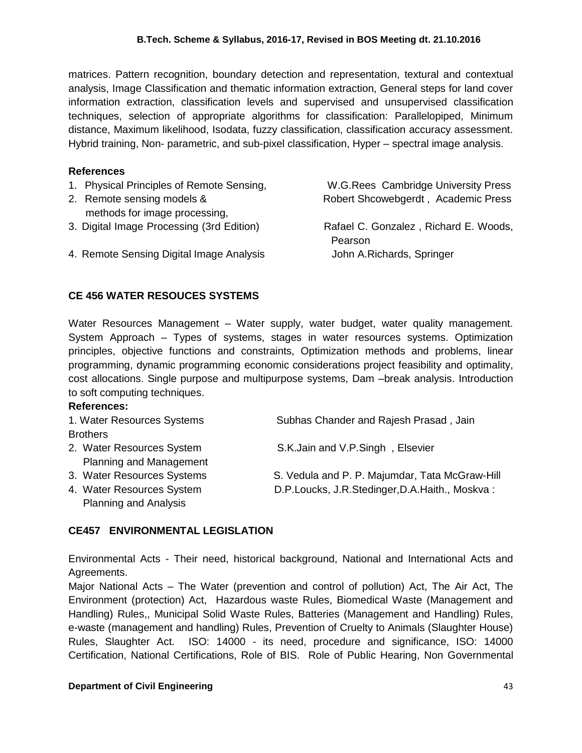matrices. Pattern recognition, boundary detection and representation, textural and contextual analysis, Image Classification and thematic information extraction, General steps for land cover information extraction, classification levels and supervised and unsupervised classification techniques, selection of appropriate algorithms for classification: Parallelopiped, Minimum distance, Maximum likelihood, Isodata, fuzzy classification, classification accuracy assessment. Hybrid training, Non- parametric, and sub-pixel classification, Hyper – spectral image analysis.

**References**

1. Physical Principles of Remote Sensing, — W.G.Rees Cambridge University Press
2. Remote sensing models & methods for image processing, — Robert Shcowebgerdt , Academic Press
3. Digital Image Processing (3rd Edition) — Rafael C. Gonzalez , Richard E. Woods, Pearson
4. Remote Sensing Digital Image Analysis — John A.Richards, Springer

## CE 456 WATER RESOUCES SYSTEMS

Water Resources Management – Water supply, water budget, water quality management. System Approach – Types of systems, stages in water resources systems. Optimization principles, objective functions and constraints, Optimization methods and problems, linear programming, dynamic programming economic considerations project feasibility and optimality, cost allocations. Single purpose and multipurpose systems, Dam –break analysis. Introduction to soft computing techniques.

**References:**

1. Water Resources Systems — Subhas Chander and Rajesh Prasad , Jain Brothers
2. Water Resources System Planning and Management — S.K.Jain and V.P.Singh , Elsevier
3. Water Resources Systems — S. Vedula and P. P. Majumdar, Tata McGraw-Hill
4. Water Resources System Planning and Analysis — D.P.Loucks, J.R.Stedinger,D.A.Haith., Moskva :

## CE457 ENVIRONMENTAL LEGISLATION

Environmental Acts - Their need, historical background, National and International Acts and Agreements.

Major National Acts – The Water (prevention and control of pollution) Act, The Air Act, The Environment (protection) Act, Hazardous waste Rules, Biomedical Waste (Management and Handling) Rules,, Municipal Solid Waste Rules, Batteries (Management and Handling) Rules, e-waste (management and handling) Rules, Prevention of Cruelty to Animals (Slaughter House) Rules, Slaughter Act. ISO: 14000 - its need, procedure and significance, ISO: 14000 Certification, National Certifications, Role of BIS. Role of Public Hearing, Non Governmental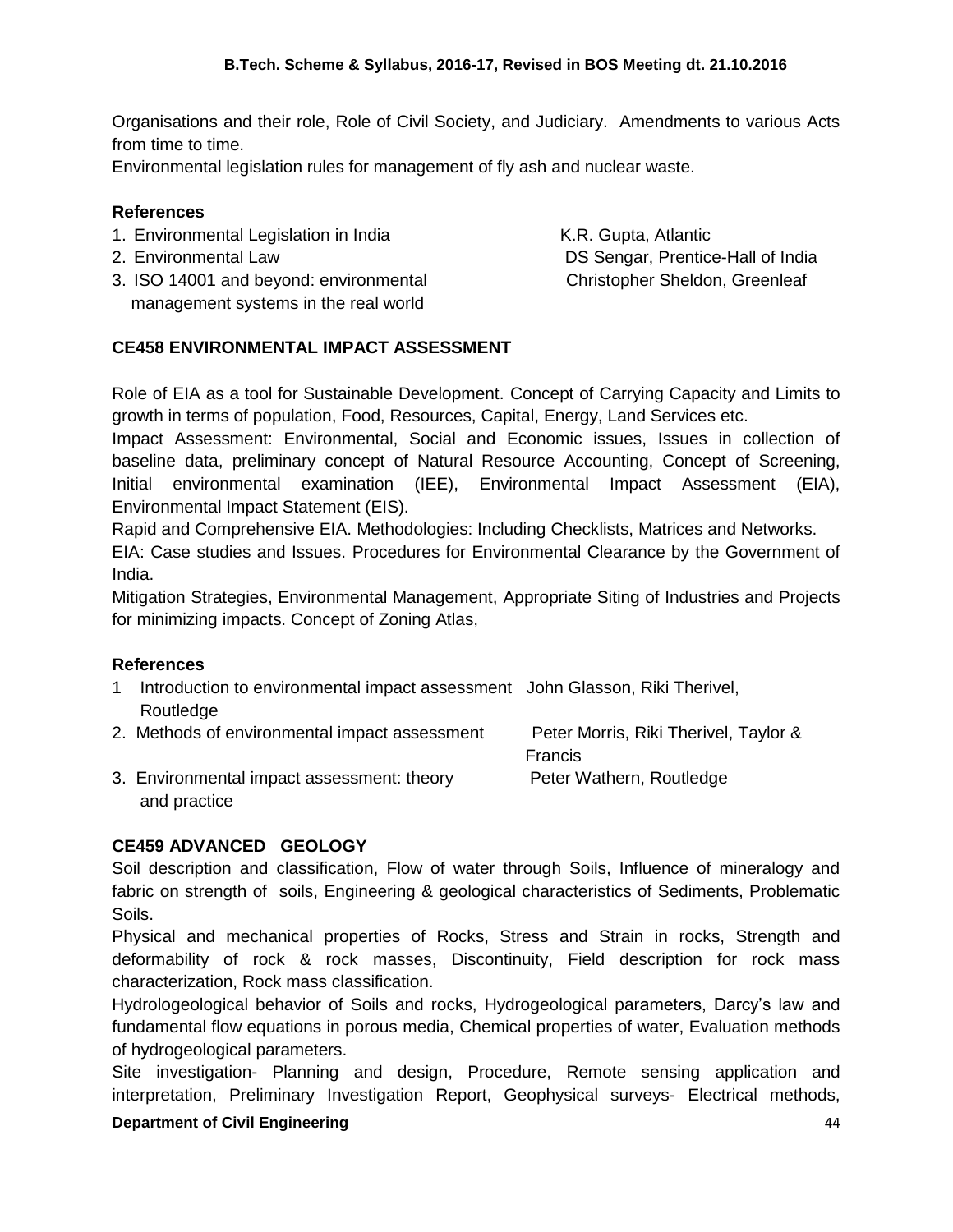Organisations and their role, Role of Civil Society, and Judiciary. Amendments to various Acts from time to time.

Environmental legislation rules for management of fly ash and nuclear waste.

### References

1. Environmental Legislation in India — K.R. Gupta, Atlantic
2. Environmental Law — DS Sengar, Prentice-Hall of India
3. ISO 14001 and beyond: environmental management systems in the real world — Christopher Sheldon, Greenleaf

## CE458 ENVIRONMENTAL IMPACT ASSESSMENT

Role of EIA as a tool for Sustainable Development. Concept of Carrying Capacity and Limits to growth in terms of population, Food, Resources, Capital, Energy, Land Services etc.

Impact Assessment: Environmental, Social and Economic issues, Issues in collection of baseline data, preliminary concept of Natural Resource Accounting, Concept of Screening, Initial environmental examination (IEE), Environmental Impact Assessment (EIA), Environmental Impact Statement (EIS).

Rapid and Comprehensive EIA. Methodologies: Including Checklists, Matrices and Networks.

EIA: Case studies and Issues. Procedures for Environmental Clearance by the Government of India.

Mitigation Strategies, Environmental Management, Appropriate Siting of Industries and Projects for minimizing impacts. Concept of Zoning Atlas,

### References

1. Introduction to environmental impact assessment — John Glasson, Riki Therivel, Routledge
2. Methods of environmental impact assessment — Peter Morris, Riki Therivel, Taylor & Francis
3. Environmental impact assessment: theory and practice — Peter Wathern, Routledge

## CE459 ADVANCED GEOLOGY

Soil description and classification, Flow of water through Soils, Influence of mineralogy and fabric on strength of soils, Engineering & geological characteristics of Sediments, Problematic Soils.

Physical and mechanical properties of Rocks, Stress and Strain in rocks, Strength and deformability of rock & rock masses, Discontinuity, Field description for rock mass characterization, Rock mass classification.

Hydrologeological behavior of Soils and rocks, Hydrogeological parameters, Darcy's law and fundamental flow equations in porous media, Chemical properties of water, Evaluation methods of hydrogeological parameters.

Site investigation- Planning and design, Procedure, Remote sensing application and interpretation, Preliminary Investigation Report, Geophysical surveys- Electrical methods,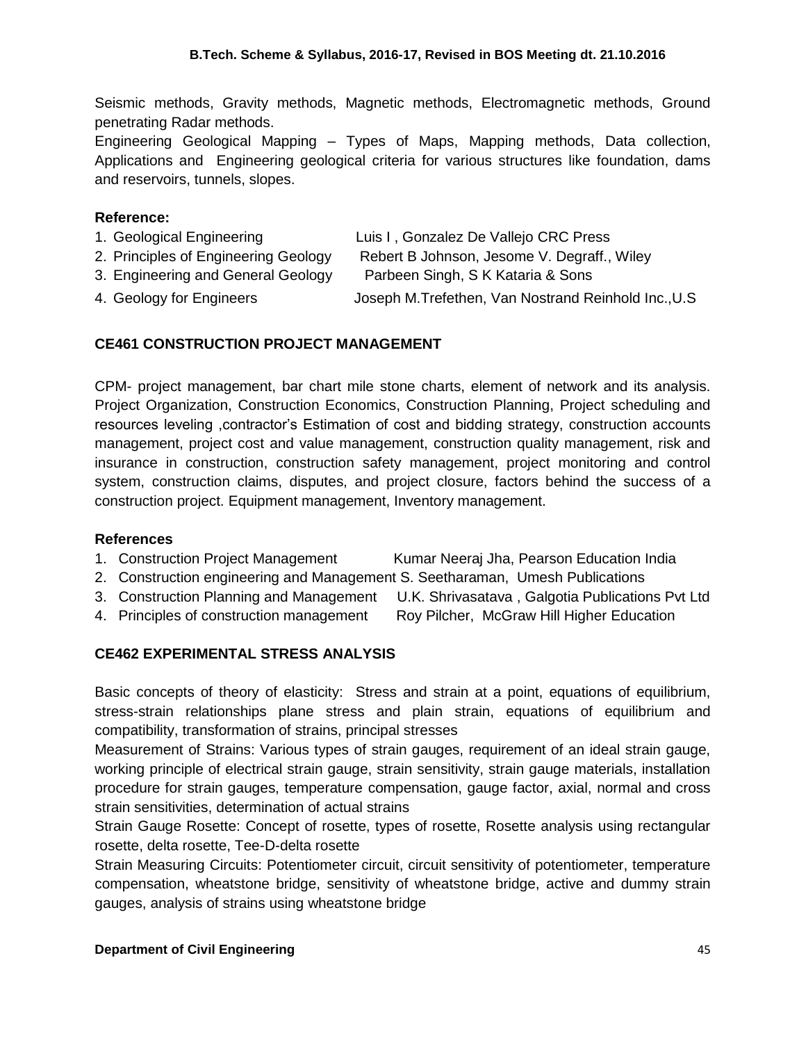Seismic methods, Gravity methods, Magnetic methods, Electromagnetic methods, Ground penetrating Radar methods.

Engineering Geological Mapping – Types of Maps, Mapping methods, Data collection, Applications and Engineering geological criteria for various structures like foundation, dams and reservoirs, tunnels, slopes.

**Reference:**

1. Geological Engineering — Luis I , Gonzalez De Vallejo CRC Press
2. Principles of Engineering Geology — Rebert B Johnson, Jesome V. Degraff., Wiley
3. Engineering and General Geology — Parbeen Singh, S K Kataria & Sons
4. Geology for Engineers — Joseph M.Trefethen, Van Nostrand Reinhold Inc.,U.S

## CE461 CONSTRUCTION PROJECT MANAGEMENT

CPM- project management, bar chart mile stone charts, element of network and its analysis. Project Organization, Construction Economics, Construction Planning, Project scheduling and resources leveling ,contractor's Estimation of cost and bidding strategy, construction accounts management, project cost and value management, construction quality management, risk and insurance in construction, construction safety management, project monitoring and control system, construction claims, disputes, and project closure, factors behind the success of a construction project. Equipment management, Inventory management.

**References**

1. Construction Project Management — Kumar Neeraj Jha, Pearson Education India
2. Construction engineering and Management S. Seetharaman, Umesh Publications
3. Construction Planning and Management — U.K. Shrivasatava , Galgotia Publications Pvt Ltd
4. Principles of construction management — Roy Pilcher, McGraw Hill Higher Education

## CE462 EXPERIMENTAL STRESS ANALYSIS

Basic concepts of theory of elasticity: Stress and strain at a point, equations of equilibrium, stress-strain relationships plane stress and plain strain, equations of equilibrium and compatibility, transformation of strains, principal stresses

Measurement of Strains: Various types of strain gauges, requirement of an ideal strain gauge, working principle of electrical strain gauge, strain sensitivity, strain gauge materials, installation procedure for strain gauges, temperature compensation, gauge factor, axial, normal and cross strain sensitivities, determination of actual strains

Strain Gauge Rosette: Concept of rosette, types of rosette, Rosette analysis using rectangular rosette, delta rosette, Tee-D-delta rosette

Strain Measuring Circuits: Potentiometer circuit, circuit sensitivity of potentiometer, temperature compensation, wheatstone bridge, sensitivity of wheatstone bridge, active and dummy strain gauges, analysis of strains using wheatstone bridge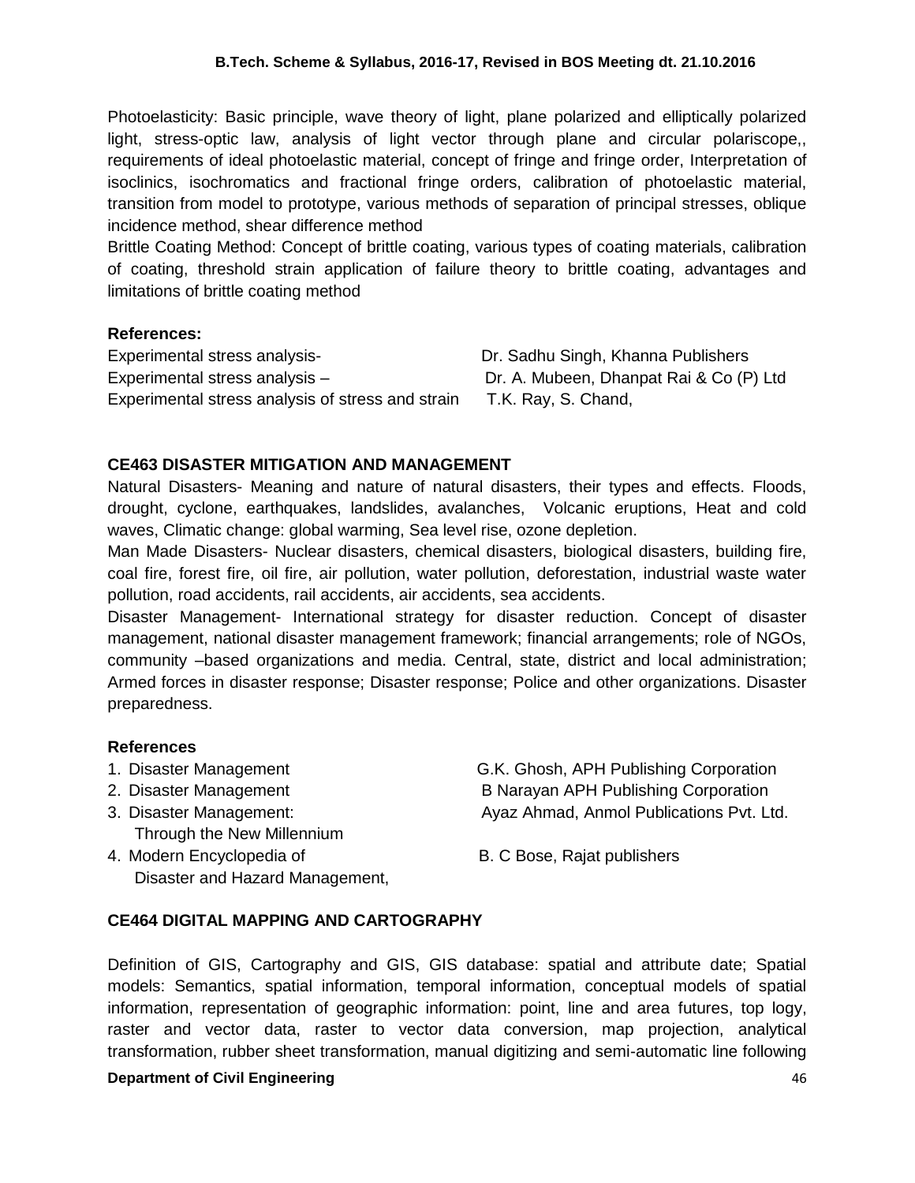Photoelasticity: Basic principle, wave theory of light, plane polarized and elliptically polarized light, stress-optic law, analysis of light vector through plane and circular polariscope,, requirements of ideal photoelastic material, concept of fringe and fringe order, Interpretation of isoclinics, isochromatics and fractional fringe orders, calibration of photoelastic material, transition from model to prototype, various methods of separation of principal stresses, oblique incidence method, shear difference method

Brittle Coating Method: Concept of brittle coating, various types of coating materials, calibration of coating, threshold strain application of failure theory to brittle coating, advantages and limitations of brittle coating method

**References:**

| | |
|---|---|
| Experimental stress analysis- | Dr. Sadhu Singh, Khanna Publishers |
| Experimental stress analysis – | Dr. A. Mubeen, Dhanpat Rai & Co (P) Ltd |
| Experimental stress analysis of stress and strain | T.K. Ray, S. Chand, |

### CE463 DISASTER MITIGATION AND MANAGEMENT

Natural Disasters- Meaning and nature of natural disasters, their types and effects. Floods, drought, cyclone, earthquakes, landslides, avalanches, Volcanic eruptions, Heat and cold waves, Climatic change: global warming, Sea level rise, ozone depletion.

Man Made Disasters- Nuclear disasters, chemical disasters, biological disasters, building fire, coal fire, forest fire, oil fire, air pollution, water pollution, deforestation, industrial waste water pollution, road accidents, rail accidents, air accidents, sea accidents.

Disaster Management- International strategy for disaster reduction. Concept of disaster management, national disaster management framework; financial arrangements; role of NGOs, community –based organizations and media. Central, state, district and local administration; Armed forces in disaster response; Disaster response; Police and other organizations. Disaster preparedness.

**References**

| | |
|---|---|
| 1. Disaster Management | G.K. Ghosh, APH Publishing Corporation |
| 2. Disaster Management | B Narayan APH Publishing Corporation |
| 3. Disaster Management: Through the New Millennium | Ayaz Ahmad, Anmol Publications Pvt. Ltd. |
| 4. Modern Encyclopedia of Disaster and Hazard Management, | B. C Bose, Rajat publishers |

### CE464 DIGITAL MAPPING AND CARTOGRAPHY

Definition of GIS, Cartography and GIS, GIS database: spatial and attribute date; Spatial models: Semantics, spatial information, temporal information, conceptual models of spatial information, representation of geographic information: point, line and area futures, top logy, raster and vector data, raster to vector data conversion, map projection, analytical transformation, rubber sheet transformation, manual digitizing and semi-automatic line following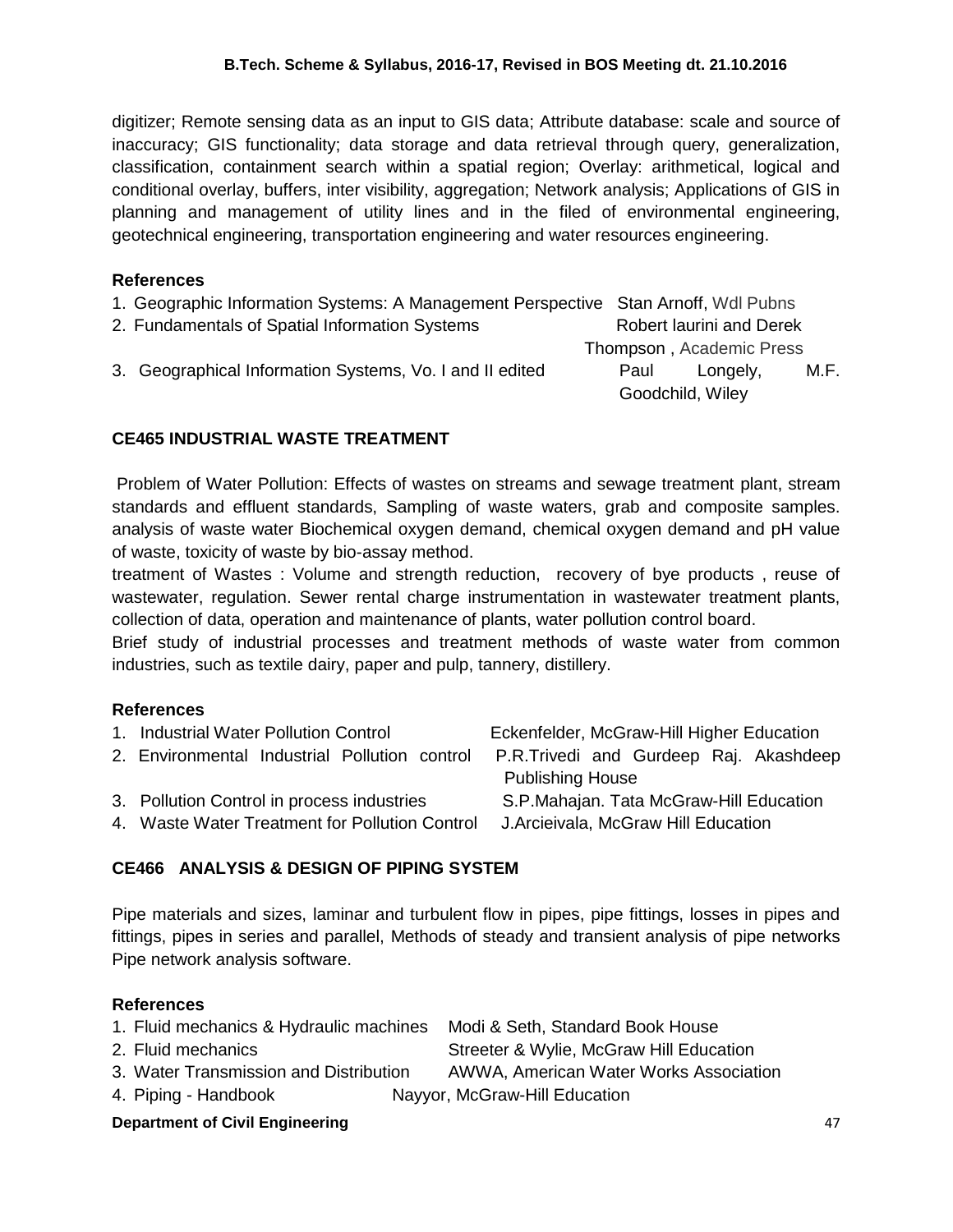digitizer; Remote sensing data as an input to GIS data; Attribute database: scale and source of inaccuracy; GIS functionality; data storage and data retrieval through query, generalization, classification, containment search within a spatial region; Overlay: arithmetical, logical and conditional overlay, buffers, inter visibility, aggregation; Network analysis; Applications of GIS in planning and management of utility lines and in the filed of environmental engineering, geotechnical engineering, transportation engineering and water resources engineering.

### References

1. Geographic Information Systems: A Management Perspective — Stan Arnoff, Wdl Pubns
2. Fundamentals of Spatial Information Systems — Robert laurini and Derek Thompson , Academic Press
3. Geographical Information Systems, Vo. I and II edited — Paul Longely, M.F. Goodchild, Wiley

## CE465 INDUSTRIAL WASTE TREATMENT

Problem of Water Pollution: Effects of wastes on streams and sewage treatment plant, stream standards and effluent standards, Sampling of waste waters, grab and composite samples. analysis of waste water Biochemical oxygen demand, chemical oxygen demand and pH value of waste, toxicity of waste by bio-assay method.

treatment of Wastes : Volume and strength reduction, recovery of bye products , reuse of wastewater, regulation. Sewer rental charge instrumentation in wastewater treatment plants, collection of data, operation and maintenance of plants, water pollution control board.

Brief study of industrial processes and treatment methods of waste water from common industries, such as textile dairy, paper and pulp, tannery, distillery.

### References

1. Industrial Water Pollution Control — Eckenfelder, McGraw-Hill Higher Education
2. Environmental Industrial Pollution control — P.R.Trivedi and Gurdeep Raj. Akashdeep Publishing House
3. Pollution Control in process industries — S.P.Mahajan. Tata McGraw-Hill Education
4. Waste Water Treatment for Pollution Control — J.Arcieivala, McGraw Hill Education

## CE466 ANALYSIS & DESIGN OF PIPING SYSTEM

Pipe materials and sizes, laminar and turbulent flow in pipes, pipe fittings, losses in pipes and fittings, pipes in series and parallel, Methods of steady and transient analysis of pipe networks Pipe network analysis software.

### References

1. Fluid mechanics & Hydraulic machines — Modi & Seth, Standard Book House
2. Fluid mechanics — Streeter & Wylie, McGraw Hill Education
3. Water Transmission and Distribution — AWWA, American Water Works Association
4. Piping - Handbook — Nayyor, McGraw-Hill Education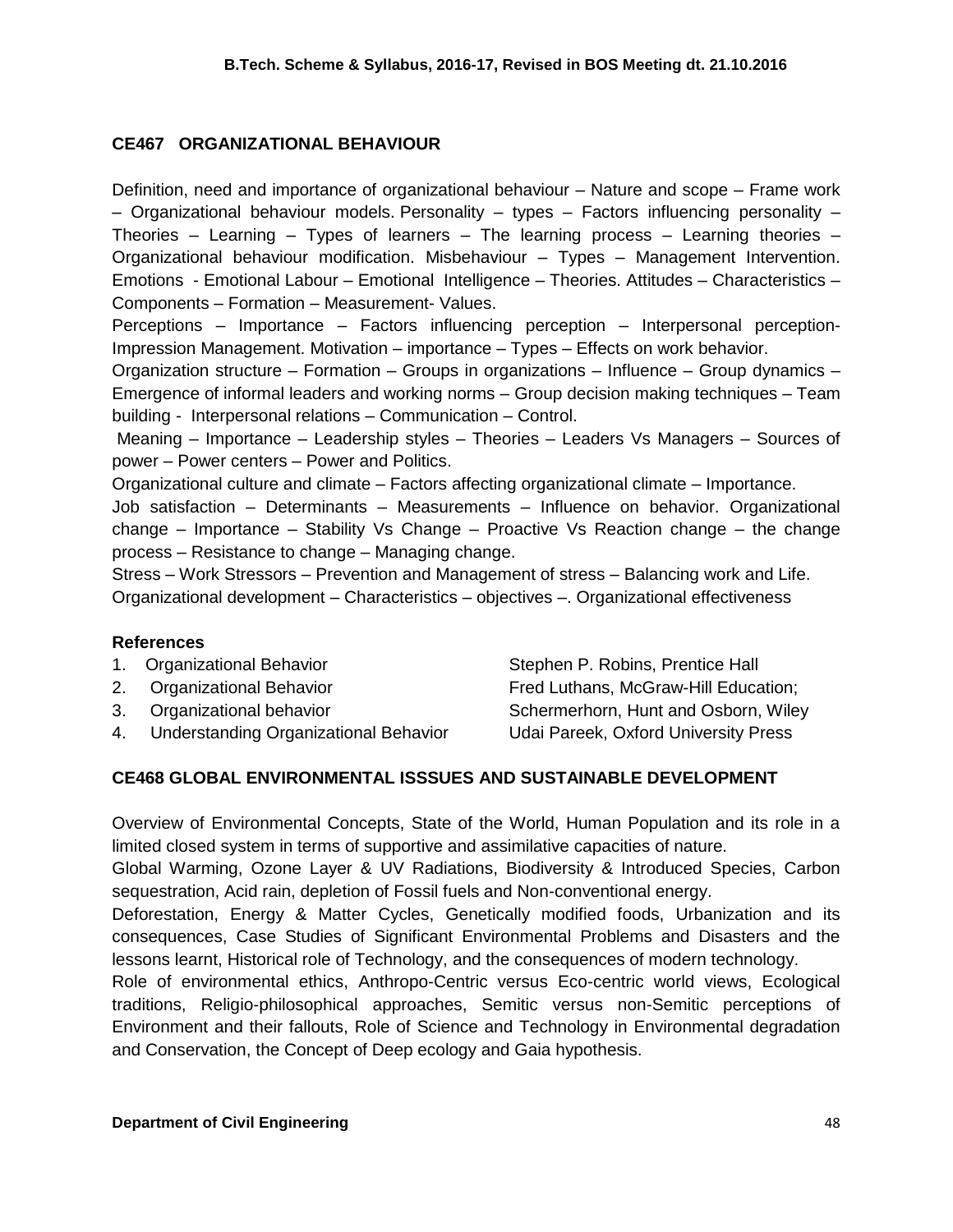## CE467 ORGANIZATIONAL BEHAVIOUR

Definition, need and importance of organizational behaviour – Nature and scope – Frame work – Organizational behaviour models. Personality – types – Factors influencing personality – Theories – Learning – Types of learners – The learning process – Learning theories – Organizational behaviour modification. Misbehaviour – Types – Management Intervention. Emotions - Emotional Labour – Emotional Intelligence – Theories. Attitudes – Characteristics – Components – Formation – Measurement- Values.

Perceptions – Importance – Factors influencing perception – Interpersonal perception- Impression Management. Motivation – importance – Types – Effects on work behavior.

Organization structure – Formation – Groups in organizations – Influence – Group dynamics – Emergence of informal leaders and working norms – Group decision making techniques – Team building - Interpersonal relations – Communication – Control.

Meaning – Importance – Leadership styles – Theories – Leaders Vs Managers – Sources of power – Power centers – Power and Politics.

Organizational culture and climate – Factors affecting organizational climate – Importance.

Job satisfaction – Determinants – Measurements – Influence on behavior. Organizational change – Importance – Stability Vs Change – Proactive Vs Reaction change – the change process – Resistance to change – Managing change.

Stress – Work Stressors – Prevention and Management of stress – Balancing work and Life.

Organizational development – Characteristics – objectives –. Organizational effectiveness

### References

1. Organizational Behavior — Stephen P. Robins, Prentice Hall
2. Organizational Behavior — Fred Luthans, McGraw-Hill Education;
3. Organizational behavior — Schermerhorn, Hunt and Osborn, Wiley
4. Understanding Organizational Behavior — Udai Pareek, Oxford University Press

## CE468 GLOBAL ENVIRONMENTAL ISSSUES AND SUSTAINABLE DEVELOPMENT

Overview of Environmental Concepts, State of the World, Human Population and its role in a limited closed system in terms of supportive and assimilative capacities of nature.

Global Warming, Ozone Layer & UV Radiations, Biodiversity & Introduced Species, Carbon sequestration, Acid rain, depletion of Fossil fuels and Non-conventional energy.

Deforestation, Energy & Matter Cycles, Genetically modified foods, Urbanization and its consequences, Case Studies of Significant Environmental Problems and Disasters and the lessons learnt, Historical role of Technology, and the consequences of modern technology.

Role of environmental ethics, Anthropo-Centric versus Eco-centric world views, Ecological traditions, Religio-philosophical approaches, Semitic versus non-Semitic perceptions of Environment and their fallouts, Role of Science and Technology in Environmental degradation and Conservation, the Concept of Deep ecology and Gaia hypothesis.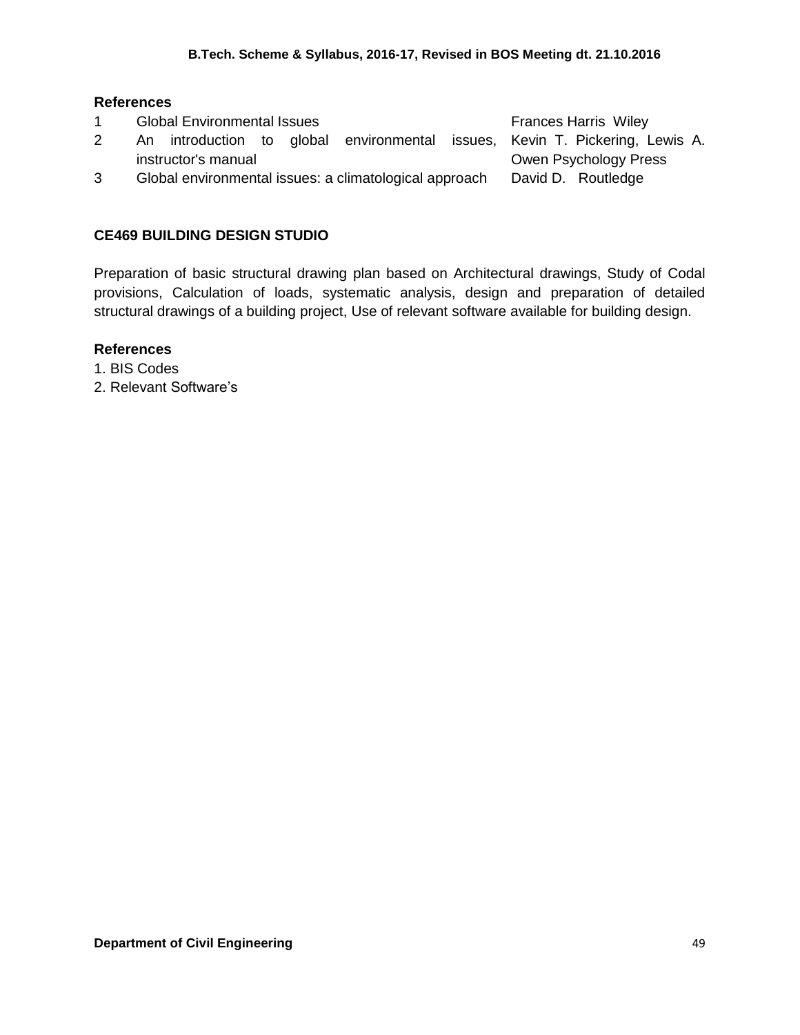**References**

| | | |
|---|---|---|
| 1 | Global Environmental Issues | Frances Harris Wiley |
| 2 | An introduction to global environmental issues, instructor's manual | Kevin T. Pickering, Lewis A. Owen Psychology Press |
| 3 | Global environmental issues: a climatological approach | David D. Routledge |

## CE469 BUILDING DESIGN STUDIO

Preparation of basic structural drawing plan based on Architectural drawings, Study of Codal provisions, Calculation of loads, systematic analysis, design and preparation of detailed structural drawings of a building project, Use of relevant software available for building design.

**References**

1. BIS Codes
2. Relevant Software's